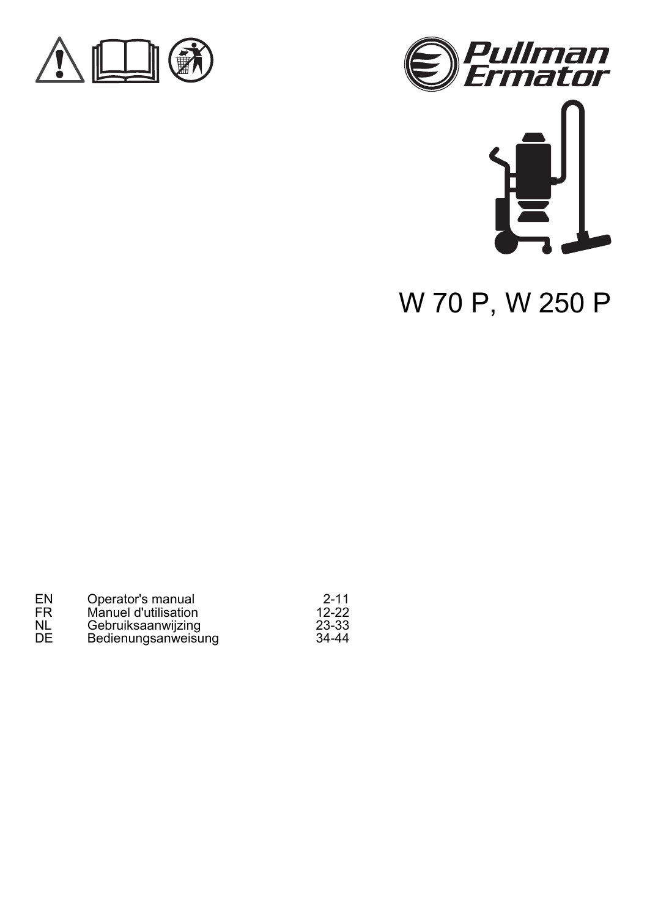Pullman Ermator

# W 70 P, W 250 P

| | | |
|---|---|---|
| EN | Operator's manual | 2-11 |
| FR | Manuel d'utilisation | 12-22 |
| NL | Gebruiksaanwijzing | 23-33 |
| DE | Bedienungsanweisung | 34-44 |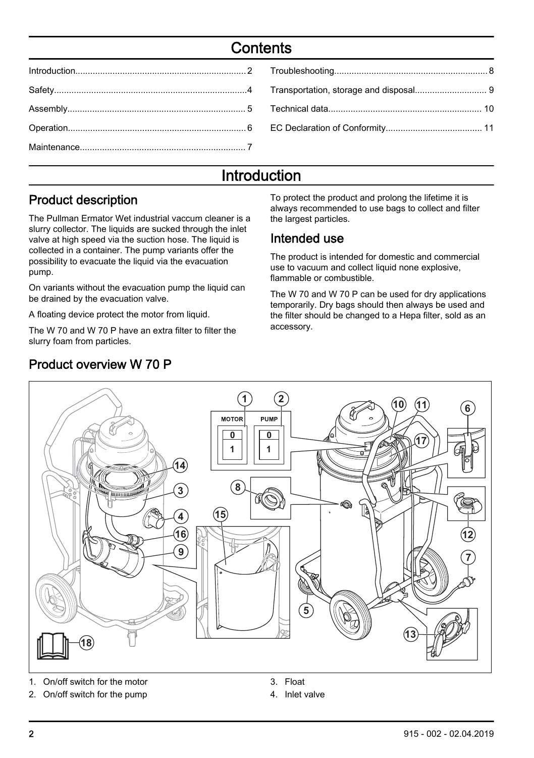# Contents

| | | | |
|---|---|---|---|
| Introduction | 2 | Troubleshooting | 8 |
| Safety | 4 | Transportation, storage and disposal | 9 |
| Assembly | 5 | Technical data | 10 |
| Operation | 6 | EC Declaration of Conformity | 11 |
| Maintenance | 7 | | |

# Introduction

## Product description

The Pullman Ermator Wet industrial vaccum cleaner is a slurry collector. The liquids are sucked through the inlet valve at high speed via the suction hose. The liquid is collected in a container. The pump variants offer the possibility to evacuate the liquid via the evacuation pump.

On variants without the evacuation pump the liquid can be drained by the evacuation valve.

A floating device protect the motor from liquid.

The W 70 and W 70 P have an extra filter to filter the slurry foam from particles.

To protect the product and prolong the lifetime it is always recommended to use bags to collect and filter the largest particles.

## Intended use

The product is intended for domestic and commercial use to vacuum and collect liquid none explosive, flammable or combustible.

The W 70 and W 70 P can be used for dry applications temporarily. Dry bags should then always be used and the filter should be changed to a Hepa filter, sold as an accessory.

## Product overview W 70 P

MOTOR PUMP

0 0

1 1

1. On/off switch for the motor
2. On/off switch for the pump
3. Float
4. Inlet valve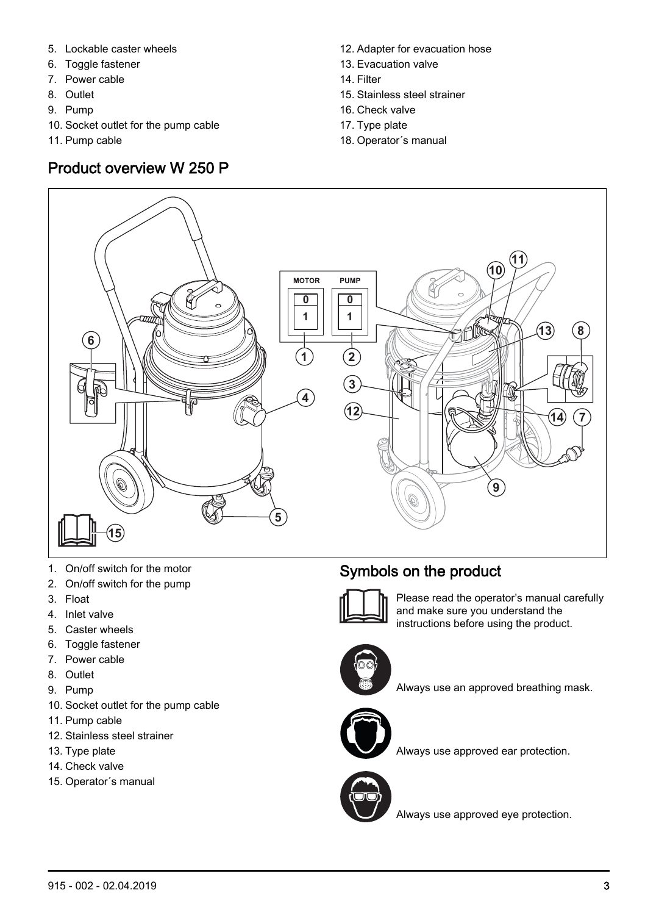5. Lockable caster wheels
6. Toggle fastener
7. Power cable
8. Outlet
9. Pump
10. Socket outlet for the pump cable
11. Pump cable
12. Adapter for evacuation hose
13. Evacuation valve
14. Filter
15. Stainless steel strainer
16. Check valve
17. Type plate
18. Operator´s manual

## Product overview W 250 P

1. On/off switch for the motor
2. On/off switch for the pump
3. Float
4. Inlet valve
5. Caster wheels
6. Toggle fastener
7. Power cable
8. Outlet
9. Pump
10. Socket outlet for the pump cable
11. Pump cable
12. Stainless steel strainer
13. Type plate
14. Check valve
15. Operator´s manual

## Symbols on the product

Please read the operator's manual carefully and make sure you understand the instructions before using the product.

Always use an approved breathing mask.

Always use approved ear protection.

Always use approved eye protection.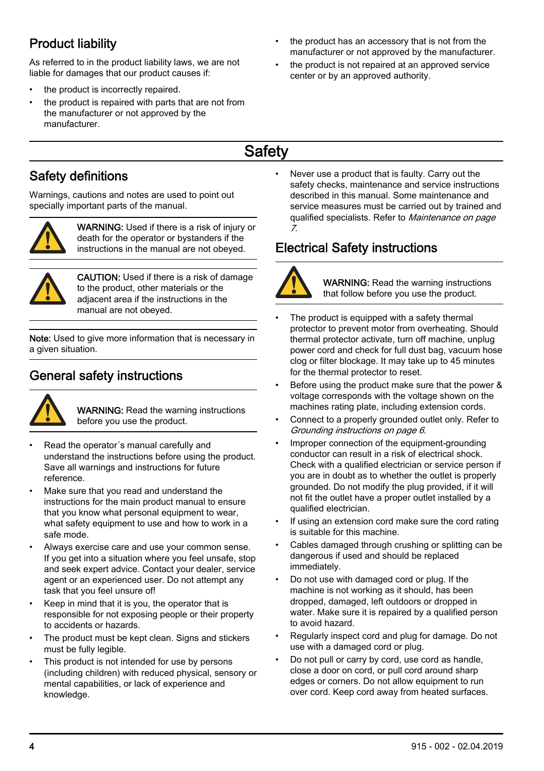## Product liability

As referred to in the product liability laws, we are not liable for damages that our product causes if:

- the product is incorrectly repaired.
- the product is repaired with parts that are not from the manufacturer or not approved by the manufacturer.
- the product has an accessory that is not from the manufacturer or not approved by the manufacturer.
- the product is not repaired at an approved service center or by an approved authority.

# Safety

## Safety definitions

Warnings, cautions and notes are used to point out specially important parts of the manual.

**WARNING:** Used if there is a risk of injury or death for the operator or bystanders if the instructions in the manual are not obeyed.

**CAUTION:** Used if there is a risk of damage to the product, other materials or the adjacent area if the instructions in the manual are not obeyed.

**Note:** Used to give more information that is necessary in a given situation.

## General safety instructions

**WARNING:** Read the warning instructions before you use the product.

- Read the operator´s manual carefully and understand the instructions before using the product. Save all warnings and instructions for future reference.
- Make sure that you read and understand the instructions for the main product manual to ensure that you know what personal equipment to wear, what safety equipment to use and how to work in a safe mode.
- Always exercise care and use your common sense. If you get into a situation where you feel unsafe, stop and seek expert advice. Contact your dealer, service agent or an experienced user. Do not attempt any task that you feel unsure of!
- Keep in mind that it is you, the operator that is responsible for not exposing people or their property to accidents or hazards.
- The product must be kept clean. Signs and stickers must be fully legible.
- This product is not intended for use by persons (including children) with reduced physical, sensory or mental capabilities, or lack of experience and knowledge.
- Never use a product that is faulty. Carry out the safety checks, maintenance and service instructions described in this manual. Some maintenance and service measures must be carried out by trained and qualified specialists. Refer to *Maintenance on page 7*.

## Electrical Safety instructions

**WARNING:** Read the warning instructions that follow before you use the product.

- The product is equipped with a safety thermal protector to prevent motor from overheating. Should thermal protector activate, turn off machine, unplug power cord and check for full dust bag, vacuum hose clog or filter blockage. It may take up to 45 minutes for the thermal protector to reset.
- Before using the product make sure that the power & voltage corresponds with the voltage shown on the machines rating plate, including extension cords.
- Connect to a properly grounded outlet only. Refer to *Grounding instructions on page 6*.
- Improper connection of the equipment-grounding conductor can result in a risk of electrical shock. Check with a qualified electrician or service person if you are in doubt as to whether the outlet is properly grounded. Do not modify the plug provided, if it will not fit the outlet have a proper outlet installed by a qualified electrician.
- If using an extension cord make sure the cord rating is suitable for this machine.
- Cables damaged through crushing or splitting can be dangerous if used and should be replaced immediately.
- Do not use with damaged cord or plug. If the machine is not working as it should, has been dropped, damaged, left outdoors or dropped in water. Make sure it is repaired by a qualified person to avoid hazard.
- Regularly inspect cord and plug for damage. Do not use with a damaged cord or plug.
- Do not pull or carry by cord, use cord as handle, close a door on cord, or pull cord around sharp edges or corners. Do not allow equipment to run over cord. Keep cord away from heated surfaces.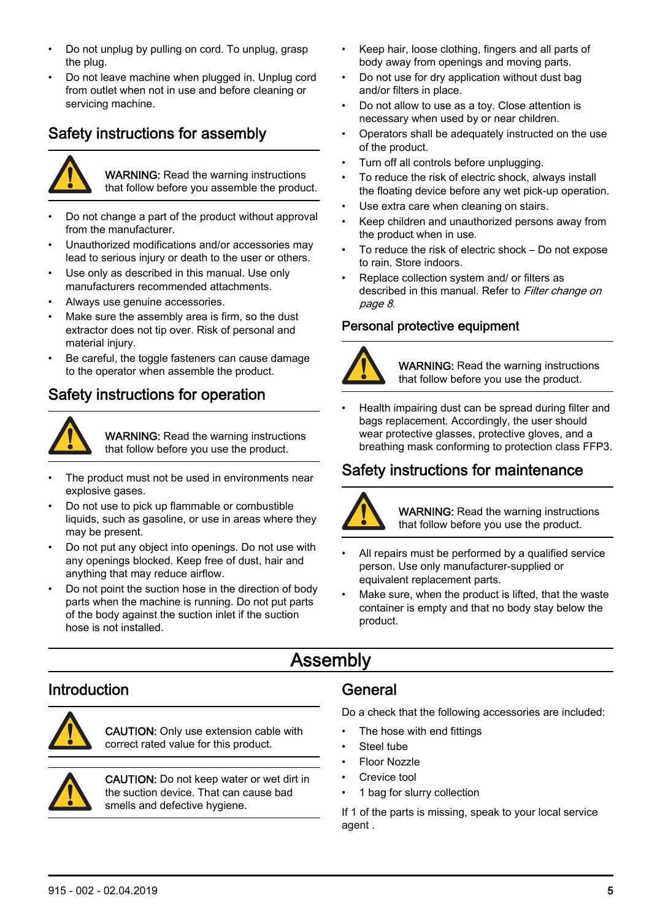- Do not unplug by pulling on cord. To unplug, grasp the plug.
- Do not leave machine when plugged in. Unplug cord from outlet when not in use and before cleaning or servicing machine.

## Safety instructions for assembly

**WARNING:** Read the warning instructions that follow before you assemble the product.

- Do not change a part of the product without approval from the manufacturer.
- Unauthorized modifications and/or accessories may lead to serious injury or death to the user or others.
- Use only as described in this manual. Use only manufacturers recommended attachments.
- Always use genuine accessories.
- Make sure the assembly area is firm, so the dust extractor does not tip over. Risk of personal and material injury.
- Be careful, the toggle fasteners can cause damage to the operator when assemble the product.

## Safety instructions for operation

**WARNING:** Read the warning instructions that follow before you use the product.

- The product must not be used in environments near explosive gases.
- Do not use to pick up flammable or combustible liquids, such as gasoline, or use in areas where they may be present.
- Do not put any object into openings. Do not use with any openings blocked. Keep free of dust, hair and anything that may reduce airflow.
- Do not point the suction hose in the direction of body parts when the machine is running. Do not put parts of the body against the suction inlet if the suction hose is not installed.
- Keep hair, loose clothing, fingers and all parts of body away from openings and moving parts.
- Do not use for dry application without dust bag and/or filters in place.
- Do not allow to use as a toy. Close attention is necessary when used by or near children.
- Operators shall be adequately instructed on the use of the product.
- Turn off all controls before unplugging.
- To reduce the risk of electric shock, always install the floating device before any wet pick-up operation.
- Use extra care when cleaning on stairs.
- Keep children and unauthorized persons away from the product when in use.
- To reduce the risk of electric shock – Do not expose to rain. Store indoors.
- Replace collection system and/ or filters as described in this manual. Refer to *Filter change on page 8*.

### Personal protective equipment

**WARNING:** Read the warning instructions that follow before you use the product.

- Health impairing dust can be spread during filter and bags replacement. Accordingly, the user should wear protective glasses, protective gloves, and a breathing mask conforming to protection class FFP3.

## Safety instructions for maintenance

**WARNING:** Read the warning instructions that follow before you use the product.

- All repairs must be performed by a qualified service person. Use only manufacturer-supplied or equivalent replacement parts.
- Make sure, when the product is lifted, that the waste container is empty and that no body stay below the product.

# Assembly

## Introduction

**CAUTION:** Only use extension cable with correct rated value for this product.

**CAUTION:** Do not keep water or wet dirt in the suction device. That can cause bad smells and defective hygiene.

## General

Do a check that the following accessories are included:

- The hose with end fittings
- Steel tube
- Floor Nozzle
- Crevice tool
- 1 bag for slurry collection

If 1 of the parts is missing, speak to your local service agent .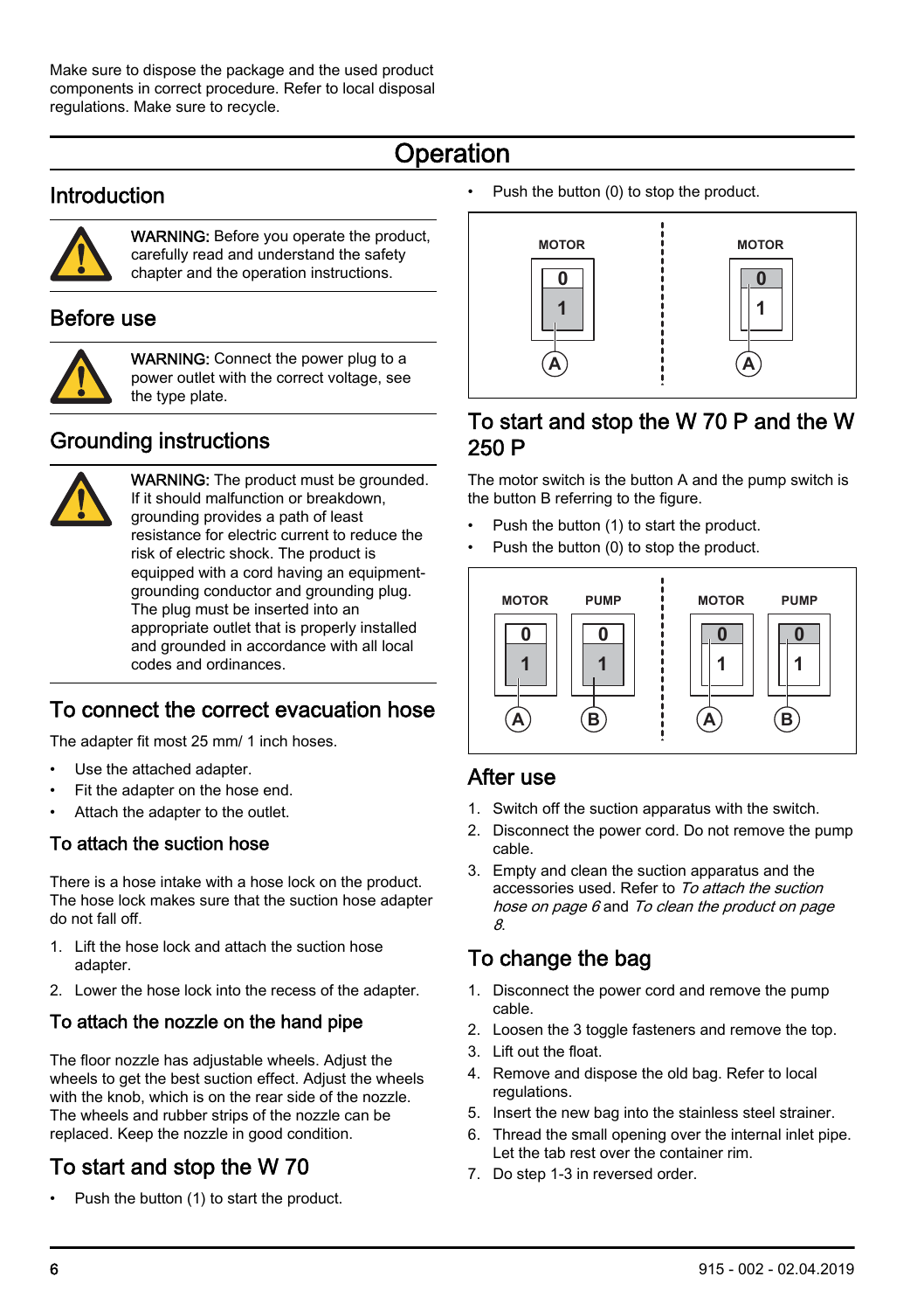Make sure to dispose the package and the used product components in correct procedure. Refer to local disposal regulations. Make sure to recycle.

# Operation

## Introduction

**WARNING:** Before you operate the product, carefully read and understand the safety chapter and the operation instructions.

## Before use

**WARNING:** Connect the power plug to a power outlet with the correct voltage, see the type plate.

## Grounding instructions

**WARNING:** The product must be grounded. If it should malfunction or breakdown, grounding provides a path of least resistance for electric current to reduce the risk of electric shock. The product is equipped with a cord having an equipment-grounding conductor and grounding plug. The plug must be inserted into an appropriate outlet that is properly installed and grounded in accordance with all local codes and ordinances.

## To connect the correct evacuation hose

The adapter fit most 25 mm/ 1 inch hoses.

- Use the attached adapter.
- Fit the adapter on the hose end.
- Attach the adapter to the outlet.

### To attach the suction hose

There is a hose intake with a hose lock on the product. The hose lock makes sure that the suction hose adapter do not fall off.

1. Lift the hose lock and attach the suction hose adapter.
2. Lower the hose lock into the recess of the adapter.

### To attach the nozzle on the hand pipe

The floor nozzle has adjustable wheels. Adjust the wheels to get the best suction effect. Adjust the wheels with the knob, which is on the rear side of the nozzle. The wheels and rubber strips of the nozzle can be replaced. Keep the nozzle in good condition.

## To start and stop the W 70

- Push the button (1) to start the product.
- Push the button (0) to stop the product.

MOTOR 0 1 A | MOTOR 0 1 A

## To start and stop the W 70 P and the W 250 P

The motor switch is the button A and the pump switch is the button B referring to the figure.

- Push the button (1) to start the product.
- Push the button (0) to stop the product.

MOTOR 0 1 A | PUMP 0 1 B | MOTOR 0 1 A | PUMP 0 1 B

## After use

1. Switch off the suction apparatus with the switch.
2. Disconnect the power cord. Do not remove the pump cable.
3. Empty and clean the suction apparatus and the accessories used. Refer to *To attach the suction hose on page 6* and *To clean the product on page 8*.

## To change the bag

1. Disconnect the power cord and remove the pump cable.
2. Loosen the 3 toggle fasteners and remove the top.
3. Lift out the float.
4. Remove and dispose the old bag. Refer to local regulations.
5. Insert the new bag into the stainless steel strainer.
6. Thread the small opening over the internal inlet pipe. Let the tab rest over the container rim.
7. Do step 1-3 in reversed order.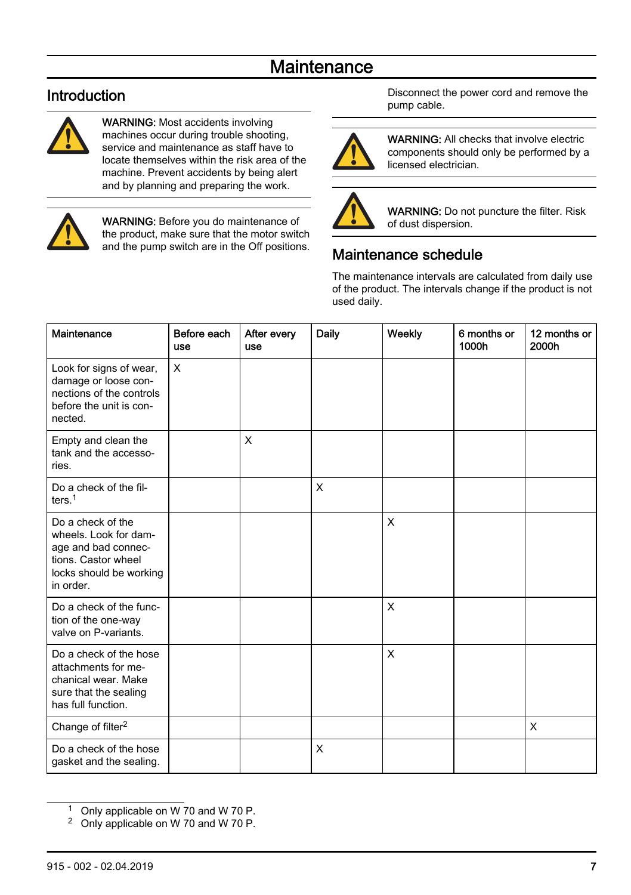# Maintenance

## Introduction

**WARNING:** Most accidents involving machines occur during trouble shooting, service and maintenance as staff have to locate themselves within the risk area of the machine. Prevent accidents by being alert and by planning and preparing the work.

**WARNING:** Before you do maintenance of the product, make sure that the motor switch and the pump switch are in the Off positions.

Disconnect the power cord and remove the pump cable.

**WARNING:** All checks that involve electric components should only be performed by a licensed electrician.

**WARNING:** Do not puncture the filter. Risk of dust dispersion.

## Maintenance schedule

The maintenance intervals are calculated from daily use of the product. The intervals change if the product is not used daily.

| Maintenance | Before each use | After every use | Daily | Weekly | 6 months or 1000h | 12 months or 2000h |
|---|---|---|---|---|---|---|
| Look for signs of wear, damage or loose connections of the controls before the unit is connected. | X | | | | | |
| Empty and clean the tank and the accessories. | | X | | | | |
| Do a check of the filters.[1] | | | X | | | |
| Do a check of the wheels. Look for damage and bad connections. Castor wheel locks should be working in order. | | | | X | | |
| Do a check of the function of the one-way valve on P-variants. | | | | X | | |
| Do a check of the hose attachments for mechanical wear. Make sure that the sealing has full function. | | | | X | | |
| Change of filter[2] | | | | | | X |
| Do a check of the hose gasket and the sealing. | | | X | | | |

[1] Only applicable on W 70 and W 70 P.
[2] Only applicable on W 70 and W 70 P.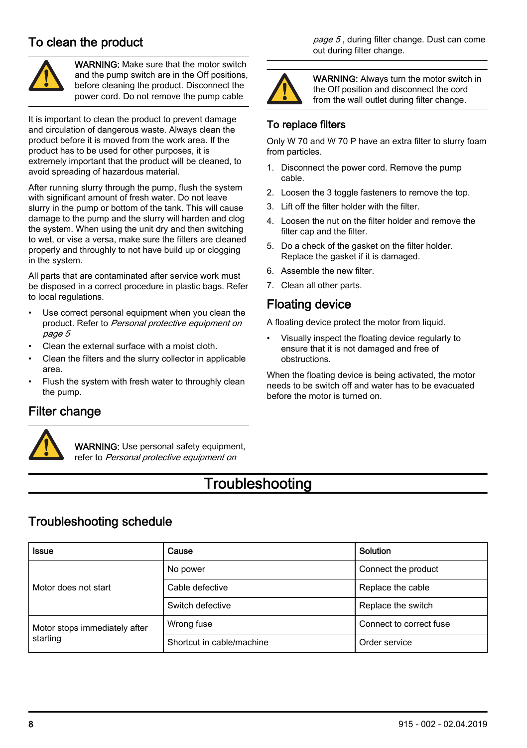## To clean the product

**WARNING:** Make sure that the motor switch and the pump switch are in the Off positions, before cleaning the product. Disconnect the power cord. Do not remove the pump cable

It is important to clean the product to prevent damage and circulation of dangerous waste. Always clean the product before it is moved from the work area. If the product has to be used for other purposes, it is extremely important that the product will be cleaned, to avoid spreading of hazardous material.

After running slurry through the pump, flush the system with significant amount of fresh water. Do not leave slurry in the pump or bottom of the tank. This will cause damage to the pump and the slurry will harden and clog the system. When using the unit dry and then switching to wet, or vise a versa, make sure the filters are cleaned properly and throughly to not have build up or clogging in the system.

All parts that are contaminated after service work must be disposed in a correct procedure in plastic bags. Refer to local regulations.

- Use correct personal equipment when you clean the product. Refer to *Personal protective equipment on page 5*
- Clean the external surface with a moist cloth.
- Clean the filters and the slurry collector in applicable area.
- Flush the system with fresh water to throughly clean the pump.

## Filter change

**WARNING:** Use personal safety equipment, refer to *Personal protective equipment on page 5* , during filter change. Dust can come out during filter change.

**WARNING:** Always turn the motor switch in the Off position and disconnect the cord from the wall outlet during filter change.

### To replace filters

Only W 70 and W 70 P have an extra filter to slurry foam from particles.

1. Disconnect the power cord. Remove the pump cable.
2. Loosen the 3 toggle fasteners to remove the top.
3. Lift off the filter holder with the filter.
4. Loosen the nut on the filter holder and remove the filter cap and the filter.
5. Do a check of the gasket on the filter holder. Replace the gasket if it is damaged.
6. Assemble the new filter.
7. Clean all other parts.

## Floating device

A floating device protect the motor from liquid.

- Visually inspect the floating device regularly to ensure that it is not damaged and free of obstructions.

When the floating device is being activated, the motor needs to be switch off and water has to be evacuated before the motor is turned on.

# Troubleshooting

## Troubleshooting schedule

| Issue | Cause | Solution |
|---|---|---|
| Motor does not start | No power | Connect the product |
| | Cable defective | Replace the cable |
| | Switch defective | Replace the switch |
| Motor stops immediately after starting | Wrong fuse | Connect to correct fuse |
| | Shortcut in cable/machine | Order service |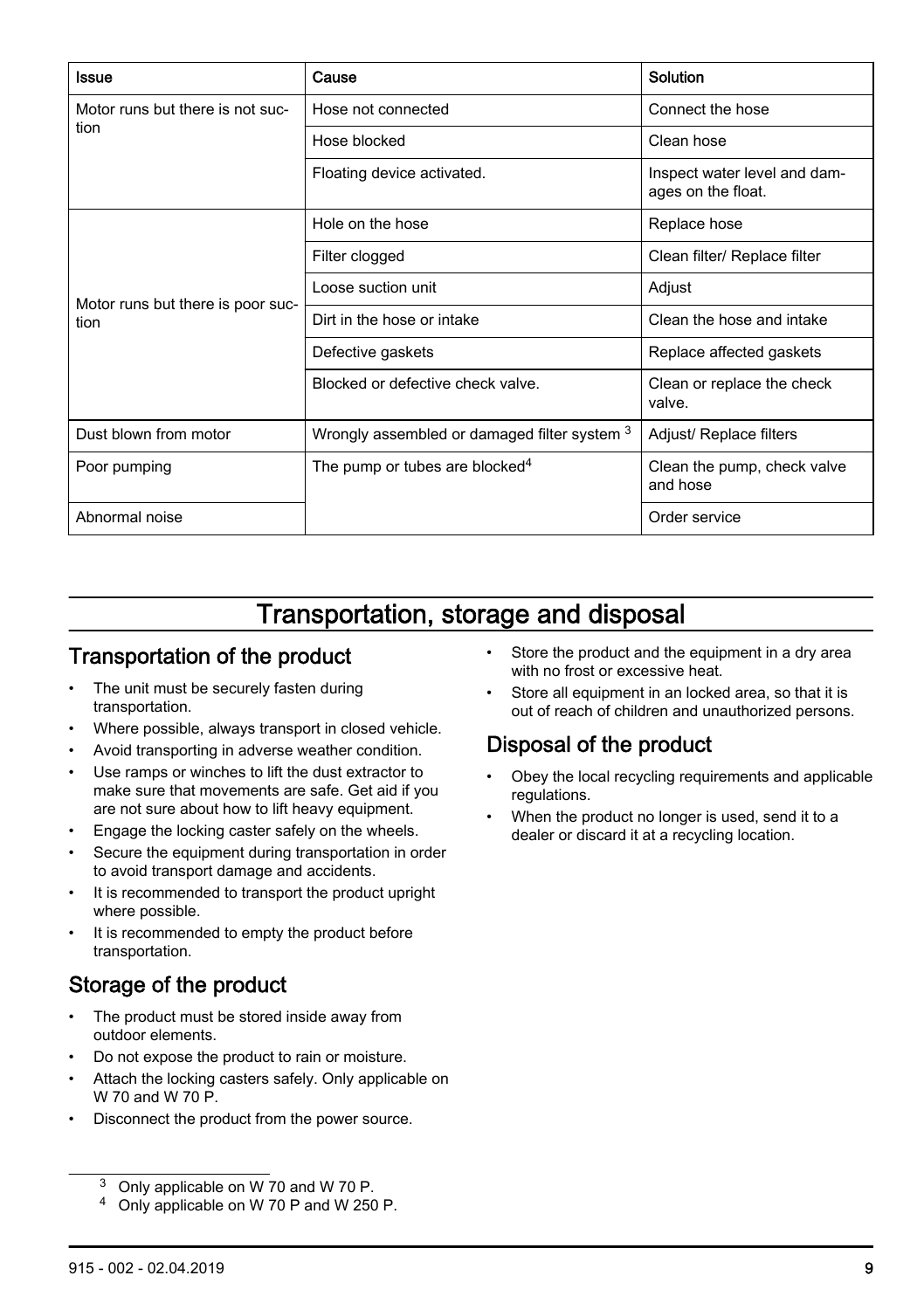| Issue | Cause | Solution |
|---|---|---|
| Motor runs but there is not suction | Hose not connected | Connect the hose |
| | Hose blocked | Clean hose |
| | Floating device activated. | Inspect water level and damages on the float. |
| Motor runs but there is poor suction | Hole on the hose | Replace hose |
| | Filter clogged | Clean filter/ Replace filter |
| | Loose suction unit | Adjust |
| | Dirt in the hose or intake | Clean the hose and intake |
| | Defective gaskets | Replace affected gaskets |
| | Blocked or defective check valve. | Clean or replace the check valve. |
| Dust blown from motor | Wrongly assembled or damaged filter system [3] | Adjust/ Replace filters |
| Poor pumping | The pump or tubes are blocked[4] | Clean the pump, check valve and hose |
| Abnormal noise | | Order service |

# Transportation, storage and disposal

## Transportation of the product

- The unit must be securely fasten during transportation.
- Where possible, always transport in closed vehicle.
- Avoid transporting in adverse weather condition.
- Use ramps or winches to lift the dust extractor to make sure that movements are safe. Get aid if you are not sure about how to lift heavy equipment.
- Engage the locking caster safely on the wheels.
- Secure the equipment during transportation in order to avoid transport damage and accidents.
- It is recommended to transport the product upright where possible.
- It is recommended to empty the product before transportation.

## Storage of the product

- The product must be stored inside away from outdoor elements.
- Do not expose the product to rain or moisture.
- Attach the locking casters safely. Only applicable on W 70 and W 70 P.
- Disconnect the product from the power source.
- Store the product and the equipment in a dry area with no frost or excessive heat.
- Store all equipment in an locked area, so that it is out of reach of children and unauthorized persons.

## Disposal of the product

- Obey the local recycling requirements and applicable regulations.
- When the product no longer is used, send it to a dealer or discard it at a recycling location.

[3] Only applicable on W 70 and W 70 P.

[4] Only applicable on W 70 P and W 250 P.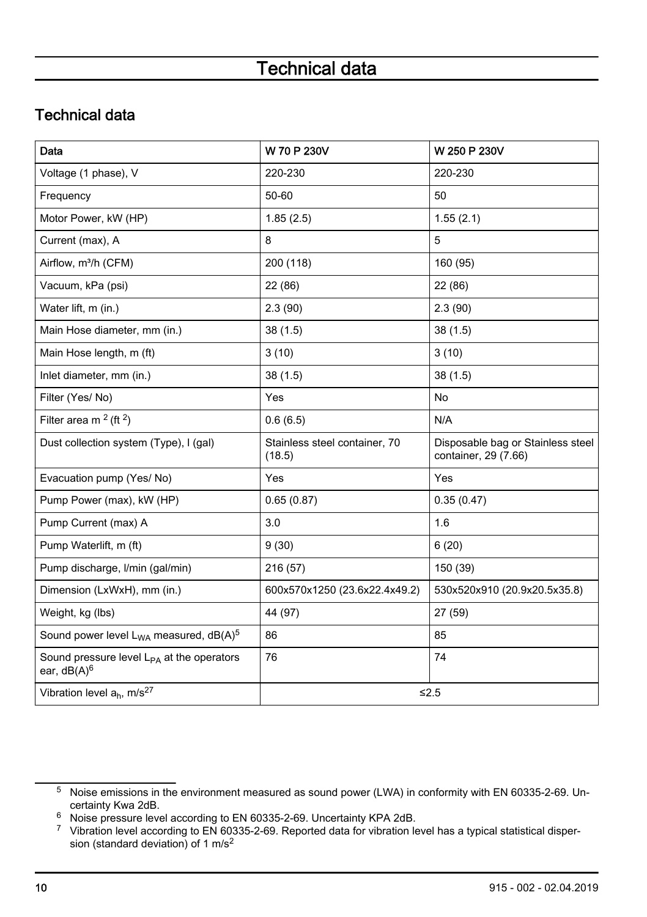# Technical data

## Technical data

| Data | W 70 P 230V | W 250 P 230V |
|---|---|---|
| Voltage (1 phase), V | 220-230 | 220-230 |
| Frequency | 50-60 | 50 |
| Motor Power, kW (HP) | 1.85 (2.5) | 1.55 (2.1) |
| Current (max), A | 8 | 5 |
| Airflow, m³/h (CFM) | 200 (118) | 160 (95) |
| Vacuum, kPa (psi) | 22 (86) | 22 (86) |
| Water lift, m (in.) | 2.3 (90) | 2.3 (90) |
| Main Hose diameter, mm (in.) | 38 (1.5) | 38 (1.5) |
| Main Hose length, m (ft) | 3 (10) | 3 (10) |
| Inlet diameter, mm (in.) | 38 (1.5) | 38 (1.5) |
| Filter (Yes/ No) | Yes | No |
| Filter area $m^2$ ($ft^2$) | 0.6 (6.5) | N/A |
| Dust collection system (Type), l (gal) | Stainless steel container, 70 (18.5) | Disposable bag or Stainless steel container, 29 (7.66) |
| Evacuation pump (Yes/ No) | Yes | Yes |
| Pump Power (max), kW (HP) | 0.65 (0.87) | 0.35 (0.47) |
| Pump Current (max) A | 3.0 | 1.6 |
| Pump Waterlift, m (ft) | 9 (30) | 6 (20) |
| Pump discharge, l/min (gal/min) | 216 (57) | 150 (39) |
| Dimension (LxWxH), mm (in.) | 600x570x1250 (23.6x22.4x49.2) | 530x520x910 (20.9x20.5x35.8) |
| Weight, kg (lbs) | 44 (97) | 27 (59) |
| Sound power level $L_{WA}$ measured, dB(A)[5] | 86 | 85 |
| Sound pressure level $L_{PA}$ at the operators ear, dB(A)[6] | 76 | 74 |
| Vibration level $a_h$, $m/s^2$[7] | ≤2.5 | |

[5] Noise emissions in the environment measured as sound power (LWA) in conformity with EN 60335-2-69. Uncertainty Kwa 2dB.

[6] Noise pressure level according to EN 60335-2-69. Uncertainty KPA 2dB.

[7] Vibration level according to EN 60335-2-69. Reported data for vibration level has a typical statistical dispersion (standard deviation) of 1 $m/s^2$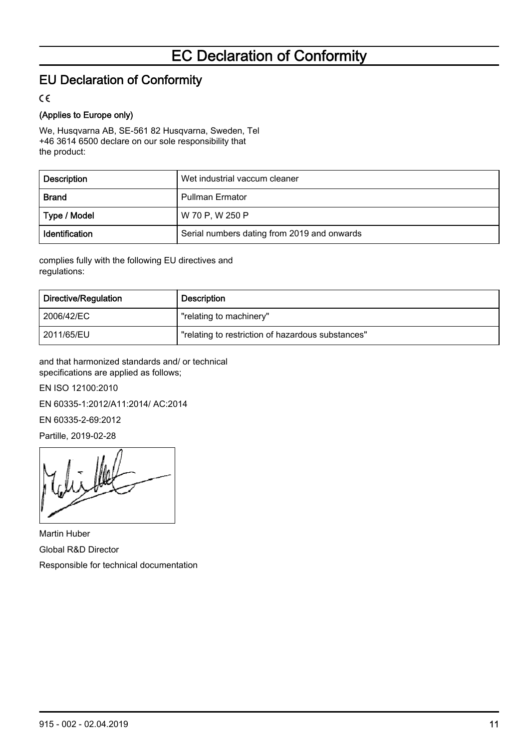# EC Declaration of Conformity

## EU Declaration of Conformity

CE

**(Applies to Europe only)**

We, Husqvarna AB, SE-561 82 Husqvarna, Sweden, Tel +46 3614 6500 declare on our sole responsibility that the product:

| Description | Wet industrial vaccum cleaner |
|---|---|
| Brand | Pullman Ermator |
| Type / Model | W 70 P, W 250 P |
| Identification | Serial numbers dating from 2019 and onwards |

complies fully with the following EU directives and regulations:

| Directive/Regulation | Description |
|---|---|
| 2006/42/EC | "relating to machinery" |
| 2011/65/EU | "relating to restriction of hazardous substances" |

and that harmonized standards and/ or technical specifications are applied as follows;

EN ISO 12100:2010

EN 60335-1:2012/A11:2014/ AC:2014

EN 60335-2-69:2012

Partille, 2019-02-28

Martin Huber

Global R&D Director

Responsible for technical documentation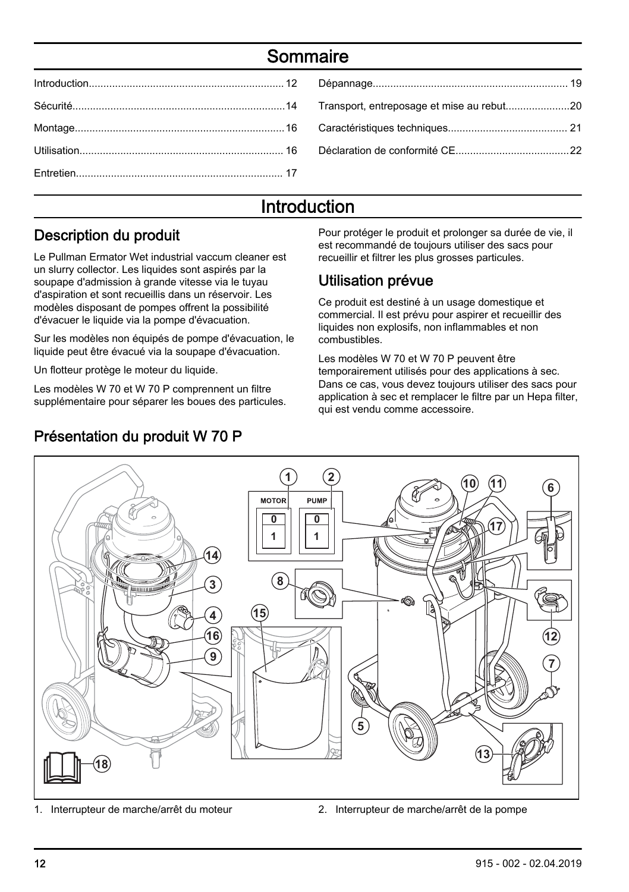# Sommaire

| | | | |
|---|---|---|---|
| Introduction | 12 | Dépannage | 19 |
| Sécurité | 14 | Transport, entreposage et mise au rebut | 20 |
| Montage | 16 | Caractéristiques techniques | 21 |
| Utilisation | 16 | Déclaration de conformité CE | 22 |
| Entretien | 17 | | |

# Introduction

## Description du produit

Le Pullman Ermator Wet industrial vaccum cleaner est un slurry collector. Les liquides sont aspirés par la soupape d'admission à grande vitesse via le tuyau d'aspiration et sont recueillis dans un réservoir. Les modèles disposant de pompes offrent la possibilité d'évacuer le liquide via la pompe d'évacuation.

Sur les modèles non équipés de pompe d'évacuation, le liquide peut être évacué via la soupape d'évacuation.

Un flotteur protège le moteur du liquide.

Les modèles W 70 et W 70 P comprennent un filtre supplémentaire pour séparer les boues des particules.

Pour protéger le produit et prolonger sa durée de vie, il est recommandé de toujours utiliser des sacs pour recueillir et filtrer les plus grosses particules.

## Utilisation prévue

Ce produit est destiné à un usage domestique et commercial. Il est prévu pour aspirer et recueillir des liquides non explosifs, non inflammables et non combustibles.

Les modèles W 70 et W 70 P peuvent être temporairement utilisés pour des applications à sec. Dans ce cas, vous devez toujours utiliser des sacs pour application à sec et remplacer le filtre par un Hepa filter, qui est vendu comme accessoire.

## Présentation du produit W 70 P

MOTOR 0 1 | PUMP 0 1

1. Interrupteur de marche/arrêt du moteur
2. Interrupteur de marche/arrêt de la pompe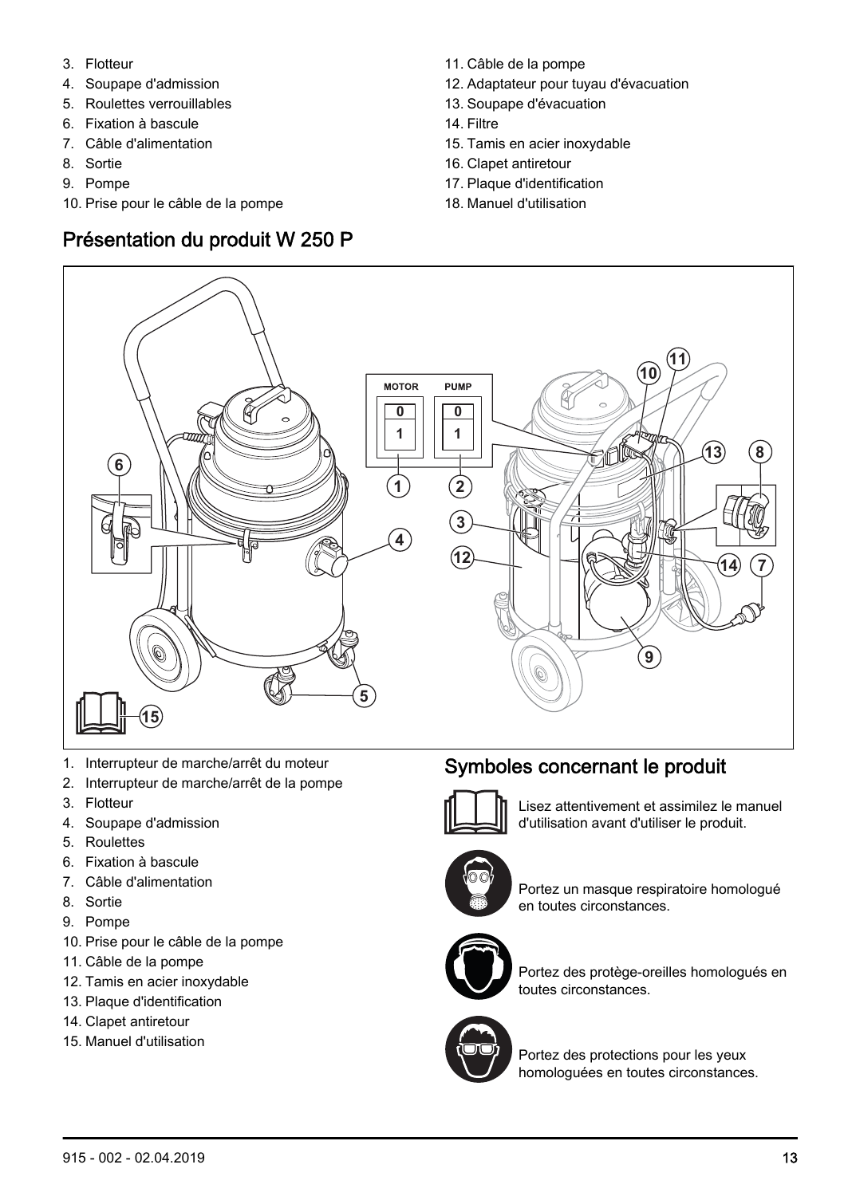3. Flotteur
4. Soupape d'admission
5. Roulettes verrouillables
6. Fixation à bascule
7. Câble d'alimentation
8. Sortie
9. Pompe
10. Prise pour le câble de la pompe
11. Câble de la pompe
12. Adaptateur pour tuyau d'évacuation
13. Soupape d'évacuation
14. Filtre
15. Tamis en acier inoxydable
16. Clapet antiretour
17. Plaque d'identification
18. Manuel d'utilisation

## Présentation du produit W 250 P

1. Interrupteur de marche/arrêt du moteur
2. Interrupteur de marche/arrêt de la pompe
3. Flotteur
4. Soupape d'admission
5. Roulettes
6. Fixation à bascule
7. Câble d'alimentation
8. Sortie
9. Pompe
10. Prise pour le câble de la pompe
11. Câble de la pompe
12. Tamis en acier inoxydable
13. Plaque d'identification
14. Clapet antiretour
15. Manuel d'utilisation

## Symboles concernant le produit

Lisez attentivement et assimilez le manuel d'utilisation avant d'utiliser le produit.

Portez un masque respiratoire homologué en toutes circonstances.

Portez des protège-oreilles homologués en toutes circonstances.

Portez des protections pour les yeux homologuées en toutes circonstances.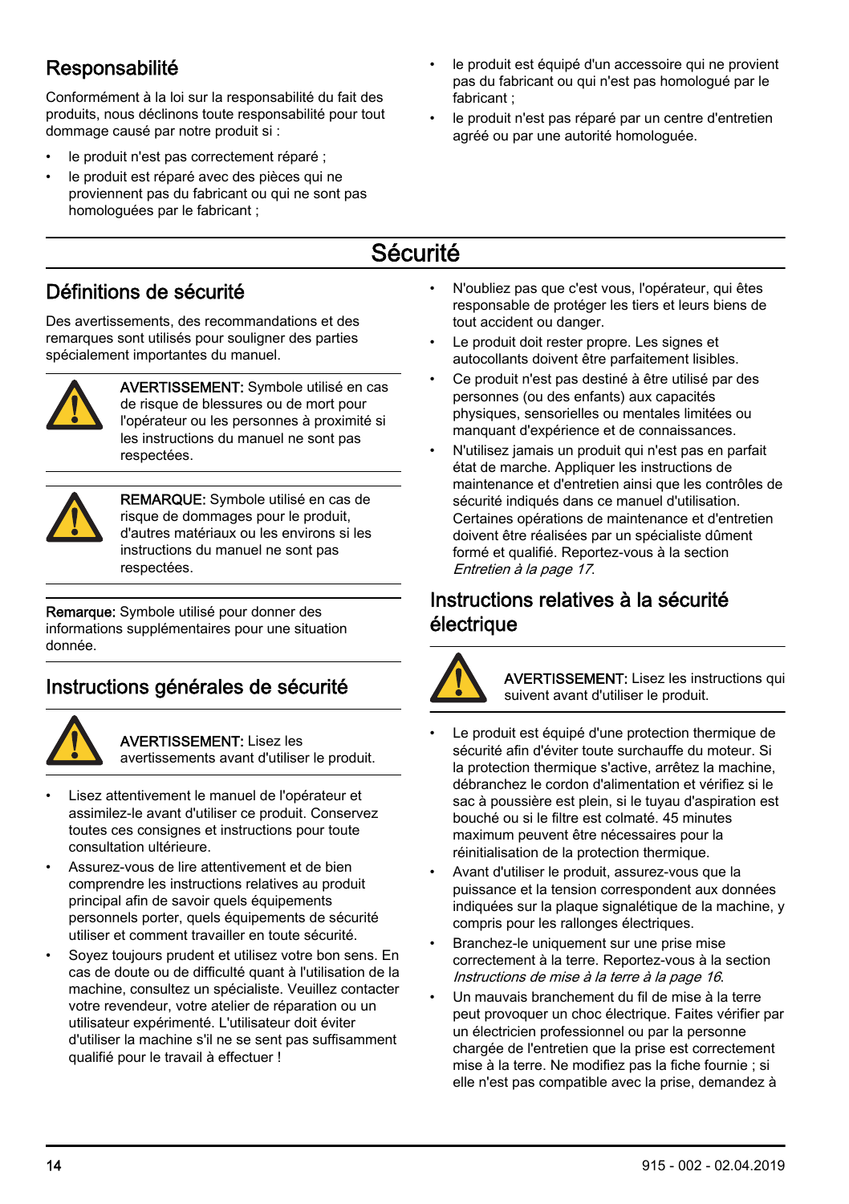## Responsabilité

Conformément à la loi sur la responsabilité du fait des produits, nous déclinons toute responsabilité pour tout dommage causé par notre produit si :

- le produit n'est pas correctement réparé ;
- le produit est réparé avec des pièces qui ne proviennent pas du fabricant ou qui ne sont pas homologuées par le fabricant ;
- le produit est équipé d'un accessoire qui ne provient pas du fabricant ou qui n'est pas homologué par le fabricant ;
- le produit n'est pas réparé par un centre d'entretien agréé ou par une autorité homologuée.

# Sécurité

## Définitions de sécurité

Des avertissements, des recommandations et des remarques sont utilisés pour souligner des parties spécialement importantes du manuel.

**AVERTISSEMENT:** Symbole utilisé en cas de risque de blessures ou de mort pour l'opérateur ou les personnes à proximité si les instructions du manuel ne sont pas respectées.

**REMARQUE:** Symbole utilisé en cas de risque de dommages pour le produit, d'autres matériaux ou les environs si les instructions du manuel ne sont pas respectées.

**Remarque:** Symbole utilisé pour donner des informations supplémentaires pour une situation donnée.

## Instructions générales de sécurité

**AVERTISSEMENT:** Lisez les avertissements avant d'utiliser le produit.

- Lisez attentivement le manuel de l'opérateur et assimilez-le avant d'utiliser ce produit. Conservez toutes ces consignes et instructions pour toute consultation ultérieure.
- Assurez-vous de lire attentivement et de bien comprendre les instructions relatives au produit principal afin de savoir quels équipements personnels porter, quels équipements de sécurité utiliser et comment travailler en toute sécurité.
- Soyez toujours prudent et utilisez votre bon sens. En cas de doute ou de difficulté quant à l'utilisation de la machine, consultez un spécialiste. Veuillez contacter votre revendeur, votre atelier de réparation ou un utilisateur expérimenté. L'utilisateur doit éviter d'utiliser la machine s'il ne se sent pas suffisamment qualifié pour le travail à effectuer !
- N'oubliez pas que c'est vous, l'opérateur, qui êtes responsable de protéger les tiers et leurs biens de tout accident ou danger.
- Le produit doit rester propre. Les signes et autocollants doivent être parfaitement lisibles.
- Ce produit n'est pas destiné à être utilisé par des personnes (ou des enfants) aux capacités physiques, sensorielles ou mentales limitées ou manquant d'expérience et de connaissances.
- N'utilisez jamais un produit qui n'est pas en parfait état de marche. Appliquer les instructions de maintenance et d'entretien ainsi que les contrôles de sécurité indiqués dans ce manuel d'utilisation. Certaines opérations de maintenance et d'entretien doivent être réalisées par un spécialiste dûment formé et qualifié. Reportez-vous à la section *Entretien à la page 17*.

## Instructions relatives à la sécurité électrique

**AVERTISSEMENT:** Lisez les instructions qui suivent avant d'utiliser le produit.

- Le produit est équipé d'une protection thermique de sécurité afin d'éviter toute surchauffe du moteur. Si la protection thermique s'active, arrêtez la machine, débranchez le cordon d'alimentation et vérifiez si le sac à poussière est plein, si le tuyau d'aspiration est bouché ou si le filtre est colmaté. 45 minutes maximum peuvent être nécessaires pour la réinitialisation de la protection thermique.
- Avant d'utiliser le produit, assurez-vous que la puissance et la tension correspondent aux données indiquées sur la plaque signalétique de la machine, y compris pour les rallonges électriques.
- Branchez-le uniquement sur une prise mise correctement à la terre. Reportez-vous à la section *Instructions de mise à la terre à la page 16*.
- Un mauvais branchement du fil de mise à la terre peut provoquer un choc électrique. Faites vérifier par un électricien professionnel ou par la personne chargée de l'entretien que la prise est correctement mise à la terre. Ne modifiez pas la fiche fournie ; si elle n'est pas compatible avec la prise, demandez à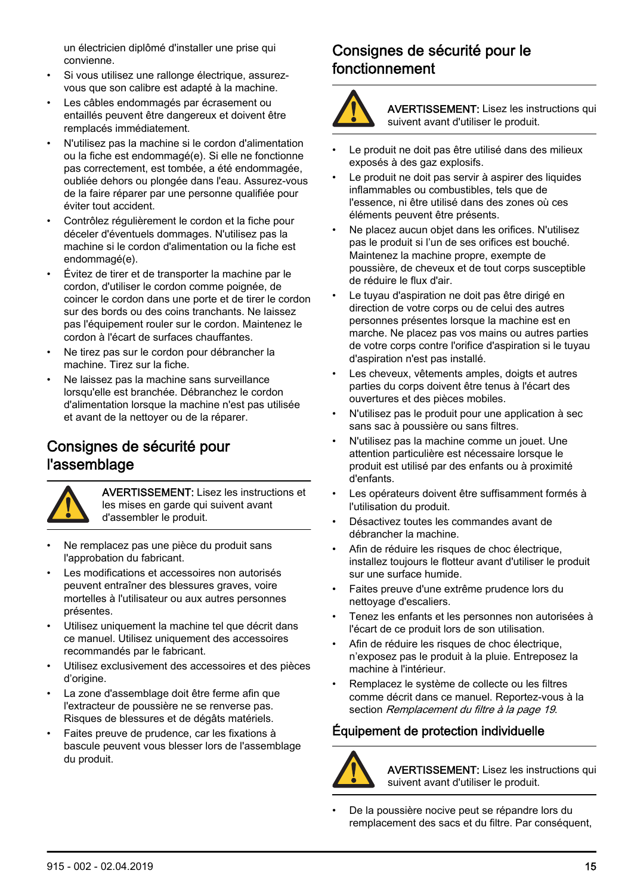un électricien diplômé d'installer une prise qui convienne.

- Si vous utilisez une rallonge électrique, assurez-vous que son calibre est adapté à la machine.
- Les câbles endommagés par écrasement ou entaillés peuvent être dangereux et doivent être remplacés immédiatement.
- N'utilisez pas la machine si le cordon d'alimentation ou la fiche est endommagé(e). Si elle ne fonctionne pas correctement, est tombée, a été endommagée, oubliée dehors ou plongée dans l'eau. Assurez-vous de la faire réparer par une personne qualifiée pour éviter tout accident.
- Contrôlez régulièrement le cordon et la fiche pour déceler d'éventuels dommages. N'utilisez pas la machine si le cordon d'alimentation ou la fiche est endommagé(e).
- Évitez de tirer et de transporter la machine par le cordon, d'utiliser le cordon comme poignée, de coincer le cordon dans une porte et de tirer le cordon sur des bords ou des coins tranchants. Ne laissez pas l'équipement rouler sur le cordon. Maintenez le cordon à l'écart de surfaces chauffantes.
- Ne tirez pas sur le cordon pour débrancher la machine. Tirez sur la fiche.
- Ne laissez pas la machine sans surveillance lorsqu'elle est branchée. Débranchez le cordon d'alimentation lorsque la machine n'est pas utilisée et avant de la nettoyer ou de la réparer.

## Consignes de sécurité pour l'assemblage

**AVERTISSEMENT:** Lisez les instructions et les mises en garde qui suivent avant d'assembler le produit.

- Ne remplacez pas une pièce du produit sans l'approbation du fabricant.
- Les modifications et accessoires non autorisés peuvent entraîner des blessures graves, voire mortelles à l'utilisateur ou aux autres personnes présentes.
- Utilisez uniquement la machine tel que décrit dans ce manuel. Utilisez uniquement des accessoires recommandés par le fabricant.
- Utilisez exclusivement des accessoires et des pièces d'origine.
- La zone d'assemblage doit être ferme afin que l'extracteur de poussière ne se renverse pas. Risques de blessures et de dégâts matériels.
- Faites preuve de prudence, car les fixations à bascule peuvent vous blesser lors de l'assemblage du produit.

## Consignes de sécurité pour le fonctionnement

**AVERTISSEMENT:** Lisez les instructions qui suivent avant d'utiliser le produit.

- Le produit ne doit pas être utilisé dans des milieux exposés à des gaz explosifs.
- Le produit ne doit pas servir à aspirer des liquides inflammables ou combustibles, tels que de l'essence, ni être utilisé dans des zones où ces éléments peuvent être présents.
- Ne placez aucun objet dans les orifices. N'utilisez pas le produit si l'un de ses orifices est bouché. Maintenez la machine propre, exempte de poussière, de cheveux et de tout corps susceptible de réduire le flux d'air.
- Le tuyau d'aspiration ne doit pas être dirigé en direction de votre corps ou de celui des autres personnes présentes lorsque la machine est en marche. Ne placez pas vos mains ou autres parties de votre corps contre l'orifice d'aspiration si le tuyau d'aspiration n'est pas installé.
- Les cheveux, vêtements amples, doigts et autres parties du corps doivent être tenus à l'écart des ouvertures et des pièces mobiles.
- N'utilisez pas le produit pour une application à sec sans sac à poussière ou sans filtres.
- N'utilisez pas la machine comme un jouet. Une attention particulière est nécessaire lorsque le produit est utilisé par des enfants ou à proximité d'enfants.
- Les opérateurs doivent être suffisamment formés à l'utilisation du produit.
- Désactivez toutes les commandes avant de débrancher la machine.
- Afin de réduire les risques de choc électrique, installez toujours le flotteur avant d'utiliser le produit sur une surface humide.
- Faites preuve d'une extrême prudence lors du nettoyage d'escaliers.
- Tenez les enfants et les personnes non autorisées à l'écart de ce produit lors de son utilisation.
- Afin de réduire les risques de choc électrique, n'exposez pas le produit à la pluie. Entreposez la machine à l'intérieur.
- Remplacez le système de collecte ou les filtres comme décrit dans ce manuel. Reportez-vous à la section *Remplacement du filtre à la page 19*.

### Équipement de protection individuelle

**AVERTISSEMENT:** Lisez les instructions qui suivent avant d'utiliser le produit.

- De la poussière nocive peut se répandre lors du remplacement des sacs et du filtre. Par conséquent,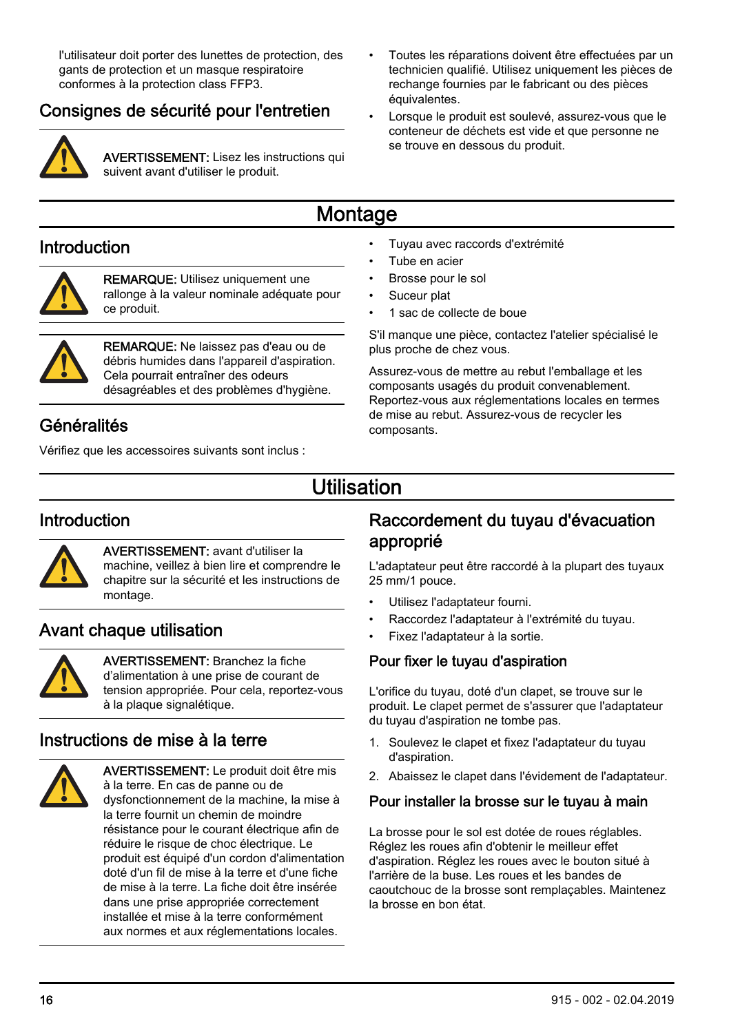l'utilisateur doit porter des lunettes de protection, des gants de protection et un masque respiratoire conformes à la protection class FFP3.

## Consignes de sécurité pour l'entretien

**AVERTISSEMENT:** Lisez les instructions qui suivent avant d'utiliser le produit.

- Toutes les réparations doivent être effectuées par un technicien qualifié. Utilisez uniquement les pièces de rechange fournies par le fabricant ou des pièces équivalentes.
- Lorsque le produit est soulevé, assurez-vous que le conteneur de déchets est vide et que personne ne se trouve en dessous du produit.

# Montage

## Introduction

**REMARQUE:** Utilisez uniquement une rallonge à la valeur nominale adéquate pour ce produit.

**REMARQUE:** Ne laissez pas d'eau ou de débris humides dans l'appareil d'aspiration. Cela pourrait entraîner des odeurs désagréables et des problèmes d'hygiène.

## Généralités

Vérifiez que les accessoires suivants sont inclus :

- Tuyau avec raccords d'extrémité
- Tube en acier
- Brosse pour le sol
- Suceur plat
- 1 sac de collecte de boue

S'il manque une pièce, contactez l'atelier spécialisé le plus proche de chez vous.

Assurez-vous de mettre au rebut l'emballage et les composants usagés du produit convenablement. Reportez-vous aux réglementations locales en termes de mise au rebut. Assurez-vous de recycler les composants.

# Utilisation

## Introduction

**AVERTISSEMENT:** avant d'utiliser la machine, veillez à bien lire et comprendre le chapitre sur la sécurité et les instructions de montage.

## Avant chaque utilisation

**AVERTISSEMENT:** Branchez la fiche d'alimentation à une prise de courant de tension appropriée. Pour cela, reportez-vous à la plaque signalétique.

## Instructions de mise à la terre

**AVERTISSEMENT:** Le produit doit être mis à la terre. En cas de panne ou de dysfonctionnement de la machine, la mise à la terre fournit un chemin de moindre résistance pour le courant électrique afin de réduire le risque de choc électrique. Le produit est équipé d'un cordon d'alimentation doté d'un fil de mise à la terre et d'une fiche de mise à la terre. La fiche doit être insérée dans une prise appropriée correctement installée et mise à la terre conformément aux normes et aux réglementations locales.

## Raccordement du tuyau d'évacuation approprié

L'adaptateur peut être raccordé à la plupart des tuyaux 25 mm/1 pouce.

- Utilisez l'adaptateur fourni.
- Raccordez l'adaptateur à l'extrémité du tuyau.
- Fixez l'adaptateur à la sortie.

### Pour fixer le tuyau d'aspiration

L'orifice du tuyau, doté d'un clapet, se trouve sur le produit. Le clapet permet de s'assurer que l'adaptateur du tuyau d'aspiration ne tombe pas.

1. Soulevez le clapet et fixez l'adaptateur du tuyau d'aspiration.
2. Abaissez le clapet dans l'évidement de l'adaptateur.

### Pour installer la brosse sur le tuyau à main

La brosse pour le sol est dotée de roues réglables. Réglez les roues afin d'obtenir le meilleur effet d'aspiration. Réglez les roues avec le bouton situé à l'arrière de la buse. Les roues et les bandes de caoutchouc de la brosse sont remplaçables. Maintenez la brosse en bon état.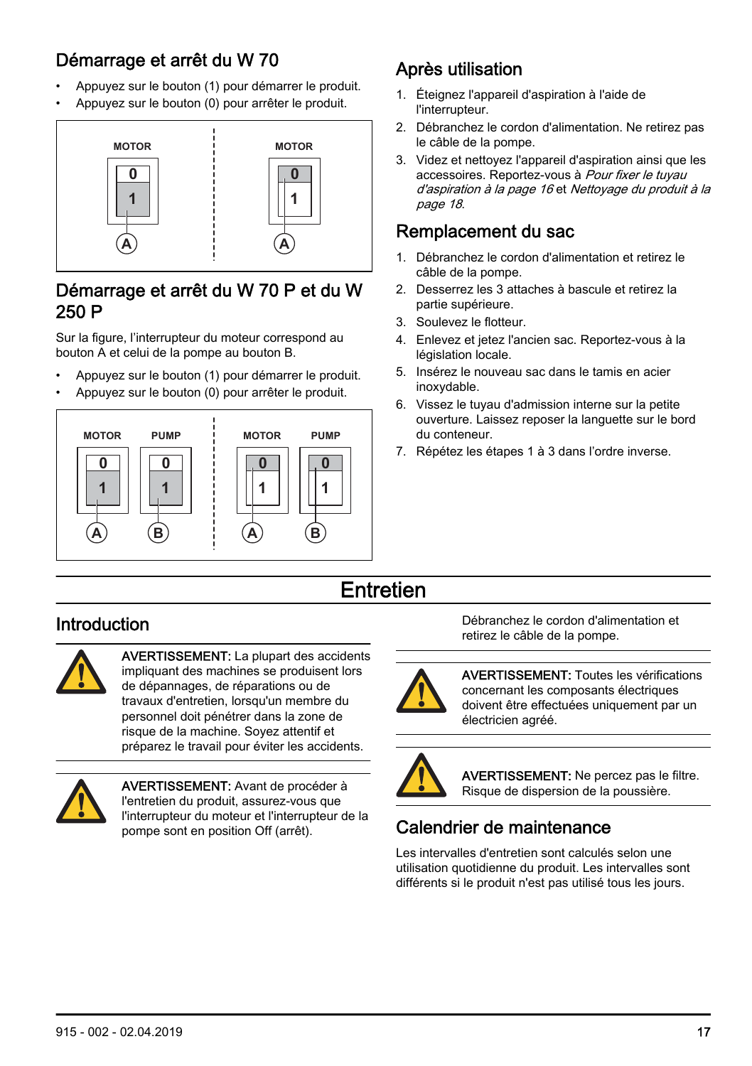## Démarrage et arrêt du W 70

- Appuyez sur le bouton (1) pour démarrer le produit.
- Appuyez sur le bouton (0) pour arrêter le produit.

MOTOR 0 1 A | MOTOR 0 1 A

## Démarrage et arrêt du W 70 P et du W 250 P

Sur la figure, l'interrupteur du moteur correspond au bouton A et celui de la pompe au bouton B.

- Appuyez sur le bouton (1) pour démarrer le produit.
- Appuyez sur le bouton (0) pour arrêter le produit.

MOTOR PUMP 0 1 0 1 A B | MOTOR PUMP 0 1 0 1 A B

## Après utilisation

1. Éteignez l'appareil d'aspiration à l'aide de l'interrupteur.
2. Débranchez le cordon d'alimentation. Ne retirez pas le câble de la pompe.
3. Videz et nettoyez l'appareil d'aspiration ainsi que les accessoires. Reportez-vous à *Pour fixer le tuyau d'aspiration à la page 16* et *Nettoyage du produit à la page 18*.

## Remplacement du sac

1. Débranchez le cordon d'alimentation et retirez le câble de la pompe.
2. Desserrez les 3 attaches à bascule et retirez la partie supérieure.
3. Soulevez le flotteur.
4. Enlevez et jetez l'ancien sac. Reportez-vous à la législation locale.
5. Insérez le nouveau sac dans le tamis en acier inoxydable.
6. Vissez le tuyau d'admission interne sur la petite ouverture. Laissez reposer la languette sur le bord du conteneur.
7. Répétez les étapes 1 à 3 dans l'ordre inverse.

# Entretien

## Introduction

AVERTISSEMENT: La plupart des accidents impliquant des machines se produisent lors de dépannages, de réparations ou de travaux d'entretien, lorsqu'un membre du personnel doit pénétrer dans la zone de risque de la machine. Soyez attentif et préparez le travail pour éviter les accidents.

AVERTISSEMENT: Avant de procéder à l'entretien du produit, assurez-vous que l'interrupteur du moteur et l'interrupteur de la pompe sont en position Off (arrêt).

Débranchez le cordon d'alimentation et retirez le câble de la pompe.

AVERTISSEMENT: Toutes les vérifications concernant les composants électriques doivent être effectuées uniquement par un électricien agréé.

AVERTISSEMENT: Ne percez pas le filtre. Risque de dispersion de la poussière.

## Calendrier de maintenance

Les intervalles d'entretien sont calculés selon une utilisation quotidienne du produit. Les intervalles sont différents si le produit n'est pas utilisé tous les jours.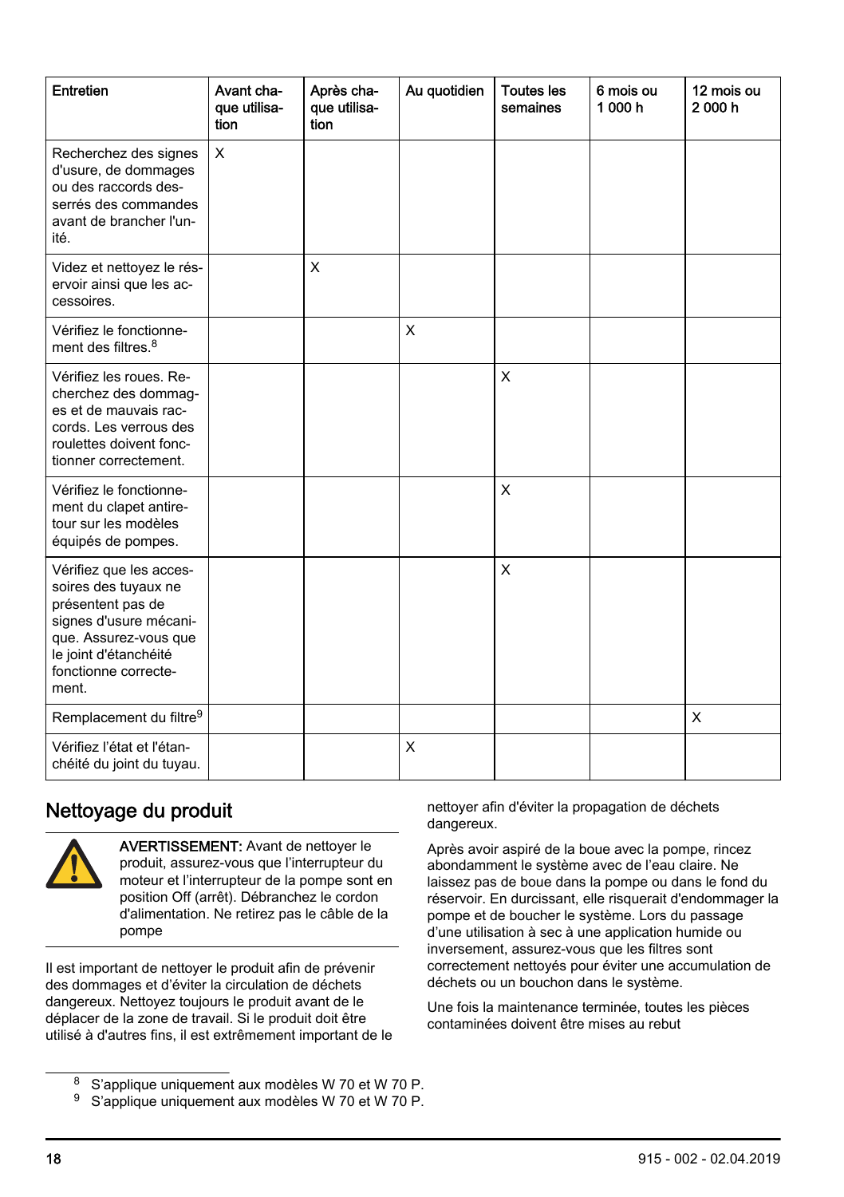| Entretien | Avant chaque utilisation | Après chaque utilisation | Au quotidien | Toutes les semaines | 6 mois ou 1 000 h | 12 mois ou 2 000 h |
|---|---|---|---|---|---|---|
| Recherchez des signes d'usure, de dommages ou des raccords desserrés des commandes avant de brancher l'unité. | X | | | | | |
| Videz et nettoyez le réservoir ainsi que les accessoires. | | X | | | | |
| Vérifiez le fonctionnement des filtres.[8] | | | X | | | |
| Vérifiez les roues. Recherchez des dommages et de mauvais raccords. Les verrous des roulettes doivent fonctionner correctement. | | | | X | | |
| Vérifiez le fonctionnement du clapet antiretour sur les modèles équipés de pompes. | | | | X | | |
| Vérifiez que les accessoires des tuyaux ne présentent pas de signes d'usure mécanique. Assurez-vous que le joint d'étanchéité fonctionne correctement. | | | | X | | |
| Remplacement du filtre[9] | | | | | | X |
| Vérifiez l'état et l'étanchéité du joint du tuyau. | | | X | | | |

## Nettoyage du produit

**AVERTISSEMENT:** Avant de nettoyer le produit, assurez-vous que l'interrupteur du moteur et l'interrupteur de la pompe sont en position Off (arrêt). Débranchez le cordon d'alimentation. Ne retirez pas le câble de la pompe

Il est important de nettoyer le produit afin de prévenir des dommages et d'éviter la circulation de déchets dangereux. Nettoyez toujours le produit avant de le déplacer de la zone de travail. Si le produit doit être utilisé à d'autres fins, il est extrêmement important de le nettoyer afin d'éviter la propagation de déchets dangereux.

Après avoir aspiré de la boue avec la pompe, rincez abondamment le système avec de l'eau claire. Ne laissez pas de boue dans la pompe ou dans le fond du réservoir. En durcissant, elle risquerait d'endommager la pompe et de boucher le système. Lors du passage d'une utilisation à sec à une application humide ou inversement, assurez-vous que les filtres sont correctement nettoyés pour éviter une accumulation de déchets ou un bouchon dans le système.

Une fois la maintenance terminée, toutes les pièces contaminées doivent être mises au rebut

[8] S'applique uniquement aux modèles W 70 et W 70 P.
[9] S'applique uniquement aux modèles W 70 et W 70 P.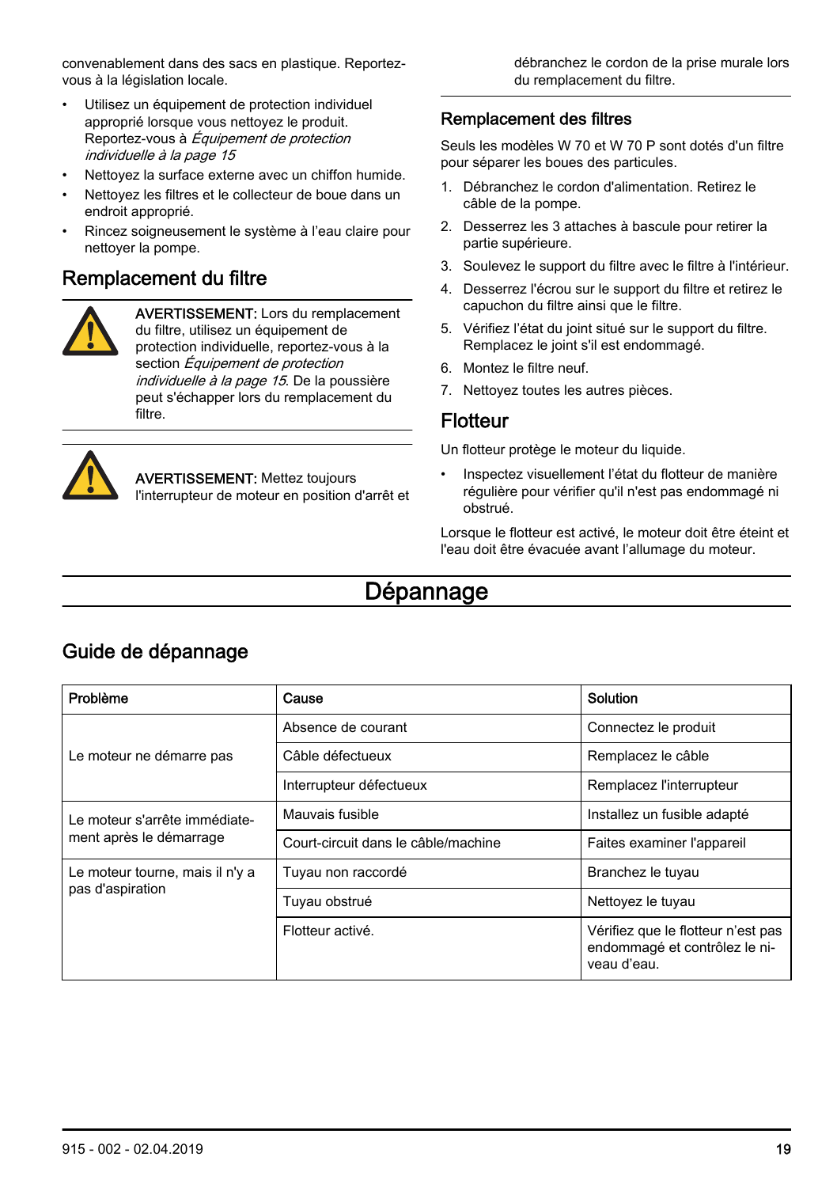convenablement dans des sacs en plastique. Reportez-vous à la législation locale.

- Utilisez un équipement de protection individuel approprié lorsque vous nettoyez le produit. Reportez-vous à *Équipement de protection individuelle à la page 15*
- Nettoyez la surface externe avec un chiffon humide.
- Nettoyez les filtres et le collecteur de boue dans un endroit approprié.
- Rincez soigneusement le système à l'eau claire pour nettoyer la pompe.

## Remplacement du filtre

AVERTISSEMENT: Lors du remplacement du filtre, utilisez un équipement de protection individuelle, reportez-vous à la section *Équipement de protection individuelle à la page 15*. De la poussière peut s'échapper lors du remplacement du filtre.

AVERTISSEMENT: Mettez toujours l'interrupteur de moteur en position d'arrêt et débranchez le cordon de la prise murale lors du remplacement du filtre.

### Remplacement des filtres

Seuls les modèles W 70 et W 70 P sont dotés d'un filtre pour séparer les boues des particules.

1. Débranchez le cordon d'alimentation. Retirez le câble de la pompe.
2. Desserrez les 3 attaches à bascule pour retirer la partie supérieure.
3. Soulevez le support du filtre avec le filtre à l'intérieur.
4. Desserrez l'écrou sur le support du filtre et retirez le capuchon du filtre ainsi que le filtre.
5. Vérifiez l'état du joint situé sur le support du filtre. Remplacez le joint s'il est endommagé.
6. Montez le filtre neuf.
7. Nettoyez toutes les autres pièces.

## Flotteur

Un flotteur protège le moteur du liquide.

- Inspectez visuellement l'état du flotteur de manière régulière pour vérifier qu'il n'est pas endommagé ni obstrué.

Lorsque le flotteur est activé, le moteur doit être éteint et l'eau doit être évacuée avant l'allumage du moteur.

# Dépannage

## Guide de dépannage

| Problème | Cause | Solution |
|---|---|---|
| Le moteur ne démarre pas | Absence de courant | Connectez le produit |
| | Câble défectueux | Remplacez le câble |
| | Interrupteur défectueux | Remplacez l'interrupteur |
| Le moteur s'arrête immédiatement après le démarrage | Mauvais fusible | Installez un fusible adapté |
| | Court-circuit dans le câble/machine | Faites examiner l'appareil |
| Le moteur tourne, mais il n'y a pas d'aspiration | Tuyau non raccordé | Branchez le tuyau |
| | Tuyau obstrué | Nettoyez le tuyau |
| | Flotteur activé. | Vérifiez que le flotteur n'est pas endommagé et contrôlez le niveau d'eau. |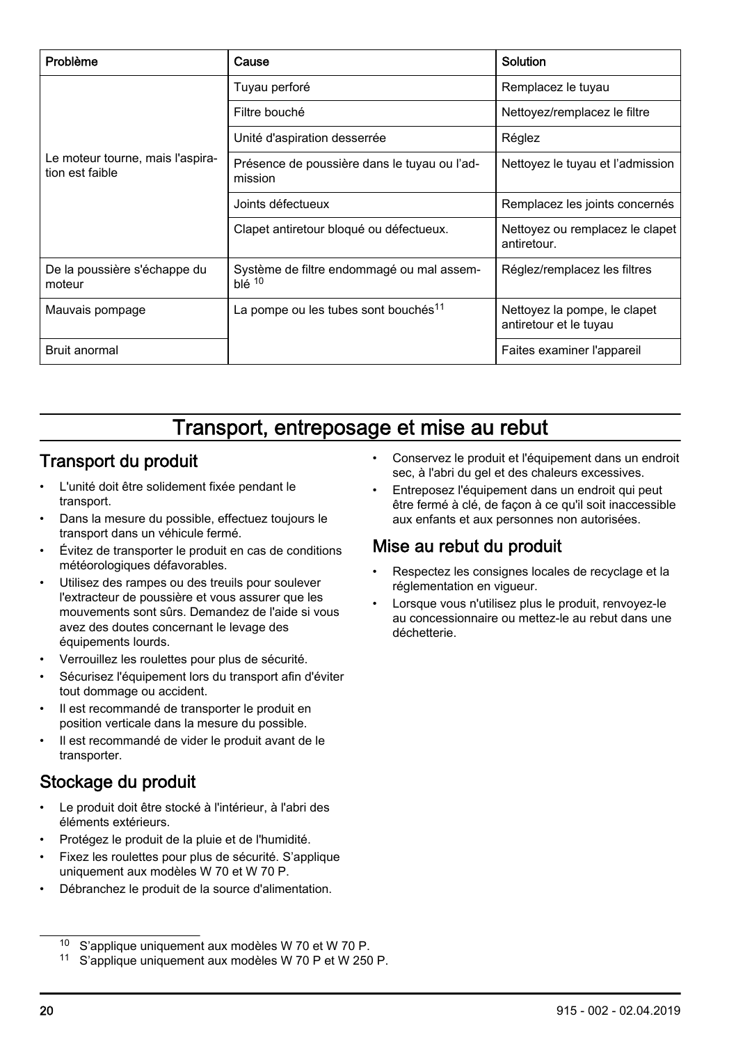| Problème | Cause | Solution |
| --- | --- | --- |
| Le moteur tourne, mais l'aspiration est faible | Tuyau perforé | Remplacez le tuyau |
| | Filtre bouché | Nettoyez/remplacez le filtre |
| | Unité d'aspiration desserrée | Réglez |
| | Présence de poussière dans le tuyau ou l'admission | Nettoyez le tuyau et l'admission |
| | Joints défectueux | Remplacez les joints concernés |
| | Clapet antiretour bloqué ou défectueux. | Nettoyez ou remplacez le clapet antiretour. |
| De la poussière s'échappe du moteur | Système de filtre endommagé ou mal assemblé [10] | Réglez/remplacez les filtres |
| Mauvais pompage | La pompe ou les tubes sont bouchés[11] | Nettoyez la pompe, le clapet antiretour et le tuyau |
| Bruit anormal | | Faites examiner l'appareil |

# Transport, entreposage et mise au rebut

## Transport du produit

- L'unité doit être solidement fixée pendant le transport.
- Dans la mesure du possible, effectuez toujours le transport dans un véhicule fermé.
- Évitez de transporter le produit en cas de conditions météorologiques défavorables.
- Utilisez des rampes ou des treuils pour soulever l'extracteur de poussière et vous assurer que les mouvements sont sûrs. Demandez de l'aide si vous avez des doutes concernant le levage des équipements lourds.
- Verrouillez les roulettes pour plus de sécurité.
- Sécurisez l'équipement lors du transport afin d'éviter tout dommage ou accident.
- Il est recommandé de transporter le produit en position verticale dans la mesure du possible.
- Il est recommandé de vider le produit avant de le transporter.

## Stockage du produit

- Le produit doit être stocké à l'intérieur, à l'abri des éléments extérieurs.
- Protégez le produit de la pluie et de l'humidité.
- Fixez les roulettes pour plus de sécurité. S'applique uniquement aux modèles W 70 et W 70 P.
- Débranchez le produit de la source d'alimentation.
- Conservez le produit et l'équipement dans un endroit sec, à l'abri du gel et des chaleurs excessives.
- Entreposez l'équipement dans un endroit qui peut être fermé à clé, de façon à ce qu'il soit inaccessible aux enfants et aux personnes non autorisées.

## Mise au rebut du produit

- Respectez les consignes locales de recyclage et la réglementation en vigueur.
- Lorsque vous n'utilisez plus le produit, renvoyez-le au concessionnaire ou mettez-le au rebut dans une déchetterie.

---

[10] S'applique uniquement aux modèles W 70 et W 70 P.

[11] S'applique uniquement aux modèles W 70 P et W 250 P.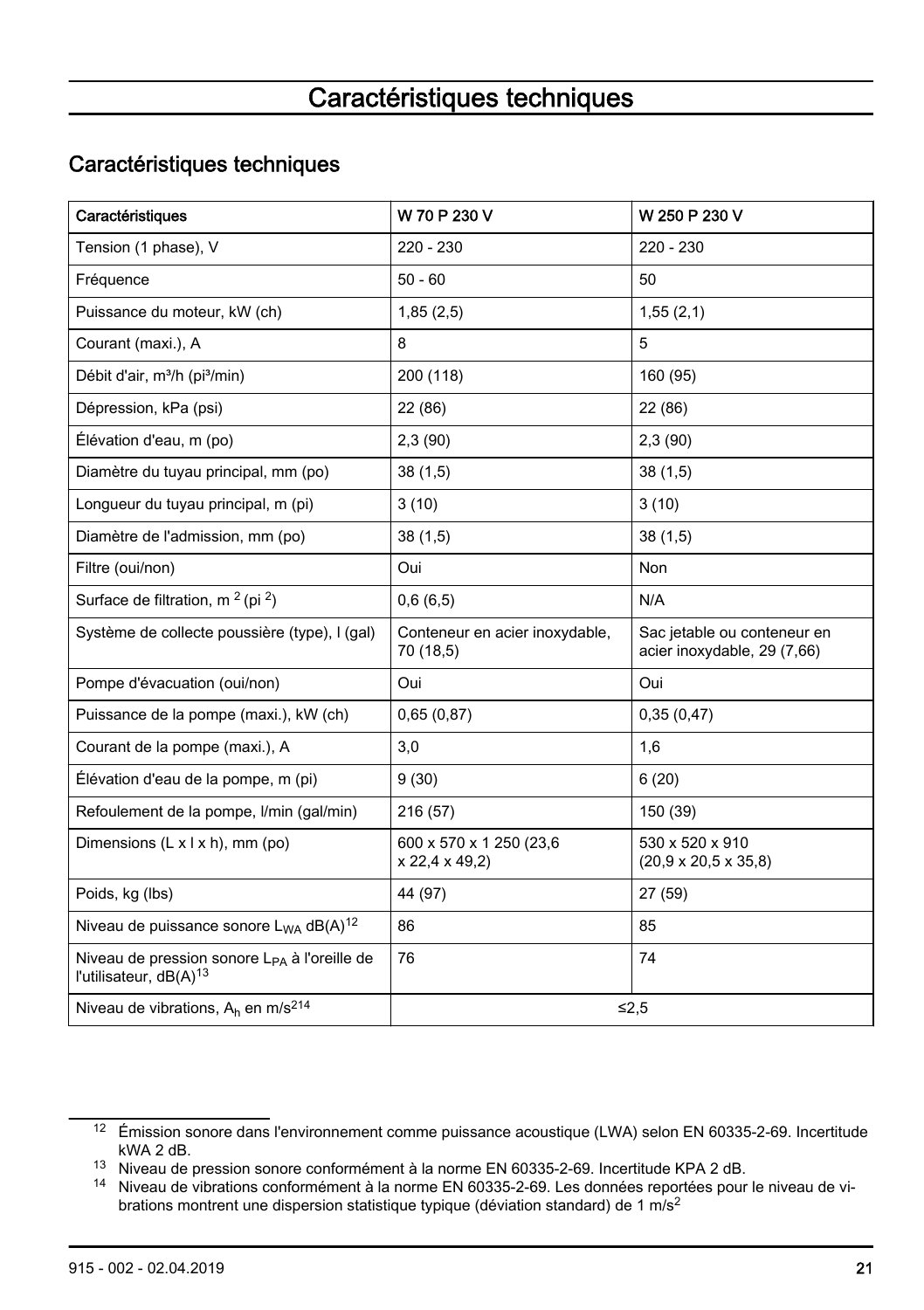# Caractéristiques techniques

## Caractéristiques techniques

| Caractéristiques | W 70 P 230 V | W 250 P 230 V |
|---|---|---|
| Tension (1 phase), V | 220 - 230 | 220 - 230 |
| Fréquence | 50 - 60 | 50 |
| Puissance du moteur, kW (ch) | 1,85 (2,5) | 1,55 (2,1) |
| Courant (maxi.), A | 8 | 5 |
| Débit d'air, m³/h (pi³/min) | 200 (118) | 160 (95) |
| Dépression, kPa (psi) | 22 (86) | 22 (86) |
| Élévation d'eau, m (po) | 2,3 (90) | 2,3 (90) |
| Diamètre du tuyau principal, mm (po) | 38 (1,5) | 38 (1,5) |
| Longueur du tuyau principal, m (pi) | 3 (10) | 3 (10) |
| Diamètre de l'admission, mm (po) | 38 (1,5) | 38 (1,5) |
| Filtre (oui/non) | Oui | Non |
| Surface de filtration, $m^2$ ($pi^2$) | 0,6 (6,5) | N/A |
| Système de collecte poussière (type), l (gal) | Conteneur en acier inoxydable, 70 (18,5) | Sac jetable ou conteneur en acier inoxydable, 29 (7,66) |
| Pompe d'évacuation (oui/non) | Oui | Oui |
| Puissance de la pompe (maxi.), kW (ch) | 0,65 (0,87) | 0,35 (0,47) |
| Courant de la pompe (maxi.), A | 3,0 | 1,6 |
| Élévation d'eau de la pompe, m (pi) | 9 (30) | 6 (20) |
| Refoulement de la pompe, l/min (gal/min) | 216 (57) | 150 (39) |
| Dimensions (L x l x h), mm (po) | 600 x 570 x 1 250 (23,6 x 22,4 x 49,2) | 530 x 520 x 910 (20,9 x 20,5 x 35,8) |
| Poids, kg (lbs) | 44 (97) | 27 (59) |
| Niveau de puissance sonore $L_{WA}$ dB(A)[12] | 86 | 85 |
| Niveau de pression sonore $L_{PA}$ à l'oreille de l'utilisateur, dB(A)[13] | 76 | 74 |
| Niveau de vibrations, $A_h$ en $m/s^2$[14] | ≤2,5 | |

[12] Émission sonore dans l'environnement comme puissance acoustique (LWA) selon EN 60335-2-69. Incertitude kWA 2 dB.

[13] Niveau de pression sonore conformément à la norme EN 60335-2-69. Incertitude KPA 2 dB.

[14] Niveau de vibrations conformément à la norme EN 60335-2-69. Les données reportées pour le niveau de vibrations montrent une dispersion statistique typique (déviation standard) de 1 $m/s^2$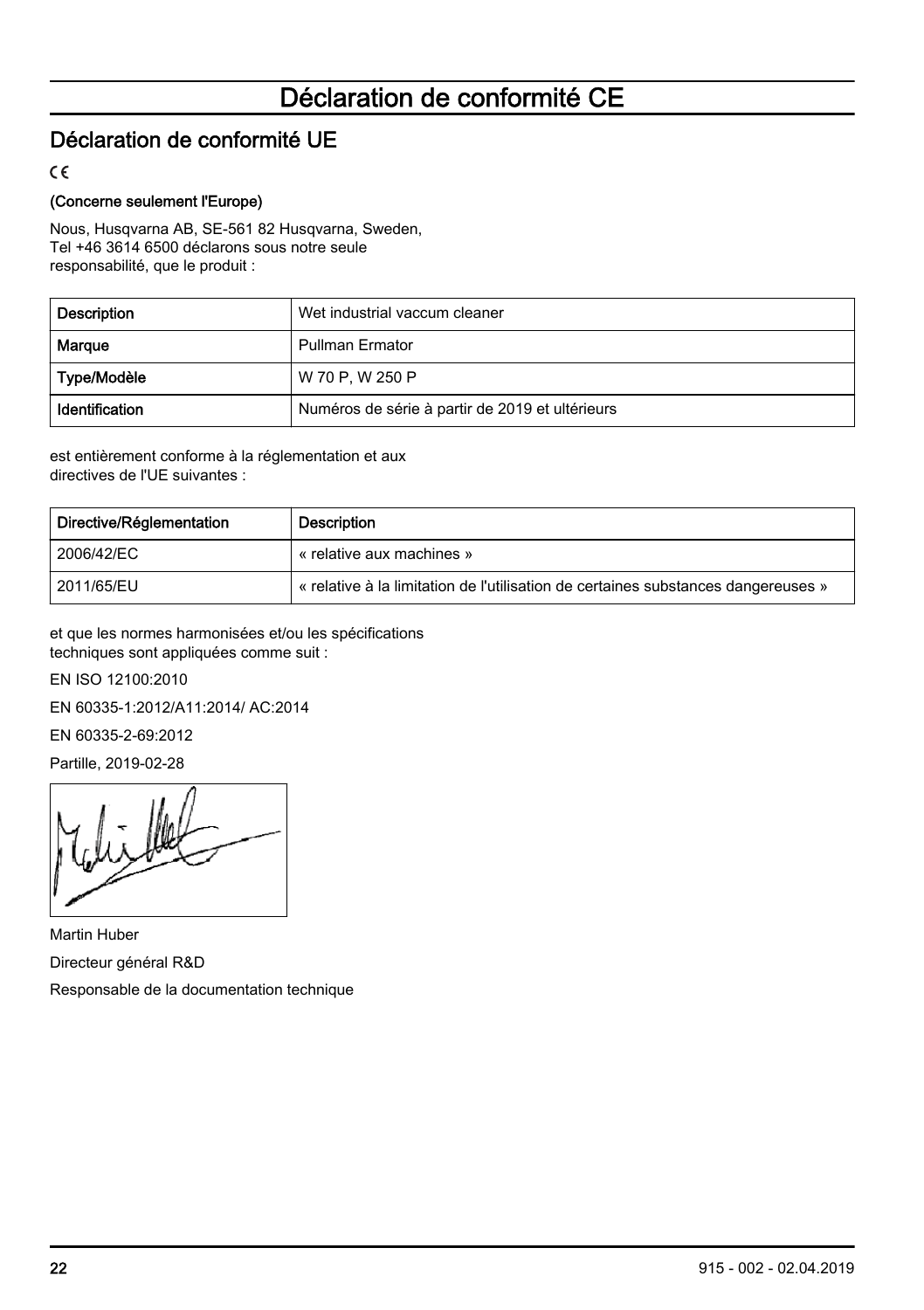# Déclaration de conformité CE

## Déclaration de conformité UE

CE

**(Concerne seulement l'Europe)**

Nous, Husqvarna AB, SE-561 82 Husqvarna, Sweden, Tel +46 3614 6500 déclarons sous notre seule responsabilité, que le produit :

| Description | Wet industrial vaccum cleaner |
|---|---|
| Marque | Pullman Ermator |
| Type/Modèle | W 70 P, W 250 P |
| Identification | Numéros de série à partir de 2019 et ultérieurs |

est entièrement conforme à la réglementation et aux directives de l'UE suivantes :

| Directive/Réglementation | Description |
|---|---|
| 2006/42/EC | « relative aux machines » |
| 2011/65/EU | « relative à la limitation de l'utilisation de certaines substances dangereuses » |

et que les normes harmonisées et/ou les spécifications techniques sont appliquées comme suit :

EN ISO 12100:2010

EN 60335-1:2012/A11:2014/ AC:2014

EN 60335-2-69:2012

Partille, 2019-02-28

Martin Huber

Directeur général R&D

Responsable de la documentation technique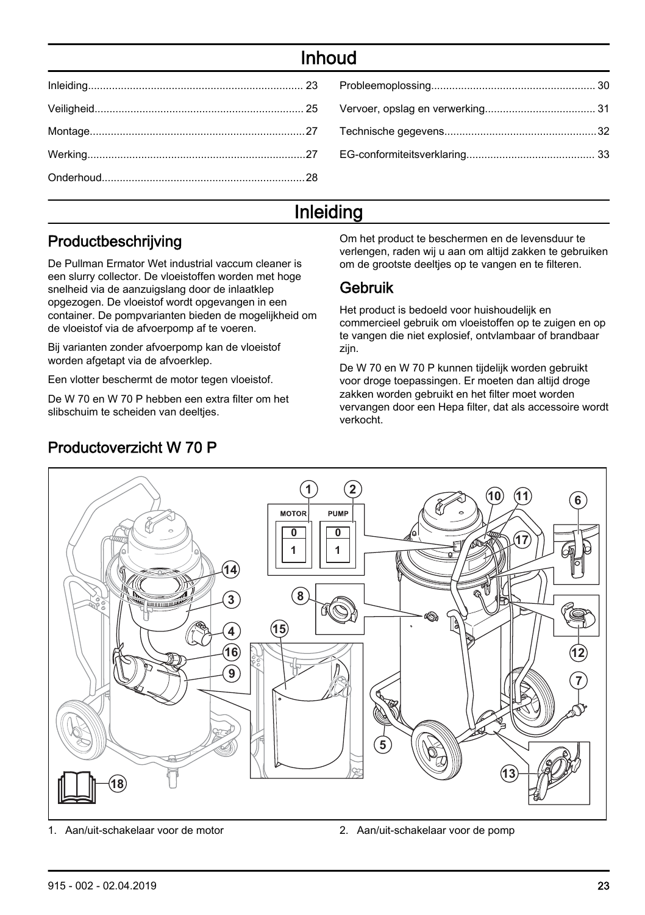# Inhoud

| | | | |
|---|---|---|---|
| Inleiding | 23 | Probleemoplossing | 30 |
| Veiligheid | 25 | Vervoer, opslag en verwerking | 31 |
| Montage | 27 | Technische gegevens | 32 |
| Werking | 27 | EG-conformiteitsverklaring | 33 |
| Onderhoud | 28 | | |

# Inleiding

## Productbeschrijving

De Pullman Ermator Wet industrial vaccum cleaner is een slurry collector. De vloeistoffen worden met hoge snelheid via de aanzuigslang door de inlaatklep opgezogen. De vloeistof wordt opgevangen in een container. De pompvarianten bieden de mogelijkheid om de vloeistof via de afvoerpomp af te voeren.

Bij varianten zonder afvoerpomp kan de vloeistof worden afgetapt via de afvoerklep.

Een vlotter beschermt de motor tegen vloeistof.

De W 70 en W 70 P hebben een extra filter om het slibschuim te scheiden van deeltjes.

Om het product te beschermen en de levensduur te verlengen, raden wij u aan om altijd zakken te gebruiken om de grootste deeltjes op te vangen en te filteren.

## Gebruik

Het product is bedoeld voor huishoudelijk en commercieel gebruik om vloeistoffen op te zuigen en op te vangen die niet explosief, ontvlambaar of brandbaar zijn.

De W 70 en W 70 P kunnen tijdelijk worden gebruikt voor droge toepassingen. Er moeten dan altijd droge zakken worden gebruikt en het filter moet worden vervangen door een Hepa filter, dat als accessoire wordt verkocht.

## Productoverzicht W 70 P

1. Aan/uit-schakelaar voor de motor
2. Aan/uit-schakelaar voor de pomp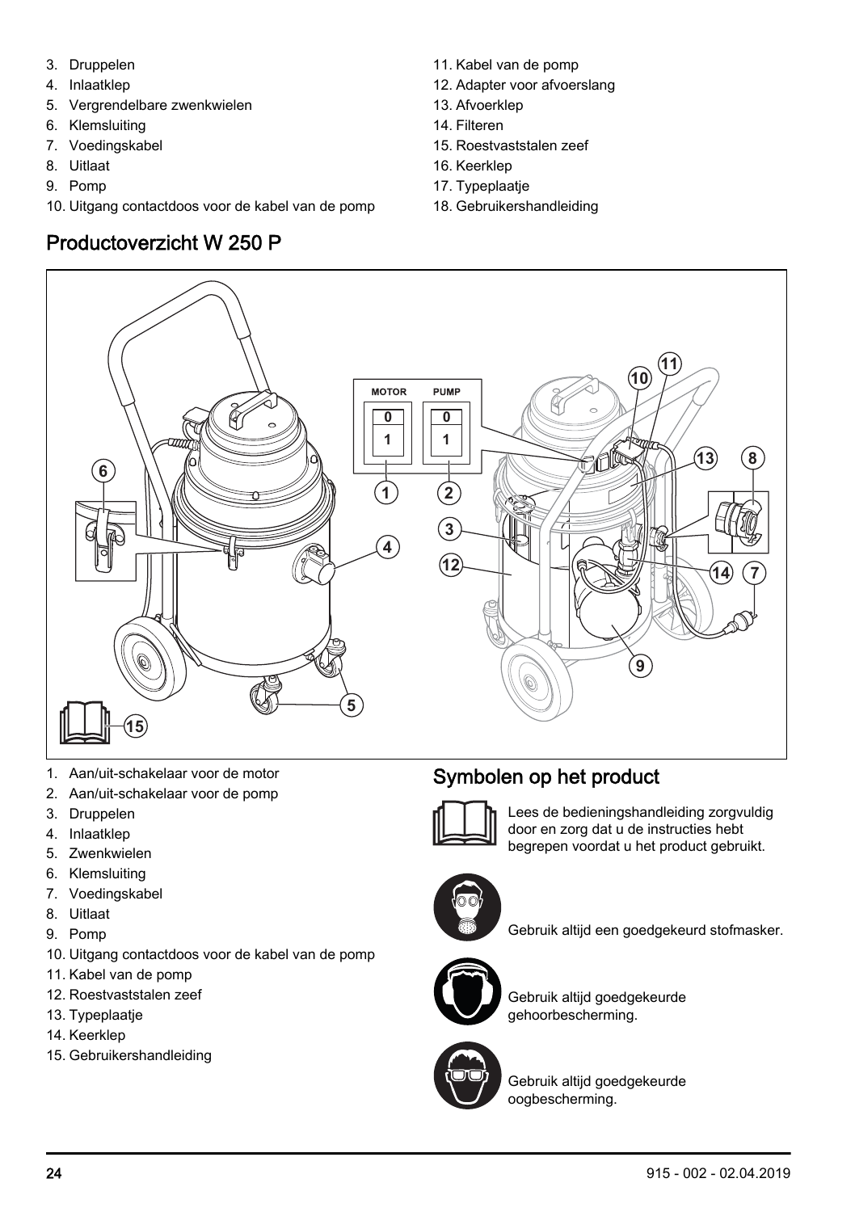3. Druppelen
4. Inlaatklep
5. Vergrendelbare zwenkwielen
6. Klemsluiting
7. Voedingskabel
8. Uitlaat
9. Pomp
10. Uitgang contactdoos voor de kabel van de pomp
11. Kabel van de pomp
12. Adapter voor afvoerslang
13. Afvoerklep
14. Filteren
15. Roestvaststalen zeef
16. Keerklep
17. Typeplaatje
18. Gebruikershandleiding

## Productoverzicht W 250 P

1. Aan/uit-schakelaar voor de motor
2. Aan/uit-schakelaar voor de pomp
3. Druppelen
4. Inlaatklep
5. Zwenkwielen
6. Klemsluiting
7. Voedingskabel
8. Uitlaat
9. Pomp
10. Uitgang contactdoos voor de kabel van de pomp
11. Kabel van de pomp
12. Roestvaststalen zeef
13. Typeplaatje
14. Keerklep
15. Gebruikershandleiding

## Symbolen op het product

Lees de bedieningshandleiding zorgvuldig door en zorg dat u de instructies hebt begrepen voordat u het product gebruikt.

Gebruik altijd een goedgekeurd stofmasker.

Gebruik altijd goedgekeurde gehoorbescherming.

Gebruik altijd goedgekeurde oogbescherming.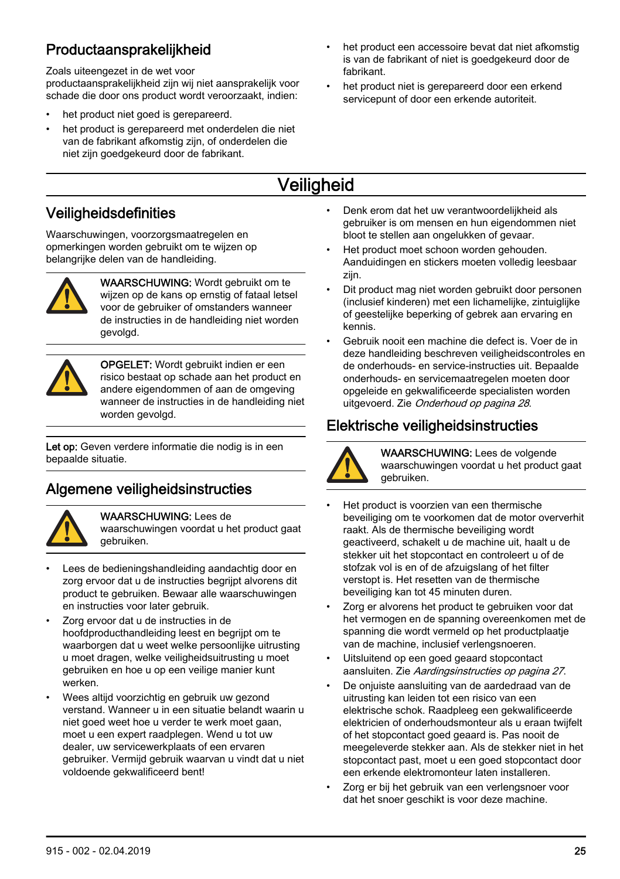## Productaansprakelijkheid

Zoals uiteengezet in de wet voor productaansprakelijkheid zijn wij niet aansprakelijk voor schade die door ons product wordt veroorzaakt, indien:

- het product niet goed is gerepareerd.
- het product is gerepareerd met onderdelen die niet van de fabrikant afkomstig zijn, of onderdelen die niet zijn goedgekeurd door de fabrikant.
- het product een accessoire bevat dat niet afkomstig is van de fabrikant of niet is goedgekeurd door de fabrikant.
- het product niet is gerepareerd door een erkend servicepunt of door een erkende autoriteit.

# Veiligheid

## Veiligheidsdefinities

Waarschuwingen, voorzorgsmaatregelen en opmerkingen worden gebruikt om te wijzen op belangrijke delen van de handleiding.

**WAARSCHUWING:** Wordt gebruikt om te wijzen op de kans op ernstig of fataal letsel voor de gebruiker of omstanders wanneer de instructies in de handleiding niet worden gevolgd.

**OPGELET:** Wordt gebruikt indien er een risico bestaat op schade aan het product en andere eigendommen of aan de omgeving wanneer de instructies in de handleiding niet worden gevolgd.

**Let op:** Geven verdere informatie die nodig is in een bepaalde situatie.

## Algemene veiligheidsinstructies

**WAARSCHUWING:** Lees de waarschuwingen voordat u het product gaat gebruiken.

- Lees de bedieningshandleiding aandachtig door en zorg ervoor dat u de instructies begrijpt alvorens dit product te gebruiken. Bewaar alle waarschuwingen en instructies voor later gebruik.
- Zorg ervoor dat u de instructies in de hoofdproducthandleiding leest en begrijpt om te waarborgen dat u weet welke persoonlijke uitrusting u moet dragen, welke veiligheidsuitrusting u moet gebruiken en hoe u op een veilige manier kunt werken.
- Wees altijd voorzichtig en gebruik uw gezond verstand. Wanneer u in een situatie belandt waarin u niet goed weet hoe u verder te werk moet gaan, moet u een expert raadplegen. Wend u tot uw dealer, uw servicewerkplaats of een ervaren gebruiker. Vermijd gebruik waarvan u vindt dat u niet voldoende gekwalificeerd bent!
- Denk erom dat het uw verantwoordelijkheid als gebruiker is om mensen en hun eigendommen niet bloot te stellen aan ongelukken of gevaar.
- Het product moet schoon worden gehouden. Aanduidingen en stickers moeten volledig leesbaar zijn.
- Dit product mag niet worden gebruikt door personen (inclusief kinderen) met een lichamelijke, zintuiglijke of geestelijke beperking of gebrek aan ervaring en kennis.
- Gebruik nooit een machine die defect is. Voer de in deze handleiding beschreven veiligheidscontroles en de onderhouds- en service-instructies uit. Bepaalde onderhouds- en servicemaatregelen moeten door opgeleide en gekwalificeerde specialisten worden uitgevoerd. Zie *Onderhoud op pagina 28*.

## Elektrische veiligheidsinstructies

**WAARSCHUWING:** Lees de volgende waarschuwingen voordat u het product gaat gebruiken.

- Het product is voorzien van een thermische beveiliging om te voorkomen dat de motor oververhit raakt. Als de thermische beveiliging wordt geactiveerd, schakelt u de machine uit, haalt u de stekker uit het stopcontact en controleert u of de stofzak vol is en of de afzuigslang of het filter verstopt is. Het resetten van de thermische beveiliging kan tot 45 minuten duren.
- Zorg er alvorens het product te gebruiken voor dat het vermogen en de spanning overeenkomen met de spanning die wordt vermeld op het productplaatje van de machine, inclusief verlengsnoeren.
- Uitsluitend op een goed geaard stopcontact aansluiten. Zie *Aardingsinstructies op pagina 27*.
- De onjuiste aansluiting van de aardedraad van de uitrusting kan leiden tot een risico van een elektrische schok. Raadpleeg een gekwalificeerde elektricien of onderhoudsmonteur als u eraan twijfelt of het stopcontact goed geaard is. Pas nooit de meegeleverde stekker aan. Als de stekker niet in het stopcontact past, moet u een goed stopcontact door een erkende elektromonteur laten installeren.
- Zorg er bij het gebruik van een verlengsnoer voor dat het snoer geschikt is voor deze machine.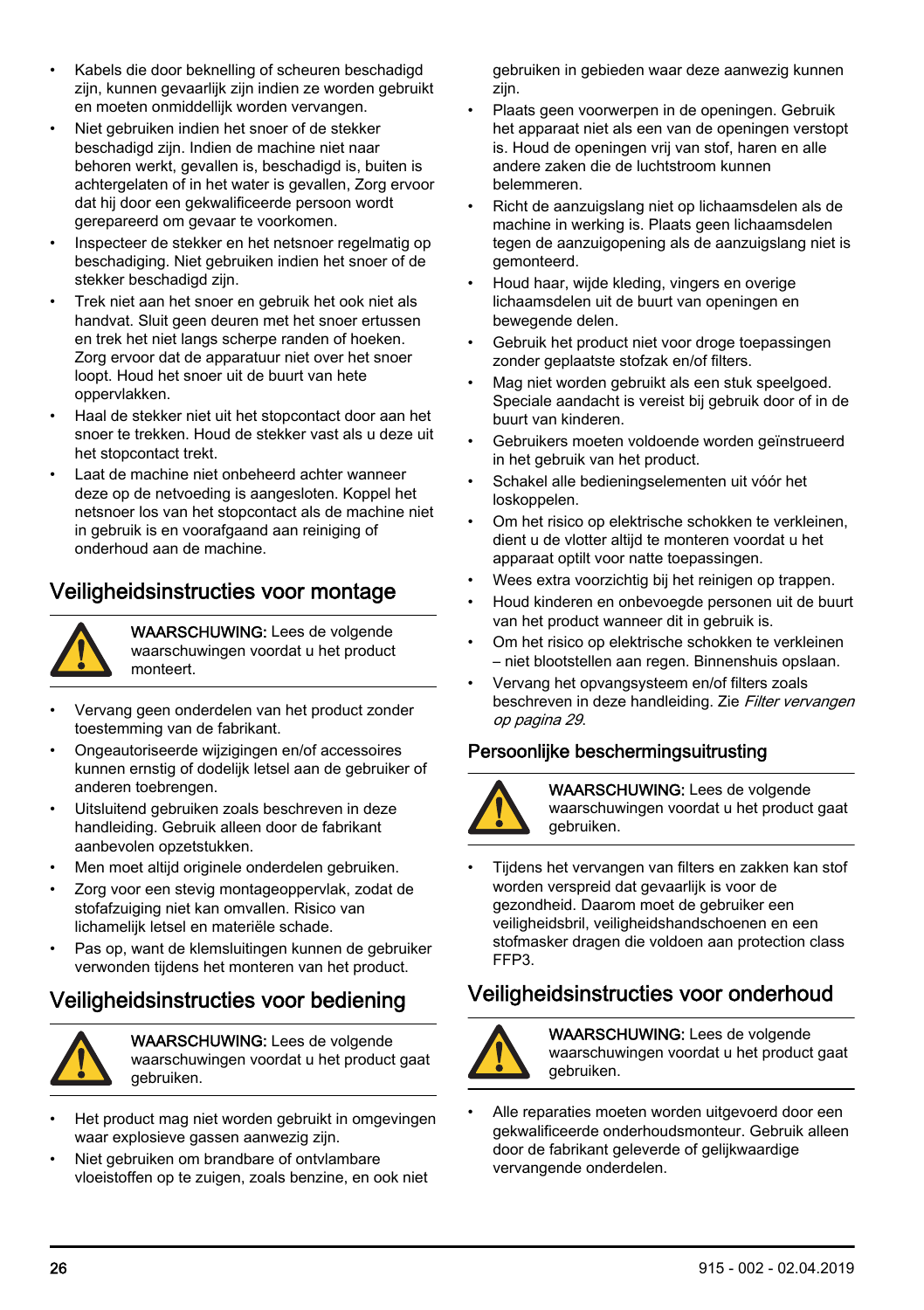- Kabels die door beknelling of scheuren beschadigd zijn, kunnen gevaarlijk zijn indien ze worden gebruikt en moeten onmiddellijk worden vervangen.
- Niet gebruiken indien het snoer of de stekker beschadigd zijn. Indien de machine niet naar behoren werkt, gevallen is, beschadigd is, buiten is achtergelaten of in het water is gevallen, Zorg ervoor dat hij door een gekwalificeerde persoon wordt gerepareerd om gevaar te voorkomen.
- Inspecteer de stekker en het netsnoer regelmatig op beschadiging. Niet gebruiken indien het snoer of de stekker beschadigd zijn.
- Trek niet aan het snoer en gebruik het ook niet als handvat. Sluit geen deuren met het snoer ertussen en trek het niet langs scherpe randen of hoeken. Zorg ervoor dat de apparatuur niet over het snoer loopt. Houd het snoer uit de buurt van hete oppervlakken.
- Haal de stekker niet uit het stopcontact door aan het snoer te trekken. Houd de stekker vast als u deze uit het stopcontact trekt.
- Laat de machine niet onbeheerd achter wanneer deze op de netvoeding is aangesloten. Koppel het netsnoer los van het stopcontact als de machine niet in gebruik is en voorafgaand aan reiniging of onderhoud aan de machine.

## Veiligheidsinstructies voor montage

**WAARSCHUWING:** Lees de volgende waarschuwingen voordat u het product monteert.

- Vervang geen onderdelen van het product zonder toestemming van de fabrikant.
- Ongeautoriseerde wijzigingen en/of accessoires kunnen ernstig of dodelijk letsel aan de gebruiker of anderen toebrengen.
- Uitsluitend gebruiken zoals beschreven in deze handleiding. Gebruik alleen door de fabrikant aanbevolen opzetstukken.
- Men moet altijd originele onderdelen gebruiken.
- Zorg voor een stevig montageoppervlak, zodat de stofafzuiging niet kan omvallen. Risico van lichamelijk letsel en materiële schade.
- Pas op, want de klemsluitingen kunnen de gebruiker verwonden tijdens het monteren van het product.

## Veiligheidsinstructies voor bediening

**WAARSCHUWING:** Lees de volgende waarschuwingen voordat u het product gaat gebruiken.

- Het product mag niet worden gebruikt in omgevingen waar explosieve gassen aanwezig zijn.
- Niet gebruiken om brandbare of ontvlambare vloeistoffen op te zuigen, zoals benzine, en ook niet gebruiken in gebieden waar deze aanwezig kunnen zijn.
- Plaats geen voorwerpen in de openingen. Gebruik het apparaat niet als een van de openingen verstopt is. Houd de openingen vrij van stof, haren en alle andere zaken die de luchtstroom kunnen belemmeren.
- Richt de aanzuigslang niet op lichaamsdelen als de machine in werking is. Plaats geen lichaamsdelen tegen de aanzuigopening als de aanzuigslang niet is gemonteerd.
- Houd haar, wijde kleding, vingers en overige lichaamsdelen uit de buurt van openingen en bewegende delen.
- Gebruik het product niet voor droge toepassingen zonder geplaatste stofzak en/of filters.
- Mag niet worden gebruikt als een stuk speelgoed. Speciale aandacht is vereist bij gebruik door of in de buurt van kinderen.
- Gebruikers moeten voldoende worden geïnstrueerd in het gebruik van het product.
- Schakel alle bedieningselementen uit vóór het loskoppelen.
- Om het risico op elektrische schokken te verkleinen, dient u de vlotter altijd te monteren voordat u het apparaat optilt voor natte toepassingen.
- Wees extra voorzichtig bij het reinigen op trappen.
- Houd kinderen en onbevoegde personen uit de buurt van het product wanneer dit in gebruik is.
- Om het risico op elektrische schokken te verkleinen – niet blootstellen aan regen. Binnenshuis opslaan.
- Vervang het opvangsysteem en/of filters zoals beschreven in deze handleiding. Zie *Filter vervangen op pagina 29*.

### Persoonlijke beschermingsuitrusting

**WAARSCHUWING:** Lees de volgende waarschuwingen voordat u het product gaat gebruiken.

- Tijdens het vervangen van filters en zakken kan stof worden verspreid dat gevaarlijk is voor de gezondheid. Daarom moet de gebruiker een veiligheidsbril, veiligheidshandschoenen en een stofmasker dragen die voldoen aan protection class FFP3.

## Veiligheidsinstructies voor onderhoud

**WAARSCHUWING:** Lees de volgende waarschuwingen voordat u het product gaat gebruiken.

- Alle reparaties moeten worden uitgevoerd door een gekwalificeerde onderhoudsmonteur. Gebruik alleen door de fabrikant geleverde of gelijkwaardige vervangende onderdelen.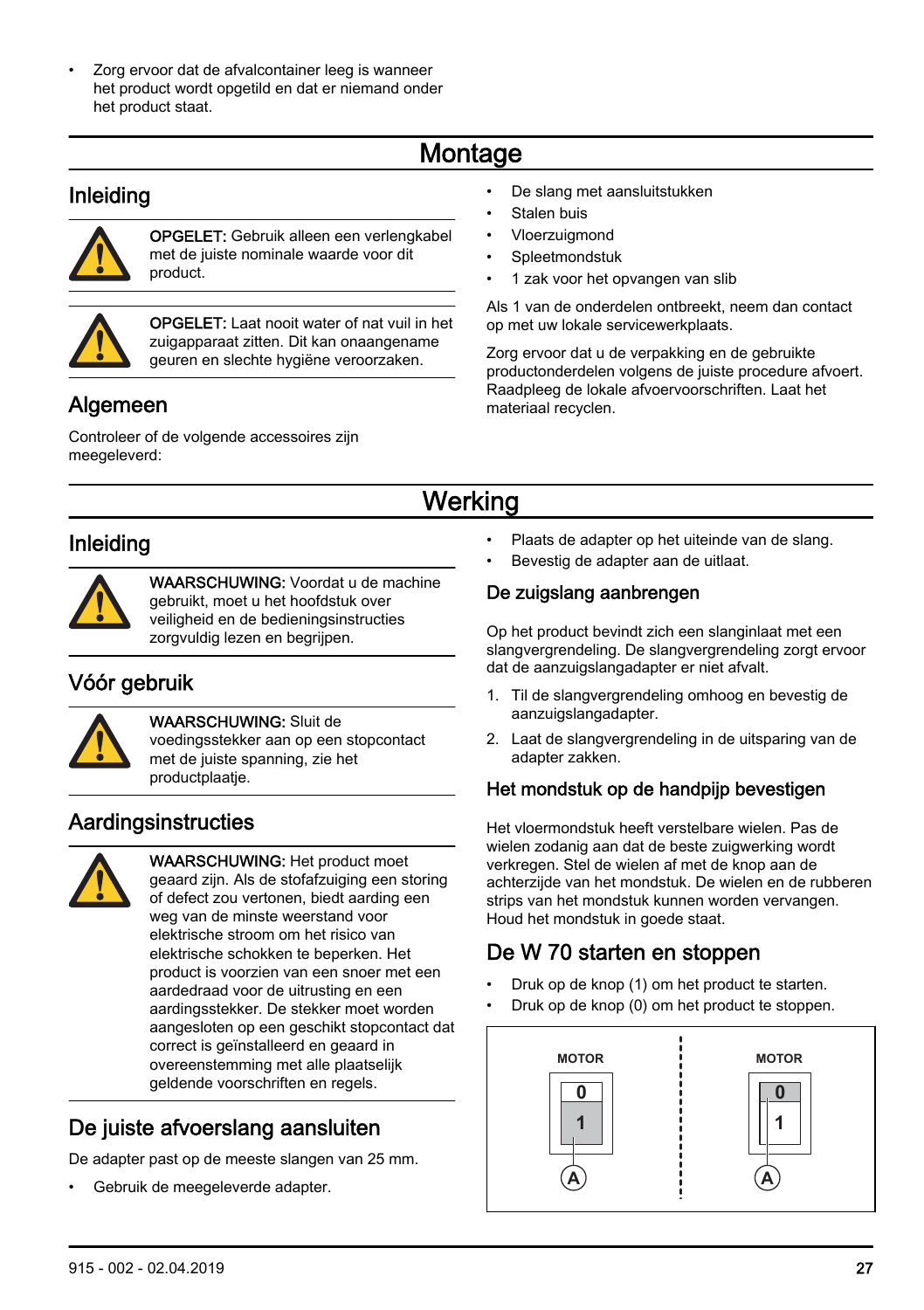- Zorg ervoor dat de afvalcontainer leeg is wanneer het product wordt opgetild en dat er niemand onder het product staat.

# Montage

## Inleiding

**OPGELET:** Gebruik alleen een verlengkabel met de juiste nominale waarde voor dit product.

**OPGELET:** Laat nooit water of nat vuil in het zuigapparaat zitten. Dit kan onaangename geuren en slechte hygiëne veroorzaken.

## Algemeen

Controleer of de volgende accessoires zijn meegeleverd:

- De slang met aansluitstukken
- Stalen buis
- Vloerzuigmond
- Spleetmondstuk
- 1 zak voor het opvangen van slib

Als 1 van de onderdelen ontbreekt, neem dan contact op met uw lokale servicewerkplaats.

Zorg ervoor dat u de verpakking en de gebruikte productonderdelen volgens de juiste procedure afvoert. Raadpleeg de lokale afvoervoorschriften. Laat het materiaal recyclen.

# Werking

## Inleiding

**WAARSCHUWING:** Voordat u de machine gebruikt, moet u het hoofdstuk over veiligheid en de bedieningsinstructies zorgvuldig lezen en begrijpen.

## Vóór gebruik

**WAARSCHUWING:** Sluit de voedingsstekker aan op een stopcontact met de juiste spanning, zie het productplaatje.

## Aardingsinstructies

**WAARSCHUWING:** Het product moet geaard zijn. Als de stofafzuiging een storing of defect zou vertonen, biedt aarding een weg van de minste weerstand voor elektrische stroom om het risico van elektrische schokken te beperken. Het product is voorzien van een snoer met een aardedraad voor de uitrusting en een aardingsstekker. De stekker moet worden aangesloten op een geschikt stopcontact dat correct is geïnstalleerd en geaard in overeenstemming met alle plaatselijk geldende voorschriften en regels.

## De juiste afvoerslang aansluiten

De adapter past op de meeste slangen van 25 mm.

- Gebruik de meegeleverde adapter.
- Plaats de adapter op het uiteinde van de slang.
- Bevestig de adapter aan de uitlaat.

### De zuigslang aanbrengen

Op het product bevindt zich een slanginlaat met een slangvergrendeling. De slangvergrendeling zorgt ervoor dat de aanzuigslangadapter er niet afvalt.

1. Til de slangvergrendeling omhoog en bevestig de aanzuigslangadapter.
2. Laat de slangvergrendeling in de uitsparing van de adapter zakken.

### Het mondstuk op de handpijp bevestigen

Het vloermondstuk heeft verstelbare wielen. Pas de wielen zodanig aan dat de beste zuigwerking wordt verkregen. Stel de wielen af met de knop aan de achterzijde van het mondstuk. De wielen en de rubberen strips van het mondstuk kunnen worden vervangen. Houd het mondstuk in goede staat.

## De W 70 starten en stoppen

- Druk op de knop (1) om het product te starten.
- Druk op de knop (0) om het product te stoppen.

MOTOR 0 1 (A) | MOTOR 0 1 (A)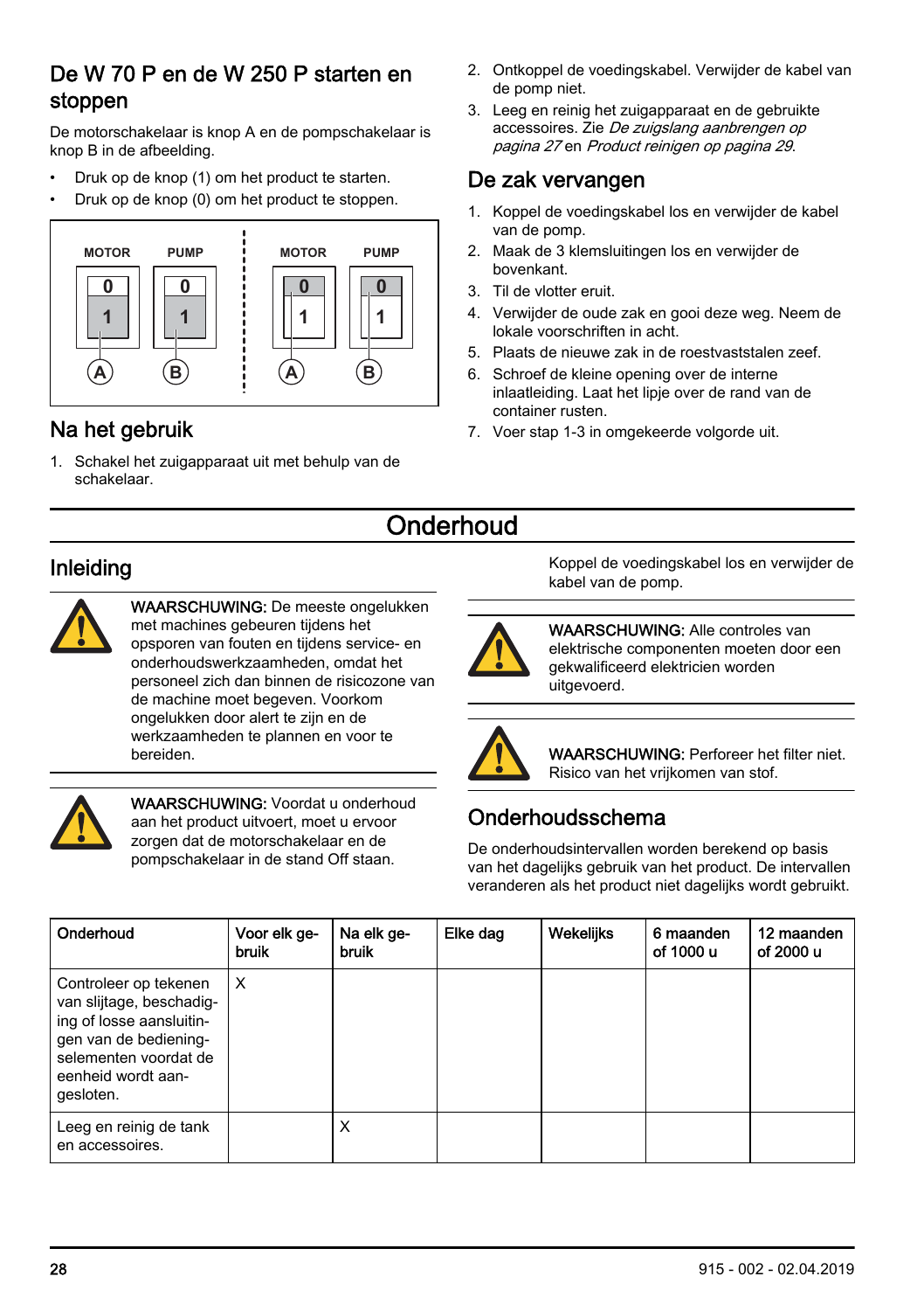## De W 70 P en de W 250 P starten en stoppen

De motorschakelaar is knop A en de pompschakelaar is knop B in de afbeelding.

- Druk op de knop (1) om het product te starten.
- Druk op de knop (0) om het product te stoppen.

MOTOR PUMP MOTOR PUMP

0 0 0 0

1 1 1 1

A B A B

## Na het gebruik

1. Schakel het zuigapparaat uit met behulp van de schakelaar.
2. Ontkoppel de voedingskabel. Verwijder de kabel van de pomp niet.
3. Leeg en reinig het zuigapparaat en de gebruikte accessoires. Zie *De zuigslang aanbrengen op pagina 27* en *Product reinigen op pagina 29*.

## De zak vervangen

1. Koppel de voedingskabel los en verwijder de kabel van de pomp.
2. Maak de 3 klemsluitingen los en verwijder de bovenkant.
3. Til de vlotter eruit.
4. Verwijder de oude zak en gooi deze weg. Neem de lokale voorschriften in acht.
5. Plaats de nieuwe zak in de roestvaststalen zeef.
6. Schroef de kleine opening over de interne inlaatleiding. Laat het lipje over de rand van de container rusten.
7. Voer stap 1-3 in omgekeerde volgorde uit.

# Onderhoud

## Inleiding

**WAARSCHUWING:** De meeste ongelukken met machines gebeuren tijdens het opsporen van fouten en tijdens service- en onderhoudswerkzaamheden, omdat het personeel zich dan binnen de risicozone van de machine moet begeven. Voorkom ongelukken door alert te zijn en de werkzaamheden te plannen en voor te bereiden.

**WAARSCHUWING:** Voordat u onderhoud aan het product uitvoert, moet u ervoor zorgen dat de motorschakelaar en de pompschakelaar in de stand Off staan.

Koppel de voedingskabel los en verwijder de kabel van de pomp.

**WAARSCHUWING:** Alle controles van elektrische componenten moeten door een gekwalificeerd elektricien worden uitgevoerd.

**WAARSCHUWING:** Perforeer het filter niet. Risico van het vrijkomen van stof.

## Onderhoudsschema

De onderhoudsintervallen worden berekend op basis van het dagelijks gebruik van het product. De intervallen veranderen als het product niet dagelijks wordt gebruikt.

| Onderhoud | Voor elk gebruik | Na elk gebruik | Elke dag | Wekelijks | 6 maanden of 1000 u | 12 maanden of 2000 u |
|---|---|---|---|---|---|---|
| Controleer op tekenen van slijtage, beschadiging of losse aansluitingen van de bedieningselementen voordat de eenheid wordt aangesloten. | X | | | | | |
| Leeg en reinig de tank en accessoires. | | X | | | | |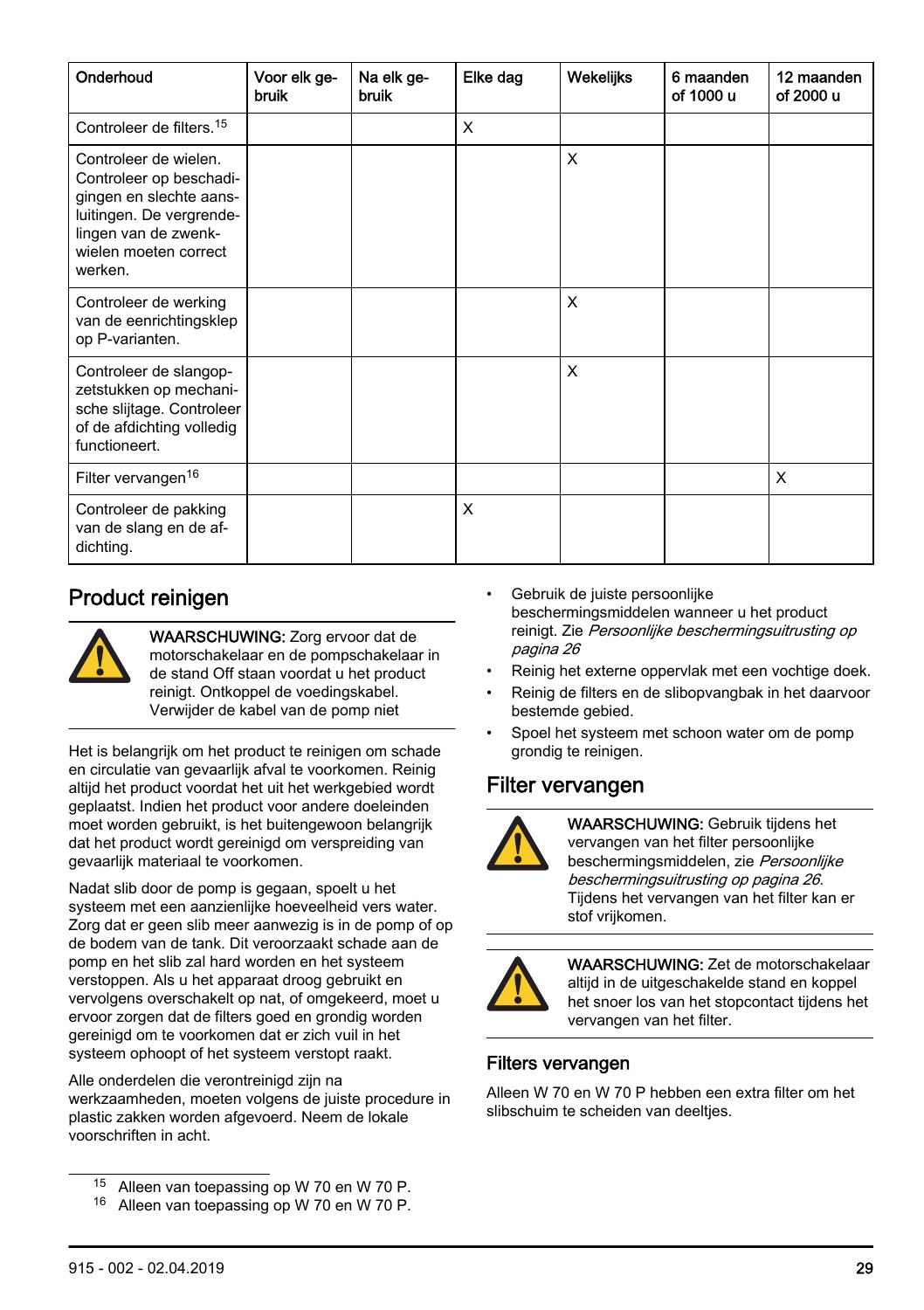| Onderhoud | Voor elk gebruik | Na elk gebruik | Elke dag | Wekelijks | 6 maanden of 1000 u | 12 maanden of 2000 u |
|---|---|---|---|---|---|---|
| Controleer de filters.[15] | | | X | | | |
| Controleer de wielen. Controleer op beschadigingen en slechte aansluitingen. De vergrendelingen van de zwenkwielen moeten correct werken. | | | | X | | |
| Controleer de werking van de eenrichtingsklep op P-varianten. | | | | X | | |
| Controleer de slangopzetstukken op mechanische slijtage. Controleer of de afdichting volledig functioneert. | | | | X | | |
| Filter vervangen[16] | | | | | | X |
| Controleer de pakking van de slang en de afdichting. | | | X | | | |

## Product reinigen

**WAARSCHUWING:** Zorg ervoor dat de motorschakelaar en de pompschakelaar in de stand Off staan voordat u het product reinigt. Ontkoppel de voedingskabel. Verwijder de kabel van de pomp niet

Het is belangrijk om het product te reinigen om schade en circulatie van gevaarlijk afval te voorkomen. Reinig altijd het product voordat het uit het werkgebied wordt geplaatst. Indien het product voor andere doeleinden moet worden gebruikt, is het buitengewoon belangrijk dat het product wordt gereinigd om verspreiding van gevaarlijk materiaal te voorkomen.

Nadat slib door de pomp is gegaan, spoelt u het systeem met een aanzienlijke hoeveelheid vers water. Zorg dat er geen slib meer aanwezig is in de pomp of op de bodem van de tank. Dit veroorzaakt schade aan de pomp en het slib zal hard worden en het systeem verstoppen. Als u het apparaat droog gebruikt en vervolgens overschakelt op nat, of omgekeerd, moet u ervoor zorgen dat de filters goed en grondig worden gereinigd om te voorkomen dat er zich vuil in het systeem ophoopt of het systeem verstopt raakt.

Alle onderdelen die verontreinigd zijn na werkzaamheden, moeten volgens de juiste procedure in plastic zakken worden afgevoerd. Neem de lokale voorschriften in acht.

- Gebruik de juiste persoonlijke beschermingsmiddelen wanneer u het product reinigt. Zie *Persoonlijke beschermingsuitrusting op pagina 26*
- Reinig het externe oppervlak met een vochtige doek.
- Reinig de filters en de slibopvangbak in het daarvoor bestemde gebied.
- Spoel het systeem met schoon water om de pomp grondig te reinigen.

## Filter vervangen

**WAARSCHUWING:** Gebruik tijdens het vervangen van het filter persoonlijke beschermingsmiddelen, zie *Persoonlijke beschermingsuitrusting op pagina 26*. Tijdens het vervangen van het filter kan er stof vrijkomen.

**WAARSCHUWING:** Zet de motorschakelaar altijd in de uitgeschakelde stand en koppel het snoer los van het stopcontact tijdens het vervangen van het filter.

### Filters vervangen

Alleen W 70 en W 70 P hebben een extra filter om het slibschuim te scheiden van deeltjes.

---

[15] Alleen van toepassing op W 70 en W 70 P.

[16] Alleen van toepassing op W 70 en W 70 P.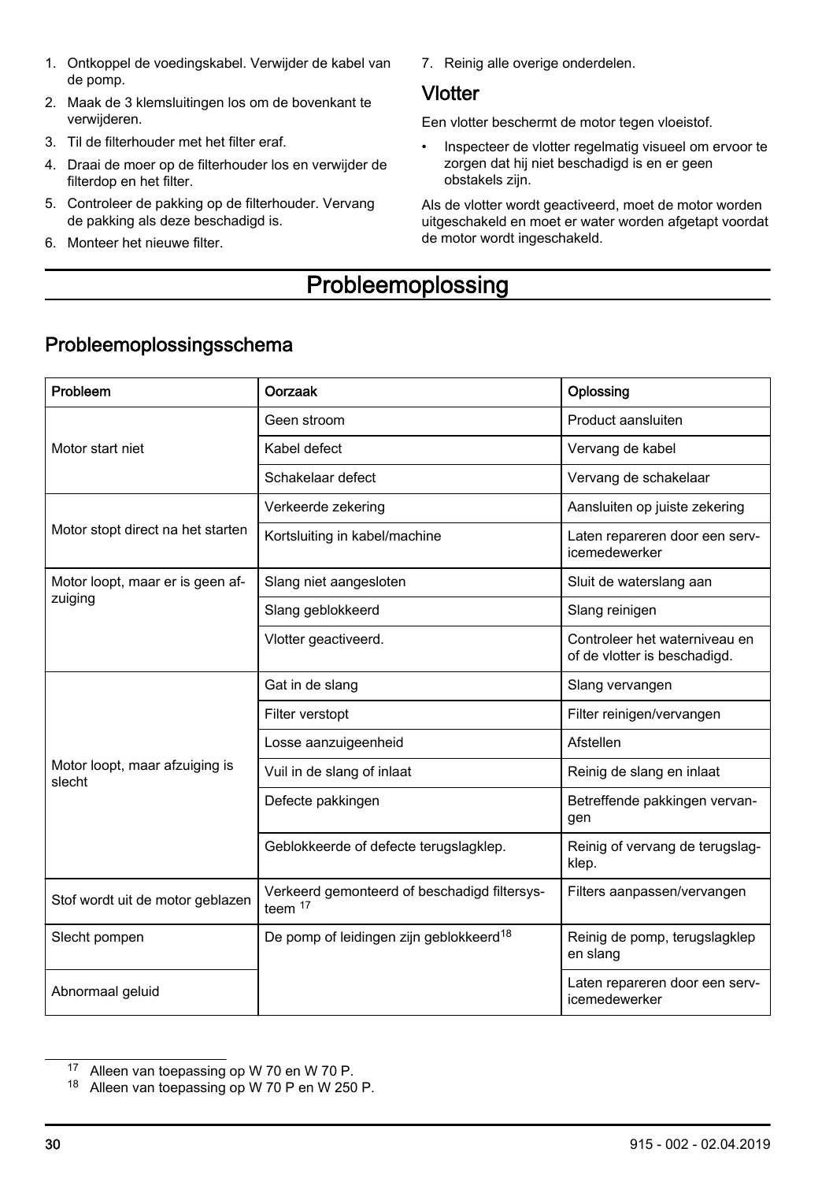1. Ontkoppel de voedingskabel. Verwijder de kabel van de pomp.
2. Maak de 3 klemsluitingen los om de bovenkant te verwijderen.
3. Til de filterhouder met het filter eraf.
4. Draai de moer op de filterhouder los en verwijder de filterdop en het filter.
5. Controleer de pakking op de filterhouder. Vervang de pakking als deze beschadigd is.
6. Monteer het nieuwe filter.
7. Reinig alle overige onderdelen.

## Vlotter

Een vlotter beschermt de motor tegen vloeistof.

- Inspecteer de vlotter regelmatig visueel om ervoor te zorgen dat hij niet beschadigd is en er geen obstakels zijn.

Als de vlotter wordt geactiveerd, moet de motor worden uitgeschakeld en moet er water worden afgetapt voordat de motor wordt ingeschakeld.

# Probleemoplossing

## Probleemoplossingsschema

| Probleem | Oorzaak | Oplossing |
|---|---|---|
| Motor start niet | Geen stroom | Product aansluiten |
| | Kabel defect | Vervang de kabel |
| | Schakelaar defect | Vervang de schakelaar |
| Motor stopt direct na het starten | Verkeerde zekering | Aansluiten op juiste zekering |
| | Kortsluiting in kabel/machine | Laten repareren door een servicemedewerker |
| Motor loopt, maar er is geen afzuiging | Slang niet aangesloten | Sluit de waterslang aan |
| | Slang geblokkeerd | Slang reinigen |
| | Vlotter geactiveerd. | Controleer het waterniveau en of de vlotter is beschadigd. |
| Motor loopt, maar afzuiging is slecht | Gat in de slang | Slang vervangen |
| | Filter verstopt | Filter reinigen/vervangen |
| | Losse aanzuigeenheid | Afstellen |
| | Vuil in de slang of inlaat | Reinig de slang en inlaat |
| | Defecte pakkingen | Betreffende pakkingen vervangen |
| | Geblokkeerde of defecte terugslagklep. | Reinig of vervang de terugslagklep. |
| Stof wordt uit de motor geblazen | Verkeerd gemonteerd of beschadigd filtersysteem [17] | Filters aanpassen/vervangen |
| Slecht pompen | De pomp of leidingen zijn geblokkeerd[18] | Reinig de pomp, terugslagklep en slang |
| Abnormaal geluid | | Laten repareren door een servicemedewerker |

[17] Alleen van toepassing op W 70 en W 70 P.

[18] Alleen van toepassing op W 70 P en W 250 P.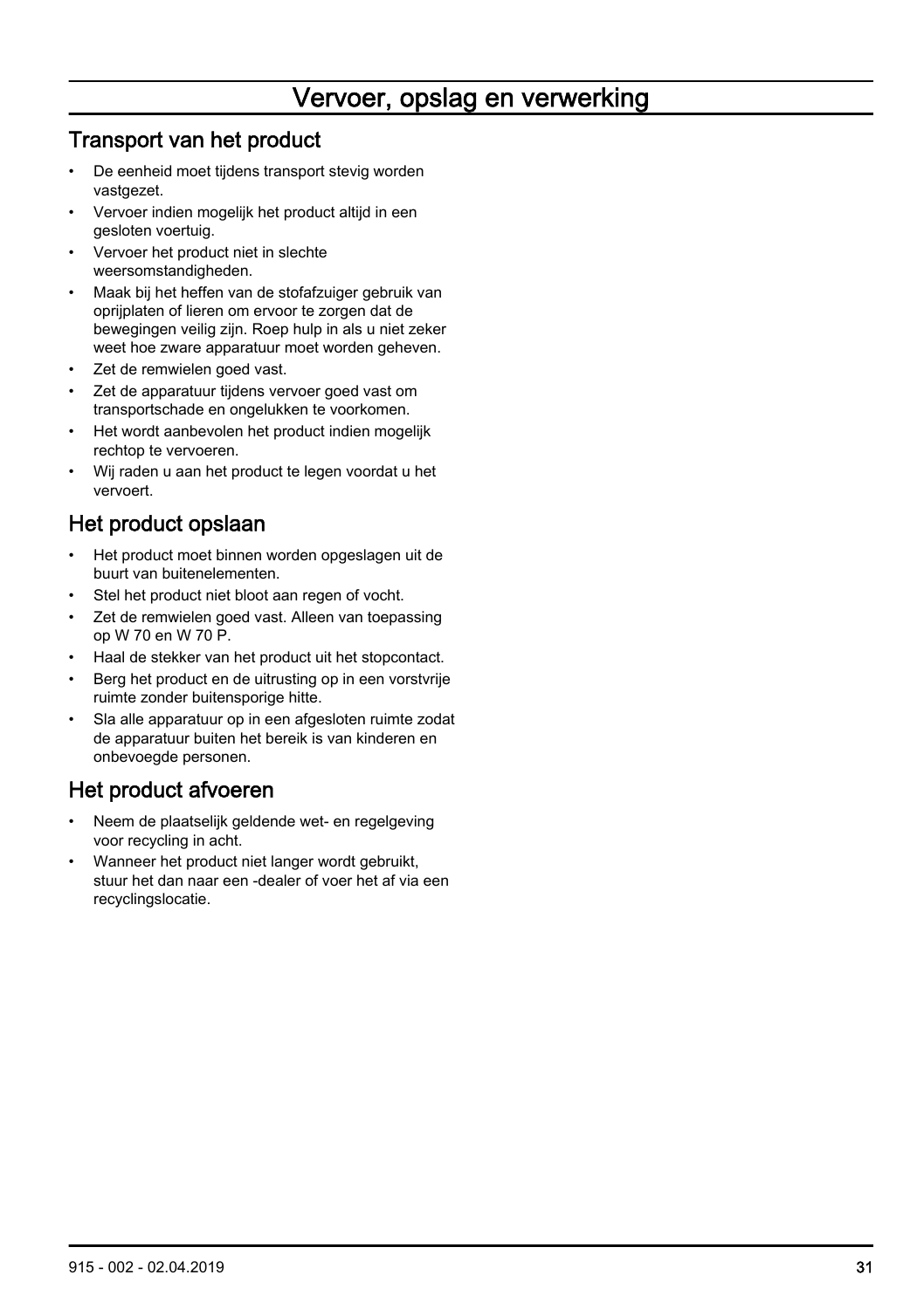# Vervoer, opslag en verwerking

## Transport van het product

- De eenheid moet tijdens transport stevig worden vastgezet.
- Vervoer indien mogelijk het product altijd in een gesloten voertuig.
- Vervoer het product niet in slechte weersomstandigheden.
- Maak bij het heffen van de stofafzuiger gebruik van oprijplaten of lieren om ervoor te zorgen dat de bewegingen veilig zijn. Roep hulp in als u niet zeker weet hoe zware apparatuur moet worden geheven.
- Zet de remwielen goed vast.
- Zet de apparatuur tijdens vervoer goed vast om transportschade en ongelukken te voorkomen.
- Het wordt aanbevolen het product indien mogelijk rechtop te vervoeren.
- Wij raden u aan het product te legen voordat u het vervoert.

## Het product opslaan

- Het product moet binnen worden opgeslagen uit de buurt van buitenelementen.
- Stel het product niet bloot aan regen of vocht.
- Zet de remwielen goed vast. Alleen van toepassing op W 70 en W 70 P.
- Haal de stekker van het product uit het stopcontact.
- Berg het product en de uitrusting op in een vorstvrije ruimte zonder buitensporige hitte.
- Sla alle apparatuur op in een afgesloten ruimte zodat de apparatuur buiten het bereik is van kinderen en onbevoegde personen.

## Het product afvoeren

- Neem de plaatselijk geldende wet- en regelgeving voor recycling in acht.
- Wanneer het product niet langer wordt gebruikt, stuur het dan naar een -dealer of voer het af via een recyclingslocatie.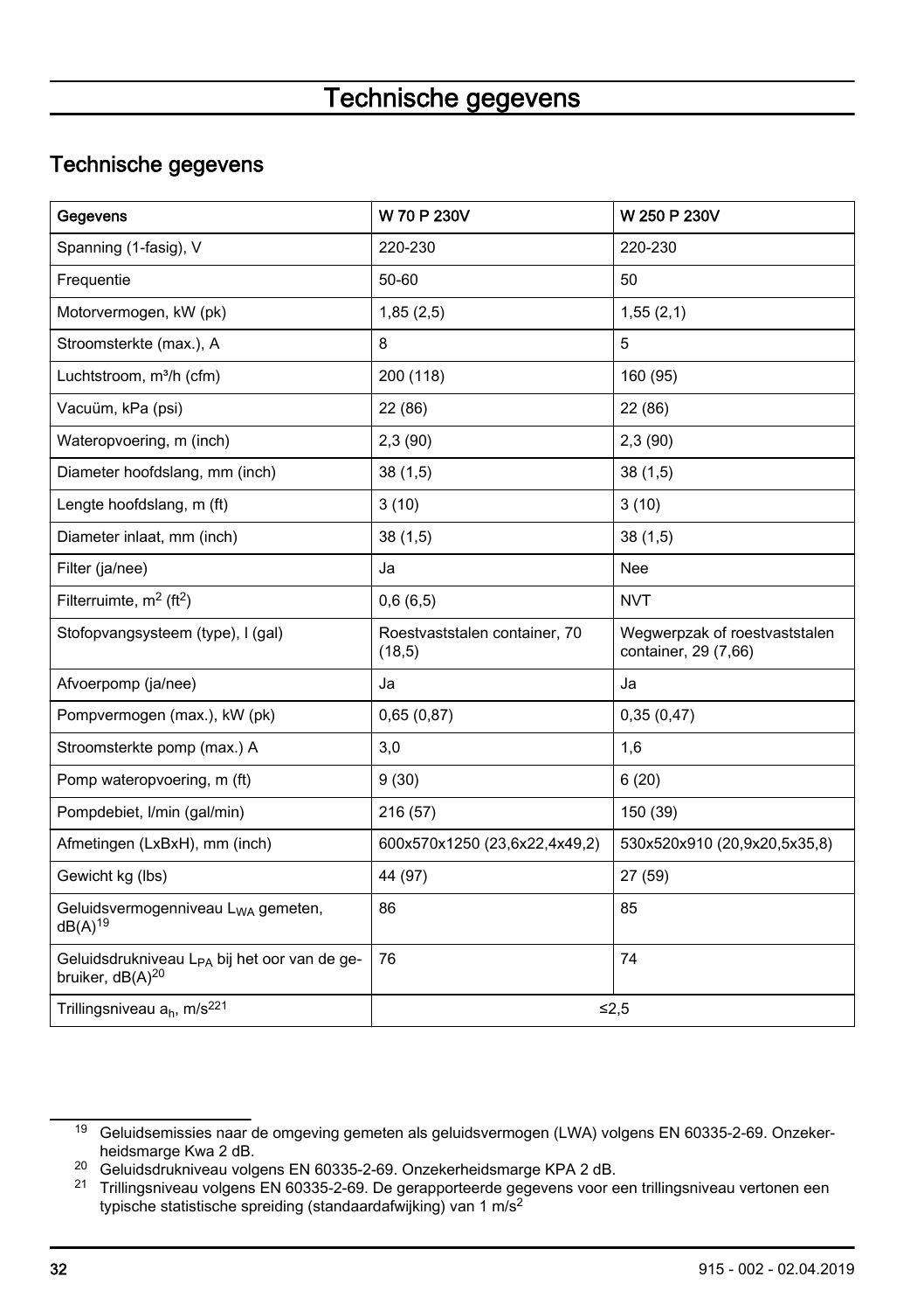# Technische gegevens

## Technische gegevens

| Gegevens | W 70 P 230V | W 250 P 230V |
|---|---|---|
| Spanning (1-fasig), V | 220-230 | 220-230 |
| Frequentie | 50-60 | 50 |
| Motorvermogen, kW (pk) | 1,85 (2,5) | 1,55 (2,1) |
| Stroomsterkte (max.), A | 8 | 5 |
| Luchtstroom, m³/h (cfm) | 200 (118) | 160 (95) |
| Vacuüm, kPa (psi) | 22 (86) | 22 (86) |
| Wateropvoering, m (inch) | 2,3 (90) | 2,3 (90) |
| Diameter hoofdslang, mm (inch) | 38 (1,5) | 38 (1,5) |
| Lengte hoofdslang, m (ft) | 3 (10) | 3 (10) |
| Diameter inlaat, mm (inch) | 38 (1,5) | 38 (1,5) |
| Filter (ja/nee) | Ja | Nee |
| Filterruimte, $m^2$ ($ft^2$) | 0,6 (6,5) | NVT |
| Stofopvangsysteem (type), l (gal) | Roestvaststalen container, 70 (18,5) | Wegwerpzak of roestvaststalen container, 29 (7,66) |
| Afvoerpomp (ja/nee) | Ja | Ja |
| Pompvermogen (max.), kW (pk) | 0,65 (0,87) | 0,35 (0,47) |
| Stroomsterkte pomp (max.) A | 3,0 | 1,6 |
| Pomp wateropvoering, m (ft) | 9 (30) | 6 (20) |
| Pompdebiet, l/min (gal/min) | 216 (57) | 150 (39) |
| Afmetingen (LxBxH), mm (inch) | 600x570x1250 (23,6x22,4x49,2) | 530x520x910 (20,9x20,5x35,8) |
| Gewicht kg (lbs) | 44 (97) | 27 (59) |
| Geluidsvermogenniveau $L_{WA}$ gemeten, dB(A)[19] | 86 | 85 |
| Geluidsdrukniveau $L_{PA}$ bij het oor van de gebruiker, dB(A)[20] | 76 | 74 |
| Trillingsniveau $a_h$, $m/s^2$[21] | ≤2,5 | |

[19] Geluidsemissies naar de omgeving gemeten als geluidsvermogen (LWA) volgens EN 60335-2-69. Onzekerheidsmarge Kwa 2 dB.

[20] Geluidsdrukniveau volgens EN 60335-2-69. Onzekerheidsmarge KPA 2 dB.

[21] Trillingsniveau volgens EN 60335-2-69. De gerapporteerde gegevens voor een trillingsniveau vertonen een typische statistische spreiding (standaardafwijking) van 1 $m/s^2$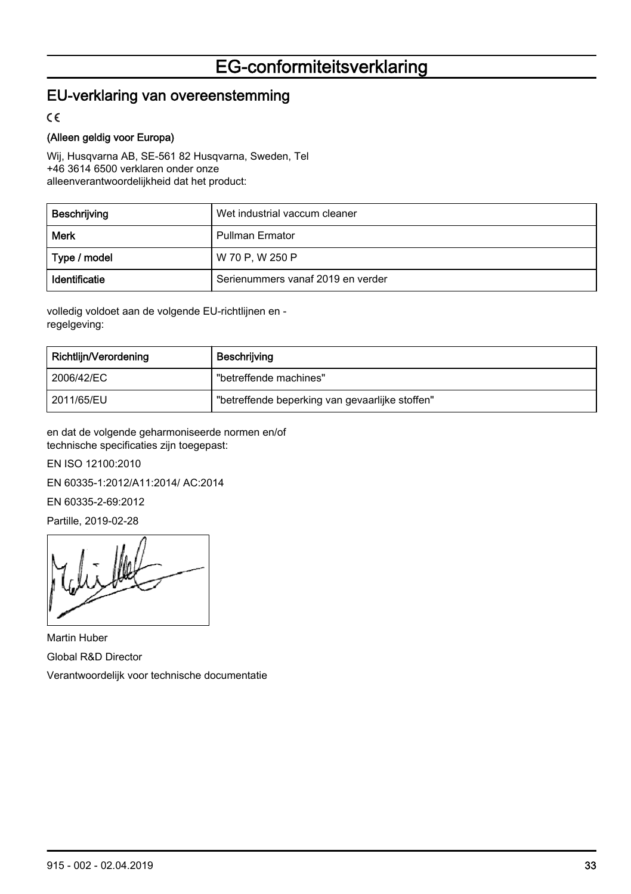# EG-conformiteitsverklaring

## EU-verklaring van overeenstemming

CE

**(Alleen geldig voor Europa)**

Wij, Husqvarna AB, SE-561 82 Husqvarna, Sweden, Tel +46 3614 6500 verklaren onder onze alleenverantwoordelijkheid dat het product:

| Beschrijving | Wet industrial vaccum cleaner |
|---|---|
| Merk | Pullman Ermator |
| Type / model | W 70 P, W 250 P |
| Identificatie | Serienummers vanaf 2019 en verder |

volledig voldoet aan de volgende EU-richtlijnen en -regelgeving:

| Richtlijn/Verordening | Beschrijving |
|---|---|
| 2006/42/EC | "betreffende machines" |
| 2011/65/EU | "betreffende beperking van gevaarlijke stoffen" |

en dat de volgende geharmoniseerde normen en/of technische specificaties zijn toegepast:

EN ISO 12100:2010

EN 60335-1:2012/A11:2014/ AC:2014

EN 60335-2-69:2012

Partille, 2019-02-28

Martin Huber

Global R&D Director

Verantwoordelijk voor technische documentatie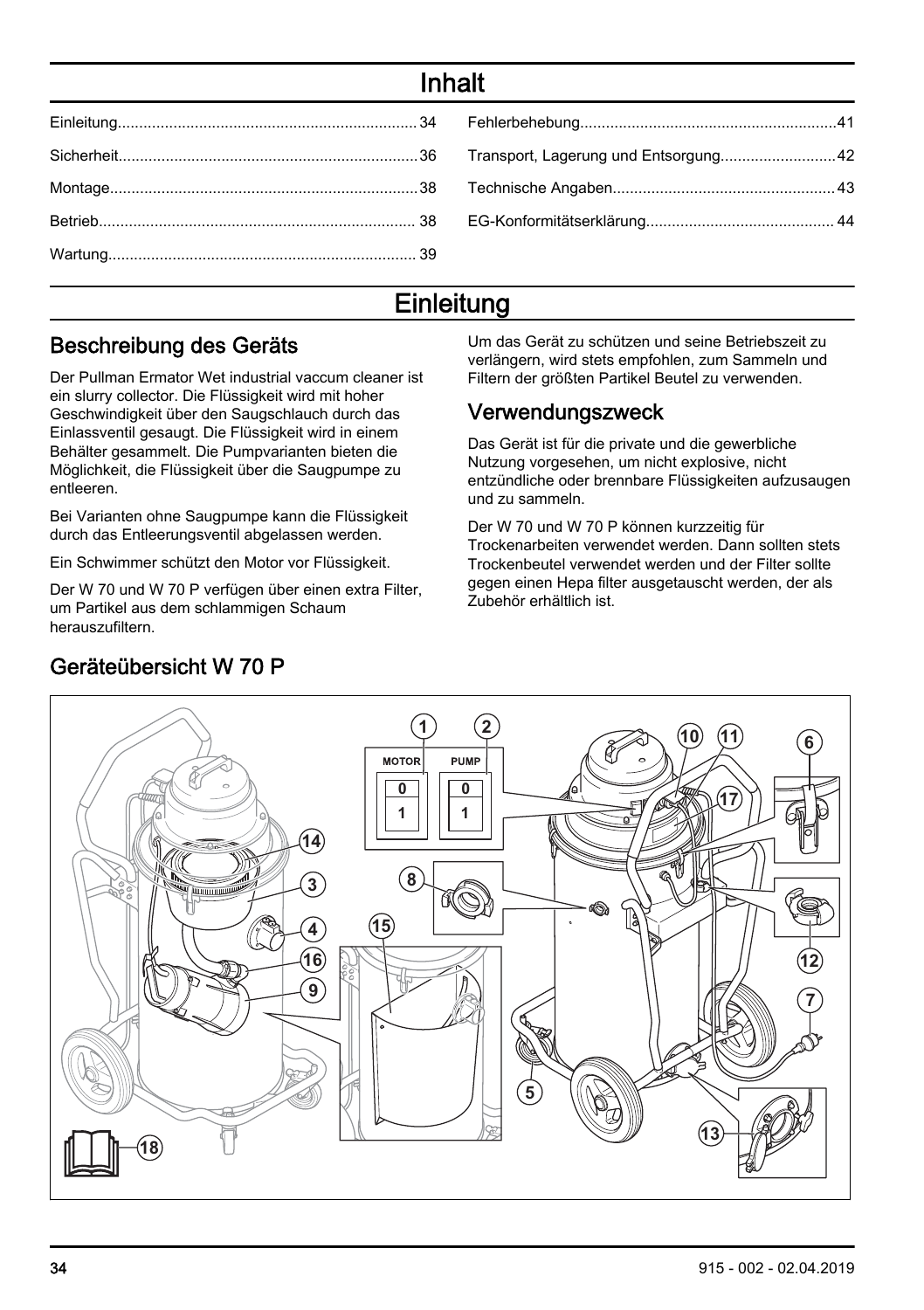# Inhalt

| | | | |
|---|---|---|---|
| Einleitung | 34 | Fehlerbehebung | 41 |
| Sicherheit | 36 | Transport, Lagerung und Entsorgung | 42 |
| Montage | 38 | Technische Angaben | 43 |
| Betrieb | 38 | EG-Konformitätserklärung | 44 |
| Wartung | 39 | | |

# Einleitung

## Beschreibung des Geräts

Der Pullman Ermator Wet industrial vaccum cleaner ist ein slurry collector. Die Flüssigkeit wird mit hoher Geschwindigkeit über den Saugschlauch durch das Einlassventil gesaugt. Die Flüssigkeit wird in einem Behälter gesammelt. Die Pumpvarianten bieten die Möglichkeit, die Flüssigkeit über die Saugpumpe zu entleeren.

Bei Varianten ohne Saugpumpe kann die Flüssigkeit durch das Entleerungsventil abgelassen werden.

Ein Schwimmer schützt den Motor vor Flüssigkeit.

Der W 70 und W 70 P verfügen über einen extra Filter, um Partikel aus dem schlammigen Schaum herauszufiltern.

Um das Gerät zu schützen und seine Betriebszeit zu verlängern, wird stets empfohlen, zum Sammeln und Filtern der größten Partikel Beutel zu verwenden.

## Verwendungszweck

Das Gerät ist für die private und die gewerbliche Nutzung vorgesehen, um nicht explosive, nicht entzündliche oder brennbare Flüssigkeiten aufzusaugen und zu sammeln.

Der W 70 und W 70 P können kurzzeitig für Trockenarbeiten verwendet werden. Dann sollten stets Trockenbeutel verwendet werden und der Filter sollte gegen einen Hepa filter ausgetauscht werden, der als Zubehör erhältlich ist.

## Geräteübersicht W 70 P

MOTOR 0 1 — PUMP 0 1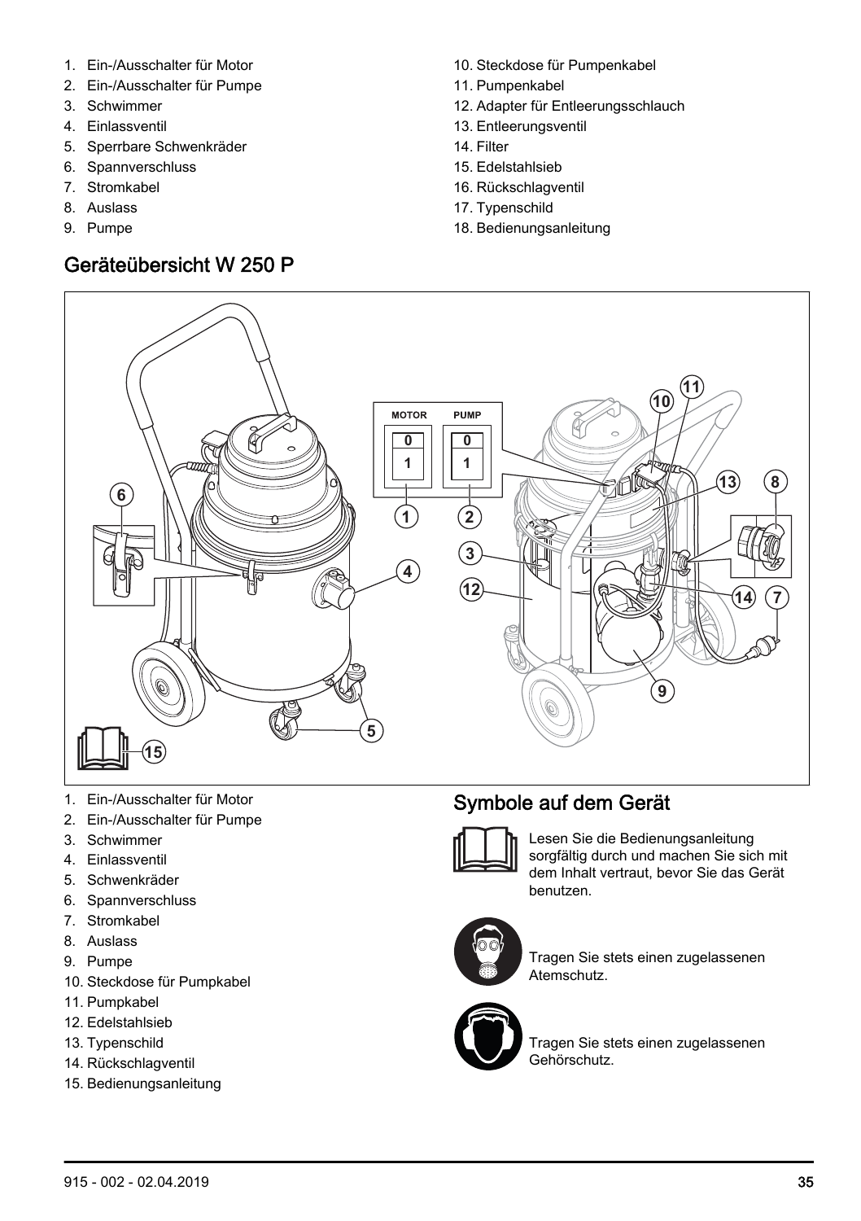1. Ein-/Ausschalter für Motor
2. Ein-/Ausschalter für Pumpe
3. Schwimmer
4. Einlassventil
5. Sperrbare Schwenkräder
6. Spannverschluss
7. Stromkabel
8. Auslass
9. Pumpe
10. Steckdose für Pumpenkabel
11. Pumpenkabel
12. Adapter für Entleerungsschlauch
13. Entleerungsventil
14. Filter
15. Edelstahlsieb
16. Rückschlagventil
17. Typenschild
18. Bedienungsanleitung

## Geräteübersicht W 250 P

1. Ein-/Ausschalter für Motor
2. Ein-/Ausschalter für Pumpe
3. Schwimmer
4. Einlassventil
5. Schwenkräder
6. Spannverschluss
7. Stromkabel
8. Auslass
9. Pumpe
10. Steckdose für Pumpkabel
11. Pumpkabel
12. Edelstahlsieb
13. Typenschild
14. Rückschlagventil
15. Bedienungsanleitung

## Symbole auf dem Gerät

Lesen Sie die Bedienungsanleitung sorgfältig durch und machen Sie sich mit dem Inhalt vertraut, bevor Sie das Gerät benutzen.

Tragen Sie stets einen zugelassenen Atemschutz.

Tragen Sie stets einen zugelassenen Gehörschutz.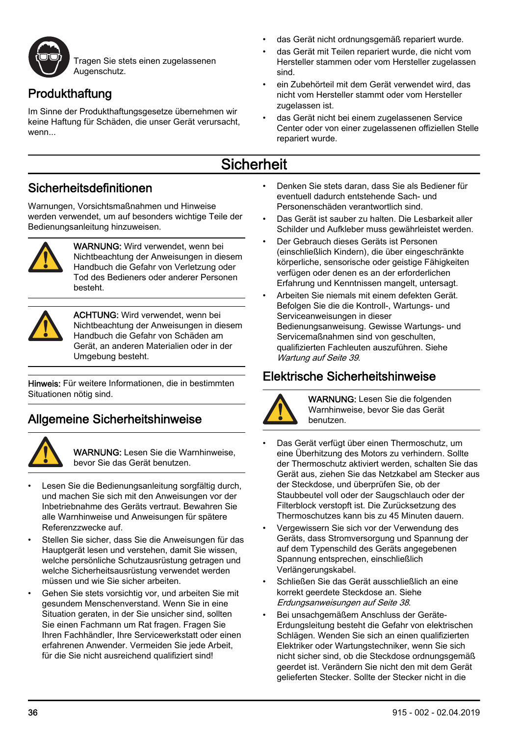Tragen Sie stets einen zugelassenen Augenschutz.

## Produkthaftung

Im Sinne der Produkthaftungsgesetze übernehmen wir keine Haftung für Schäden, die unser Gerät verursacht, wenn...

- das Gerät nicht ordnungsgemäß repariert wurde.
- das Gerät mit Teilen repariert wurde, die nicht vom Hersteller stammen oder vom Hersteller zugelassen sind.
- ein Zubehörteil mit dem Gerät verwendet wird, das nicht vom Hersteller stammt oder vom Hersteller zugelassen ist.
- das Gerät nicht bei einem zugelassenen Service Center oder von einer zugelassenen offiziellen Stelle repariert wurde.

# Sicherheit

## Sicherheitsdefinitionen

Warnungen, Vorsichtsmaßnahmen und Hinweise werden verwendet, um auf besonders wichtige Teile der Bedienungsanleitung hinzuweisen.

**WARNUNG:** Wird verwendet, wenn bei Nichtbeachtung der Anweisungen in diesem Handbuch die Gefahr von Verletzung oder Tod des Bedieners oder anderer Personen besteht.

**ACHTUNG:** Wird verwendet, wenn bei Nichtbeachtung der Anweisungen in diesem Handbuch die Gefahr von Schäden am Gerät, an anderen Materialien oder in der Umgebung besteht.

**Hinweis:** Für weitere Informationen, die in bestimmten Situationen nötig sind.

## Allgemeine Sicherheitshinweise

**WARNUNG:** Lesen Sie die Warnhinweise, bevor Sie das Gerät benutzen.

- Lesen Sie die Bedienungsanleitung sorgfältig durch, und machen Sie sich mit den Anweisungen vor der Inbetriebnahme des Geräts vertraut. Bewahren Sie alle Warnhinweise und Anweisungen für spätere Referenzzwecke auf.
- Stellen Sie sicher, dass Sie die Anweisungen für das Hauptgerät lesen und verstehen, damit Sie wissen, welche persönliche Schutzausrüstung getragen und welche Sicherheitsausrüstung verwendet werden müssen und wie Sie sicher arbeiten.
- Gehen Sie stets vorsichtig vor, und arbeiten Sie mit gesundem Menschenverstand. Wenn Sie in eine Situation geraten, in der Sie unsicher sind, sollten Sie einen Fachmann um Rat fragen. Fragen Sie Ihren Fachhändler, Ihre Servicewerkstatt oder einen erfahrenen Anwender. Vermeiden Sie jede Arbeit, für die Sie nicht ausreichend qualifiziert sind!
- Denken Sie stets daran, dass Sie als Bediener für eventuell dadurch entstehende Sach- und Personenschäden verantwortlich sind.
- Das Gerät ist sauber zu halten. Die Lesbarkeit aller Schilder und Aufkleber muss gewährleistet werden.
- Der Gebrauch dieses Geräts ist Personen (einschließlich Kindern), die über eingeschränkte körperliche, sensorische oder geistige Fähigkeiten verfügen oder denen es an der erforderlichen Erfahrung und Kenntnissen mangelt, untersagt.
- Arbeiten Sie niemals mit einem defekten Gerät. Befolgen Sie die die Kontroll-, Wartungs- und Serviceanweisungen in dieser Bedienungsanweisung. Gewisse Wartungs- und Servicemaßnahmen sind von geschulten, qualifizierten Fachleuten auszuführen. Siehe *Wartung auf Seite 39*.

## Elektrische Sicherheitshinweise

**WARNUNG:** Lesen Sie die folgenden Warnhinweise, bevor Sie das Gerät benutzen.

- Das Gerät verfügt über einen Thermoschutz, um eine Überhitzung des Motors zu verhindern. Sollte der Thermoschutz aktiviert werden, schalten Sie das Gerät aus, ziehen Sie das Netzkabel am Stecker aus der Steckdose, und überprüfen Sie, ob der Staubbeutel voll oder der Saugschlauch oder der Filterblock verstopft ist. Die Zurücksetzung des Thermoschutzes kann bis zu 45 Minuten dauern.
- Vergewissern Sie sich vor der Verwendung des Geräts, dass Stromversorgung und Spannung der auf dem Typenschild des Geräts angegebenen Spannung entsprechen, einschließlich Verlängerungskabel.
- Schließen Sie das Gerät ausschließlich an eine korrekt geerdete Steckdose an. Siehe *Erdungsanweisungen auf Seite 38*.
- Bei unsachgemäßem Anschluss der Geräte-Erdungsleitung besteht die Gefahr von elektrischen Schlägen. Wenden Sie sich an einen qualifizierten Elektriker oder Wartungstechniker, wenn Sie sich nicht sicher sind, ob die Steckdose ordnungsgemäß geerdet ist. Verändern Sie nicht den mit dem Gerät gelieferten Stecker. Sollte der Stecker nicht in die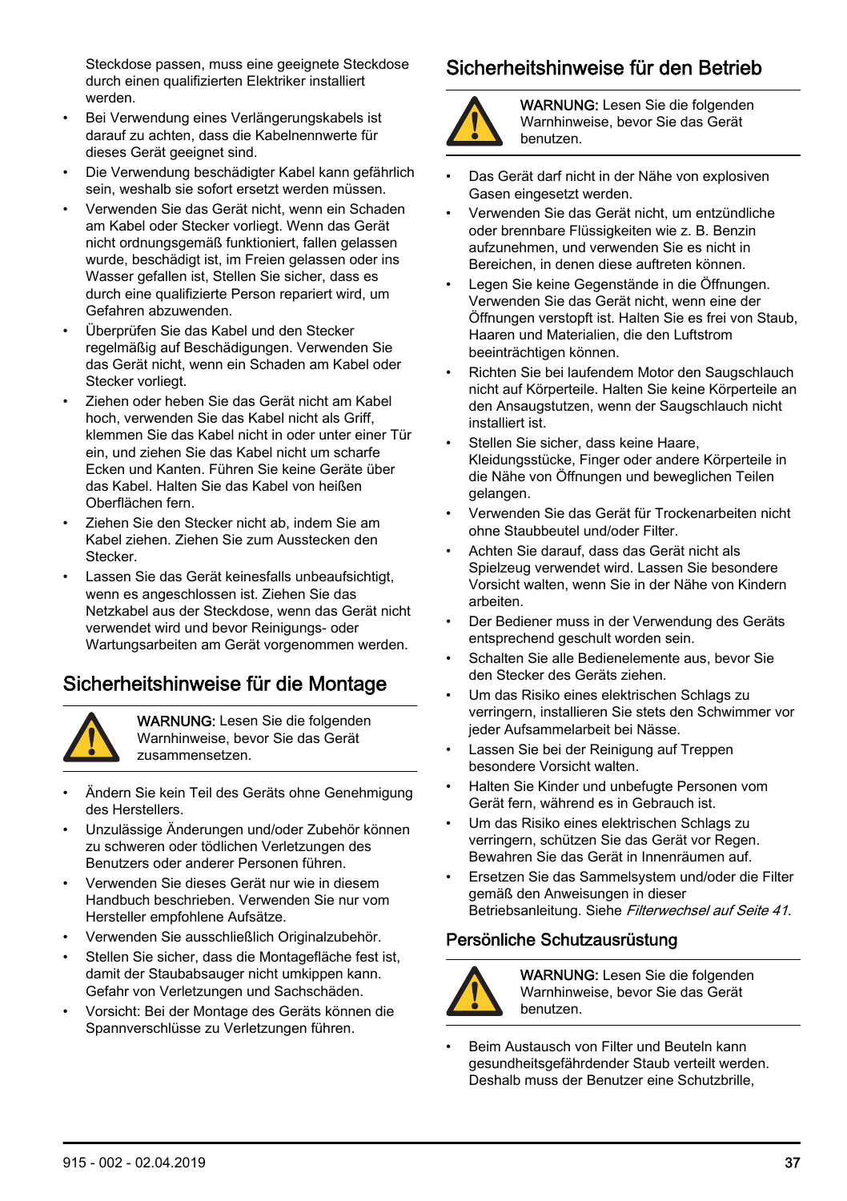Steckdose passen, muss eine geeignete Steckdose durch einen qualifizierten Elektriker installiert werden.

- Bei Verwendung eines Verlängerungskabels ist darauf zu achten, dass die Kabelnennwerte für dieses Gerät geeignet sind.
- Die Verwendung beschädigter Kabel kann gefährlich sein, weshalb sie sofort ersetzt werden müssen.
- Verwenden Sie das Gerät nicht, wenn ein Schaden am Kabel oder Stecker vorliegt. Wenn das Gerät nicht ordnungsgemäß funktioniert, fallen gelassen wurde, beschädigt ist, im Freien gelassen oder ins Wasser gefallen ist, Stellen Sie sicher, dass es durch eine qualifizierte Person repariert wird, um Gefahren abzuwenden.
- Überprüfen Sie das Kabel und den Stecker regelmäßig auf Beschädigungen. Verwenden Sie das Gerät nicht, wenn ein Schaden am Kabel oder Stecker vorliegt.
- Ziehen oder heben Sie das Gerät nicht am Kabel hoch, verwenden Sie das Kabel nicht als Griff, klemmen Sie das Kabel nicht in oder unter einer Tür ein, und ziehen Sie das Kabel nicht um scharfe Ecken und Kanten. Führen Sie keine Geräte über das Kabel. Halten Sie das Kabel von heißen Oberflächen fern.
- Ziehen Sie den Stecker nicht ab, indem Sie am Kabel ziehen. Ziehen Sie zum Ausstecken den Stecker.
- Lassen Sie das Gerät keinesfalls unbeaufsichtigt, wenn es angeschlossen ist. Ziehen Sie das Netzkabel aus der Steckdose, wenn das Gerät nicht verwendet wird und bevor Reinigungs- oder Wartungsarbeiten am Gerät vorgenommen werden.

## Sicherheitshinweise für die Montage

**WARNUNG:** Lesen Sie die folgenden Warnhinweise, bevor Sie das Gerät zusammensetzen.

- Ändern Sie kein Teil des Geräts ohne Genehmigung des Herstellers.
- Unzulässige Änderungen und/oder Zubehör können zu schweren oder tödlichen Verletzungen des Benutzers oder anderer Personen führen.
- Verwenden Sie dieses Gerät nur wie in diesem Handbuch beschrieben. Verwenden Sie nur vom Hersteller empfohlene Aufsätze.
- Verwenden Sie ausschließlich Originalzubehör.
- Stellen Sie sicher, dass die Montagefläche fest ist, damit der Staubabsauger nicht umkippen kann. Gefahr von Verletzungen und Sachschäden.
- Vorsicht: Bei der Montage des Geräts können die Spannverschlüsse zu Verletzungen führen.

## Sicherheitshinweise für den Betrieb

**WARNUNG:** Lesen Sie die folgenden Warnhinweise, bevor Sie das Gerät benutzen.

- Das Gerät darf nicht in der Nähe von explosiven Gasen eingesetzt werden.
- Verwenden Sie das Gerät nicht, um entzündliche oder brennbare Flüssigkeiten wie z. B. Benzin aufzunehmen, und verwenden Sie es nicht in Bereichen, in denen diese auftreten können.
- Legen Sie keine Gegenstände in die Öffnungen. Verwenden Sie das Gerät nicht, wenn eine der Öffnungen verstopft ist. Halten Sie es frei von Staub, Haaren und Materialien, die den Luftstrom beeinträchtigen können.
- Richten Sie bei laufendem Motor den Saugschlauch nicht auf Körperteile. Halten Sie keine Körperteile an den Ansaugstutzen, wenn der Saugschlauch nicht installiert ist.
- Stellen Sie sicher, dass keine Haare, Kleidungsstücke, Finger oder andere Körperteile in die Nähe von Öffnungen und beweglichen Teilen gelangen.
- Verwenden Sie das Gerät für Trockenarbeiten nicht ohne Staubbeutel und/oder Filter.
- Achten Sie darauf, dass das Gerät nicht als Spielzeug verwendet wird. Lassen Sie besondere Vorsicht walten, wenn Sie in der Nähe von Kindern arbeiten.
- Der Bediener muss in der Verwendung des Geräts entsprechend geschult worden sein.
- Schalten Sie alle Bedienelemente aus, bevor Sie den Stecker des Geräts ziehen.
- Um das Risiko eines elektrischen Schlags zu verringern, installieren Sie stets den Schwimmer vor jeder Aufsammelarbeit bei Nässe.
- Lassen Sie bei der Reinigung auf Treppen besondere Vorsicht walten.
- Halten Sie Kinder und unbefugte Personen vom Gerät fern, während es in Gebrauch ist.
- Um das Risiko eines elektrischen Schlags zu verringern, schützen Sie das Gerät vor Regen. Bewahren Sie das Gerät in Innenräumen auf.
- Ersetzen Sie das Sammelsystem und/oder die Filter gemäß den Anweisungen in dieser Betriebsanleitung. Siehe *Filterwechsel auf Seite 41*.

### Persönliche Schutzausrüstung

**WARNUNG:** Lesen Sie die folgenden Warnhinweise, bevor Sie das Gerät benutzen.

- Beim Austausch von Filter und Beuteln kann gesundheitsgefährdender Staub verteilt werden. Deshalb muss der Benutzer eine Schutzbrille,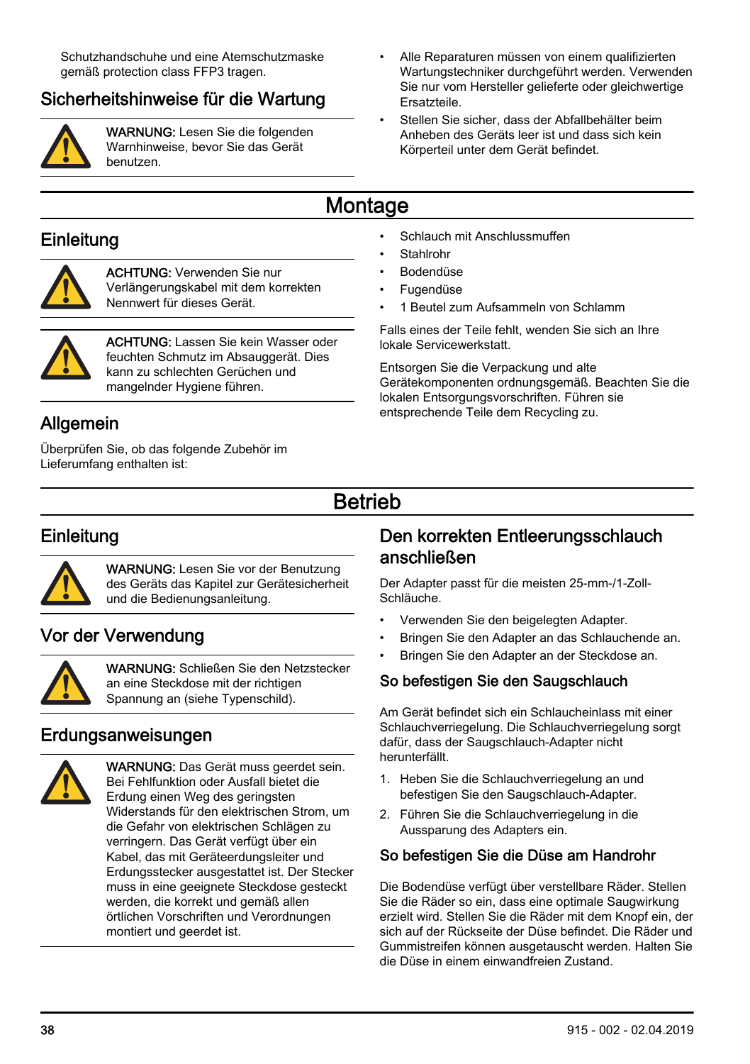Schutzhandschuhe und eine Atemschutzmaske gemäß protection class FFP3 tragen.

## Sicherheitshinweise für die Wartung

**WARNUNG:** Lesen Sie die folgenden Warnhinweise, bevor Sie das Gerät benutzen.

- Alle Reparaturen müssen von einem qualifizierten Wartungstechniker durchgeführt werden. Verwenden Sie nur vom Hersteller gelieferte oder gleichwertige Ersatzteile.
- Stellen Sie sicher, dass der Abfallbehälter beim Anheben des Geräts leer ist und dass sich kein Körperteil unter dem Gerät befindet.

# Montage

## Einleitung

**ACHTUNG:** Verwenden Sie nur Verlängerungskabel mit dem korrekten Nennwert für dieses Gerät.

**ACHTUNG:** Lassen Sie kein Wasser oder feuchten Schmutz im Absauggerät. Dies kann zu schlechten Gerüchen und mangelnder Hygiene führen.

## Allgemein

Überprüfen Sie, ob das folgende Zubehör im Lieferumfang enthalten ist:

- Schlauch mit Anschlussmuffen
- Stahlrohr
- Bodendüse
- Fugendüse
- 1 Beutel zum Aufsammeln von Schlamm

Falls eines der Teile fehlt, wenden Sie sich an Ihre lokale Servicewerkstatt.

Entsorgen Sie die Verpackung und alte Gerätekomponenten ordnungsgemäß. Beachten Sie die lokalen Entsorgungsvorschriften. Führen sie entsprechende Teile dem Recycling zu.

# Betrieb

## Einleitung

**WARNUNG:** Lesen Sie vor der Benutzung des Geräts das Kapitel zur Gerätesicherheit und die Bedienungsanleitung.

## Vor der Verwendung

**WARNUNG:** Schließen Sie den Netzstecker an eine Steckdose mit der richtigen Spannung an (siehe Typenschild).

## Erdungsanweisungen

**WARNUNG:** Das Gerät muss geerdet sein. Bei Fehlfunktion oder Ausfall bietet die Erdung einen Weg des geringsten Widerstands für den elektrischen Strom, um die Gefahr von elektrischen Schlägen zu verringern. Das Gerät verfügt über ein Kabel, das mit Geräteerdungsleiter und Erdungsstecker ausgestattet ist. Der Stecker muss in eine geeignete Steckdose gesteckt werden, die korrekt und gemäß allen örtlichen Vorschriften und Verordnungen montiert und geerdet ist.

## Den korrekten Entleerungsschlauch anschließen

Der Adapter passt für die meisten 25-mm-/1-Zoll-Schläuche.

- Verwenden Sie den beigelegten Adapter.
- Bringen Sie den Adapter an das Schlauchende an.
- Bringen Sie den Adapter an der Steckdose an.

### So befestigen Sie den Saugschlauch

Am Gerät befindet sich ein Schlaucheinlass mit einer Schlauchverriegelung. Die Schlauchverriegelung sorgt dafür, dass der Saugschlauch-Adapter nicht herunterfällt.

1. Heben Sie die Schlauchverriegelung an und befestigen Sie den Saugschlauch-Adapter.
2. Führen Sie die Schlauchverriegelung in die Aussparung des Adapters ein.

### So befestigen Sie die Düse am Handrohr

Die Bodendüse verfügt über verstellbare Räder. Stellen Sie die Räder so ein, dass eine optimale Saugwirkung erzielt wird. Stellen Sie die Räder mit dem Knopf ein, der sich auf der Rückseite der Düse befindet. Die Räder und Gummistreifen können ausgetauscht werden. Halten Sie die Düse in einem einwandfreien Zustand.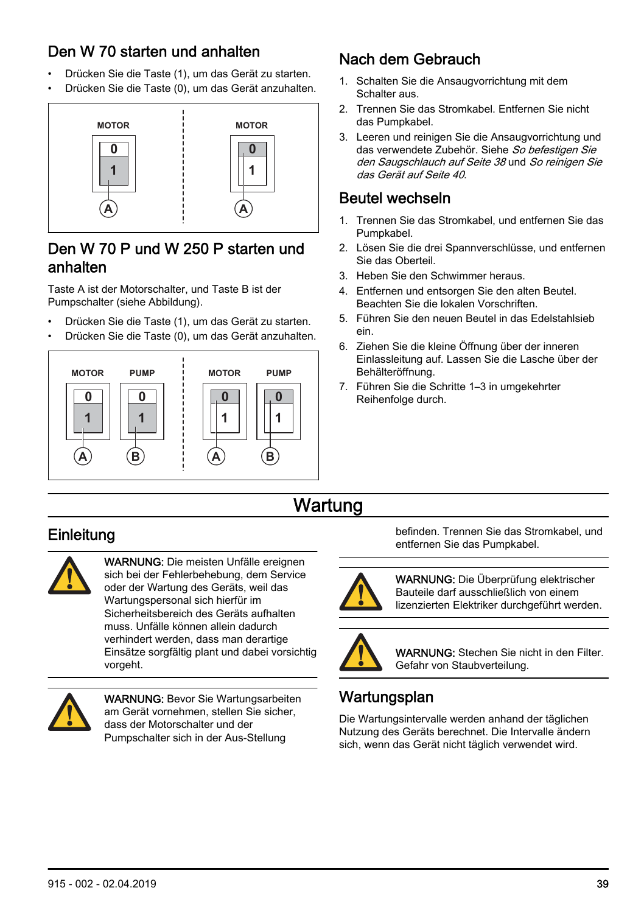## Den W 70 starten und anhalten

- Drücken Sie die Taste (1), um das Gerät zu starten.
- Drücken Sie die Taste (0), um das Gerät anzuhalten.

## Den W 70 P und W 250 P starten und anhalten

Taste A ist der Motorschalter, und Taste B ist der Pumpschalter (siehe Abbildung).

- Drücken Sie die Taste (1), um das Gerät zu starten.
- Drücken Sie die Taste (0), um das Gerät anzuhalten.

## Nach dem Gebrauch

1. Schalten Sie die Ansaugvorrichtung mit dem Schalter aus.
2. Trennen Sie das Stromkabel. Entfernen Sie nicht das Pumpkabel.
3. Leeren und reinigen Sie die Ansaugvorrichtung und das verwendete Zubehör. Siehe *So befestigen Sie den Saugschlauch auf Seite 38* und *So reinigen Sie das Gerät auf Seite 40*.

## Beutel wechseln

1. Trennen Sie das Stromkabel, und entfernen Sie das Pumpkabel.
2. Lösen Sie die drei Spannverschlüsse, und entfernen Sie das Oberteil.
3. Heben Sie den Schwimmer heraus.
4. Entfernen und entsorgen Sie den alten Beutel. Beachten Sie die lokalen Vorschriften.
5. Führen Sie den neuen Beutel in das Edelstahlsieb ein.
6. Ziehen Sie die kleine Öffnung über der inneren Einlassleitung auf. Lassen Sie die Lasche über der Behälteröffnung.
7. Führen Sie die Schritte 1–3 in umgekehrter Reihenfolge durch.

# Wartung

## Einleitung

**WARNUNG:** Die meisten Unfälle ereignen sich bei der Fehlerbehebung, dem Service oder der Wartung des Geräts, weil das Wartungspersonal sich hierfür im Sicherheitsbereich des Geräts aufhalten muss. Unfälle können allein dadurch verhindert werden, dass man derartige Einsätze sorgfältig plant und dabei vorsichtig vorgeht.

**WARNUNG:** Bevor Sie Wartungsarbeiten am Gerät vornehmen, stellen Sie sicher, dass der Motorschalter und der Pumpschalter sich in der Aus-Stellung befinden. Trennen Sie das Stromkabel, und entfernen Sie das Pumpkabel.

**WARNUNG:** Die Überprüfung elektrischer Bauteile darf ausschließlich von einem lizenzierten Elektriker durchgeführt werden.

**WARNUNG:** Stechen Sie nicht in den Filter. Gefahr von Staubverteilung.

## Wartungsplan

Die Wartungsintervalle werden anhand der täglichen Nutzung des Geräts berechnet. Die Intervalle ändern sich, wenn das Gerät nicht täglich verwendet wird.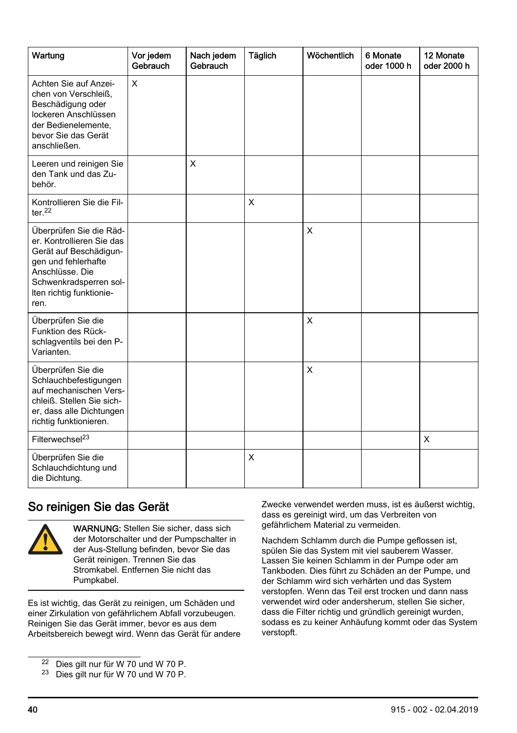| Wartung | Vor jedem Gebrauch | Nach jedem Gebrauch | Täglich | Wöchentlich | 6 Monate oder 1000 h | 12 Monate oder 2000 h |
|---|---|---|---|---|---|---|
| Achten Sie auf Anzeichen von Verschleiß, Beschädigung oder lockeren Anschlüssen der Bedienelemente, bevor Sie das Gerät anschließen. | X | | | | | |
| Leeren und reinigen Sie den Tank und das Zubehör. | | X | | | | |
| Kontrollieren Sie die Filter.[22] | | | X | | | |
| Überprüfen Sie die Räder. Kontrollieren Sie das Gerät auf Beschädigungen und fehlerhafte Anschlüsse. Die Schwenkradsperren sollten richtig funktionieren. | | | | X | | |
| Überprüfen Sie die Funktion des Rückschlagventils bei den P-Varianten. | | | | X | | |
| Überprüfen Sie die Schlauchbefestigungen auf mechanischen Verschleiß. Stellen Sie sicher, dass alle Dichtungen richtig funktionieren. | | | | X | | |
| Filterwechsel[23] | | | | | | X |
| Überprüfen Sie die Schlauchdichtung und die Dichtung. | | | X | | | |

## So reinigen Sie das Gerät

**WARNUNG:** Stellen Sie sicher, dass sich der Motorschalter und der Pumpschalter in der Aus-Stellung befinden, bevor Sie das Gerät reinigen. Trennen Sie das Stromkabel. Entfernen Sie nicht das Pumpkabel.

Es ist wichtig, das Gerät zu reinigen, um Schäden und einer Zirkulation von gefährlichem Abfall vorzubeugen. Reinigen Sie das Gerät immer, bevor es aus dem Arbeitsbereich bewegt wird. Wenn das Gerät für andere Zwecke verwendet werden muss, ist es äußerst wichtig, dass es gereinigt wird, um das Verbreiten von gefährlichem Material zu vermeiden.

Nachdem Schlamm durch die Pumpe geflossen ist, spülen Sie das System mit viel sauberem Wasser. Lassen Sie keinen Schlamm in der Pumpe oder am Tankboden. Dies führt zu Schäden an der Pumpe, und der Schlamm wird sich verhärten und das System verstopfen. Wenn das Teil erst trocken und dann nass verwendet wird oder andersherum, stellen Sie sicher, dass die Filter richtig und gründlich gereinigt wurden, sodass es zu keiner Anhäufung kommt oder das System verstopft.

[22] Dies gilt nur für W 70 und W 70 P.
[23] Dies gilt nur für W 70 und W 70 P.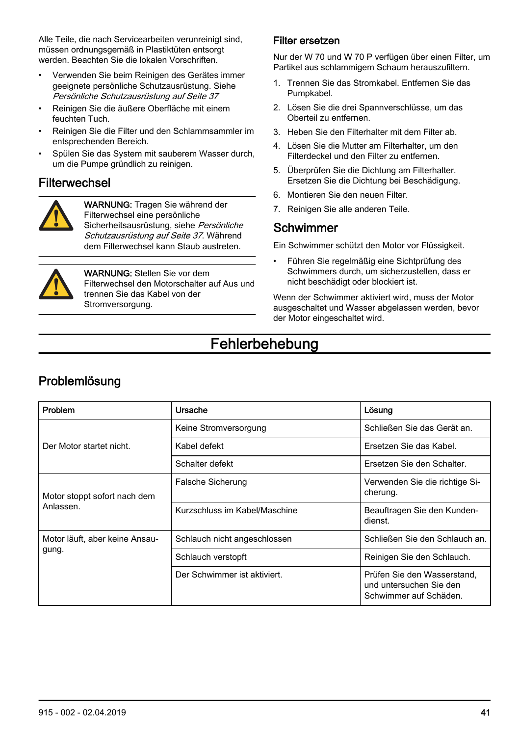Alle Teile, die nach Servicearbeiten verunreinigt sind, müssen ordnungsgemäß in Plastiktüten entsorgt werden. Beachten Sie die lokalen Vorschriften.

- Verwenden Sie beim Reinigen des Gerätes immer geeignete persönliche Schutzausrüstung. Siehe *Persönliche Schutzausrüstung auf Seite 37*
- Reinigen Sie die äußere Oberfläche mit einem feuchten Tuch.
- Reinigen Sie die Filter und den Schlammsammler im entsprechenden Bereich.
- Spülen Sie das System mit sauberem Wasser durch, um die Pumpe gründlich zu reinigen.

## Filterwechsel

**WARNUNG:** Tragen Sie während der Filterwechsel eine persönliche Sicherheitsausrüstung, siehe *Persönliche Schutzausrüstung auf Seite 37*. Während dem Filterwechsel kann Staub austreten.

**WARNUNG:** Stellen Sie vor dem Filterwechsel den Motorschalter auf Aus und trennen Sie das Kabel von der Stromversorgung.

### Filter ersetzen

Nur der W 70 und W 70 P verfügen über einen Filter, um Partikel aus schlammigem Schaum herauszufiltern.

1. Trennen Sie das Stromkabel. Entfernen Sie das Pumpkabel.
2. Lösen Sie die drei Spannverschlüsse, um das Oberteil zu entfernen.
3. Heben Sie den Filterhalter mit dem Filter ab.
4. Lösen Sie die Mutter am Filterhalter, um den Filterdeckel und den Filter zu entfernen.
5. Überprüfen Sie die Dichtung am Filterhalter. Ersetzen Sie die Dichtung bei Beschädigung.
6. Montieren Sie den neuen Filter.
7. Reinigen Sie alle anderen Teile.

## Schwimmer

Ein Schwimmer schützt den Motor vor Flüssigkeit.

- Führen Sie regelmäßig eine Sichtprüfung des Schwimmers durch, um sicherzustellen, dass er nicht beschädigt oder blockiert ist.

Wenn der Schwimmer aktiviert wird, muss der Motor ausgeschaltet und Wasser abgelassen werden, bevor der Motor eingeschaltet wird.

# Fehlerbehebung

## Problemlösung

| Problem | Ursache | Lösung |
|---|---|---|
| Der Motor startet nicht. | Keine Stromversorgung | Schließen Sie das Gerät an. |
| | Kabel defekt | Ersetzen Sie das Kabel. |
| | Schalter defekt | Ersetzen Sie den Schalter. |
| Motor stoppt sofort nach dem Anlassen. | Falsche Sicherung | Verwenden Sie die richtige Sicherung. |
| | Kurzschluss im Kabel/Maschine | Beauftragen Sie den Kundendienst. |
| Motor läuft, aber keine Ansaugung. | Schlauch nicht angeschlossen | Schließen Sie den Schlauch an. |
| | Schlauch verstopft | Reinigen Sie den Schlauch. |
| | Der Schwimmer ist aktiviert. | Prüfen Sie den Wasserstand, und untersuchen Sie den Schwimmer auf Schäden. |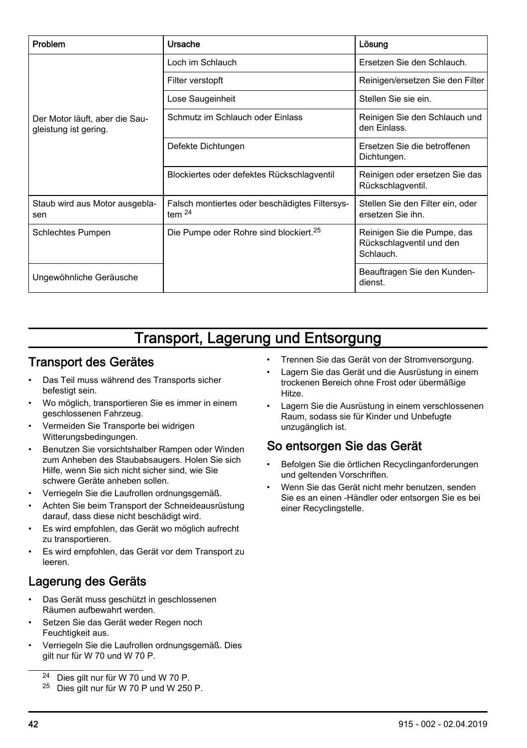| Problem | Ursache | Lösung |
|---|---|---|
| Der Motor läuft, aber die Saugleistung ist gering. | Loch im Schlauch | Ersetzen Sie den Schlauch. |
| | Filter verstopft | Reinigen/ersetzen Sie den Filter |
| | Lose Saugeinheit | Stellen Sie sie ein. |
| | Schmutz im Schlauch oder Einlass | Reinigen Sie den Schlauch und den Einlass. |
| | Defekte Dichtungen | Ersetzen Sie die betroffenen Dichtungen. |
| | Blockiertes oder defektes Rückschlagventil | Reinigen oder ersetzen Sie das Rückschlagventil. |
| Staub wird aus Motor ausgeblasen | Falsch montiertes oder beschädigtes Filtersystem [24] | Stellen Sie den Filter ein, oder ersetzen Sie ihn. |
| Schlechtes Pumpen | Die Pumpe oder Rohre sind blockiert.[25] | Reinigen Sie die Pumpe, das Rückschlagventil und den Schlauch. |
| Ungewöhnliche Geräusche | | Beauftragen Sie den Kundendienst. |

# Transport, Lagerung und Entsorgung

## Transport des Gerätes

- Das Teil muss während des Transports sicher befestigt sein.
- Wo möglich, transportieren Sie es immer in einem geschlossenen Fahrzeug.
- Vermeiden Sie Transporte bei widrigen Witterungsbedingungen.
- Benutzen Sie vorsichtshalber Rampen oder Winden zum Anheben des Staubabsaugers. Holen Sie sich Hilfe, wenn Sie sich nicht sicher sind, wie Sie schwere Geräte anheben sollen.
- Verriegeln Sie die Laufrollen ordnungsgemäß.
- Achten Sie beim Transport der Schneideausrüstung darauf, dass diese nicht beschädigt wird.
- Es wird empfohlen, das Gerät wo möglich aufrecht zu transportieren.
- Es wird empfohlen, das Gerät vor dem Transport zu leeren.

## Lagerung des Geräts

- Das Gerät muss geschützt in geschlossenen Räumen aufbewahrt werden.
- Setzen Sie das Gerät weder Regen noch Feuchtigkeit aus.
- Verriegeln Sie die Laufrollen ordnungsgemäß. Dies gilt nur für W 70 und W 70 P.
- Trennen Sie das Gerät von der Stromversorgung.
- Lagern Sie das Gerät und die Ausrüstung in einem trockenen Bereich ohne Frost oder übermäßige Hitze.
- Lagern Sie die Ausrüstung in einem verschlossenen Raum, sodass sie für Kinder und Unbefugte unzugänglich ist.

## So entsorgen Sie das Gerät

- Befolgen Sie die örtlichen Recyclinganforderungen und geltenden Vorschriften.
- Wenn Sie das Gerät nicht mehr benutzen, senden Sie es an einen -Händler oder entsorgen Sie es bei einer Recyclingstelle.

---

[24] Dies gilt nur für W 70 und W 70 P.

[25] Dies gilt nur für W 70 P und W 250 P.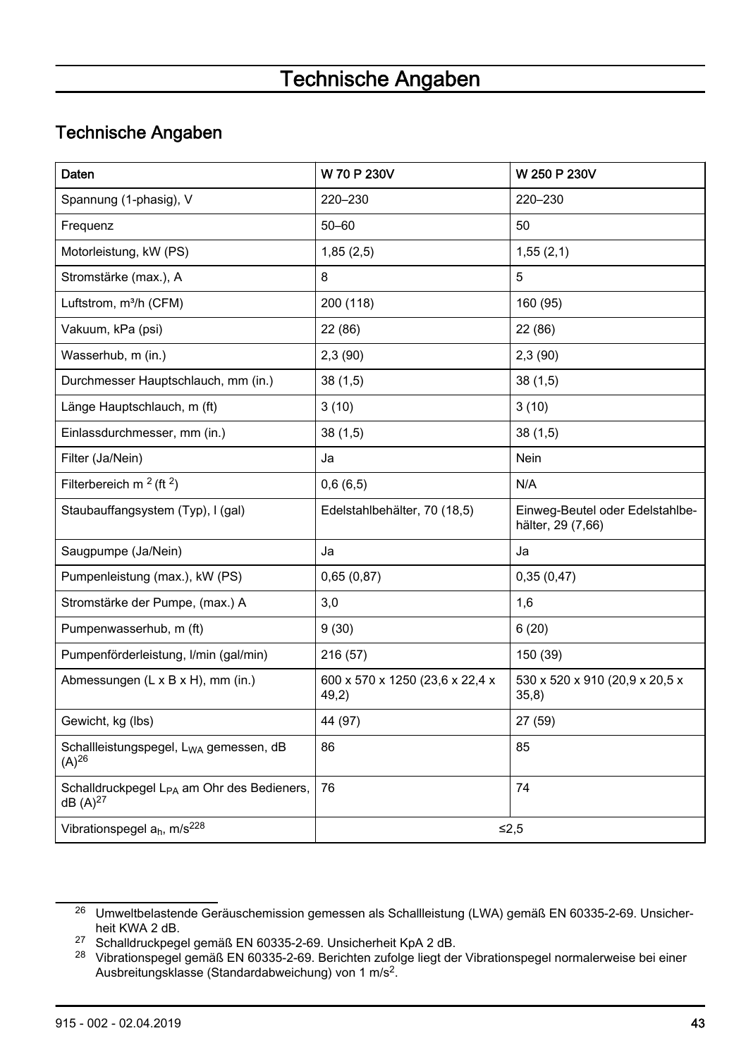# Technische Angaben

## Technische Angaben

| Daten | W 70 P 230V | W 250 P 230V |
|---|---|---|
| Spannung (1-phasig), V | 220–230 | 220–230 |
| Frequenz | 50–60 | 50 |
| Motorleistung, kW (PS) | 1,85 (2,5) | 1,55 (2,1) |
| Stromstärke (max.), A | 8 | 5 |
| Luftstrom, m³/h (CFM) | 200 (118) | 160 (95) |
| Vakuum, kPa (psi) | 22 (86) | 22 (86) |
| Wasserhub, m (in.) | 2,3 (90) | 2,3 (90) |
| Durchmesser Hauptschlauch, mm (in.) | 38 (1,5) | 38 (1,5) |
| Länge Hauptschlauch, m (ft) | 3 (10) | 3 (10) |
| Einlassdurchmesser, mm (in.) | 38 (1,5) | 38 (1,5) |
| Filter (Ja/Nein) | Ja | Nein |
| Filterbereich $m^2$ ($ft^2$) | 0,6 (6,5) | N/A |
| Staubauffangsystem (Typ), l (gal) | Edelstahlbehälter, 70 (18,5) | Einweg-Beutel oder Edelstahlbehälter, 29 (7,66) |
| Saugpumpe (Ja/Nein) | Ja | Ja |
| Pumpenleistung (max.), kW (PS) | 0,65 (0,87) | 0,35 (0,47) |
| Stromstärke der Pumpe, (max.) A | 3,0 | 1,6 |
| Pumpenwasserhub, m (ft) | 9 (30) | 6 (20) |
| Pumpenförderleistung, l/min (gal/min) | 216 (57) | 150 (39) |
| Abmessungen (L x B x H), mm (in.) | 600 x 570 x 1250 (23,6 x 22,4 x 49,2) | 530 x 520 x 910 (20,9 x 20,5 x 35,8) |
| Gewicht, kg (lbs) | 44 (97) | 27 (59) |
| Schallleistungspegel, $L_{WA}$ gemessen, dB (A)[26] | 86 | 85 |
| Schalldruckpegel $L_{PA}$ am Ohr des Bedieners, dB (A)[27] | 76 | 74 |
| Vibrationspegel $a_h$, $m/s^2$[28] | ≤2,5 | |

[26] Umweltbelastende Geräuschemission gemessen als Schallleistung (LWA) gemäß EN 60335-2-69. Unsicherheit KWA 2 dB.

[27] Schalldruckpegel gemäß EN 60335-2-69. Unsicherheit KpA 2 dB.

[28] Vibrationspegel gemäß EN 60335-2-69. Berichten zufolge liegt der Vibrationspegel normalerweise bei einer Ausbreitungsklasse (Standardabweichung) von 1 $m/s^2$.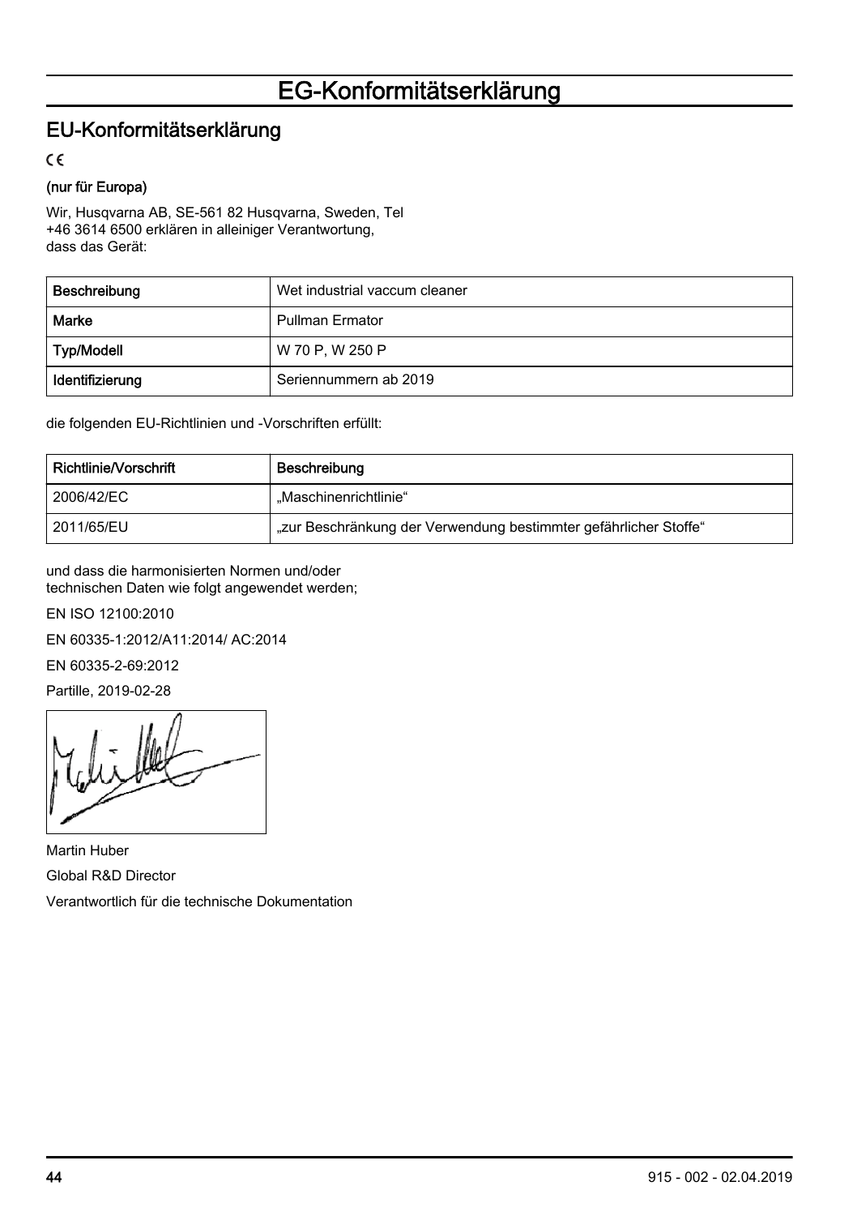# EG-Konformitätserklärung

## EU-Konformitätserklärung

CE

**(nur für Europa)**

Wir, Husqvarna AB, SE-561 82 Husqvarna, Sweden, Tel +46 3614 6500 erklären in alleiniger Verantwortung, dass das Gerät:

| Beschreibung | Wet industrial vaccum cleaner |
|---|---|
| Marke | Pullman Ermator |
| Typ/Modell | W 70 P, W 250 P |
| Identifizierung | Seriennummern ab 2019 |

die folgenden EU-Richtlinien und -Vorschriften erfüllt:

| Richtlinie/Vorschrift | Beschreibung |
|---|---|
| 2006/42/EC | „Maschinenrichtlinie“ |
| 2011/65/EU | „zur Beschränkung der Verwendung bestimmter gefährlicher Stoffe“ |

und dass die harmonisierten Normen und/oder technischen Daten wie folgt angewendet werden;

EN ISO 12100:2010

EN 60335-1:2012/A11:2014/ AC:2014

EN 60335-2-69:2012

Partille, 2019-02-28

Martin Huber

Global R&D Director

Verantwortlich für die technische Dokumentation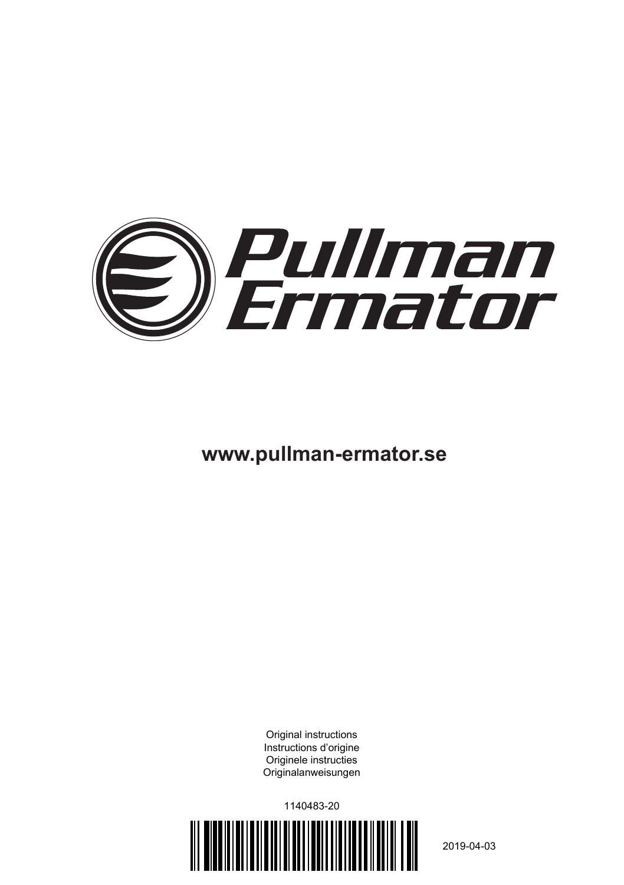Pullman Ermator

www.pullman-ermator.se

Original instructions
Instructions d’origine
Originele instructies
Originalanweisungen

1140483-20

2019-04-03